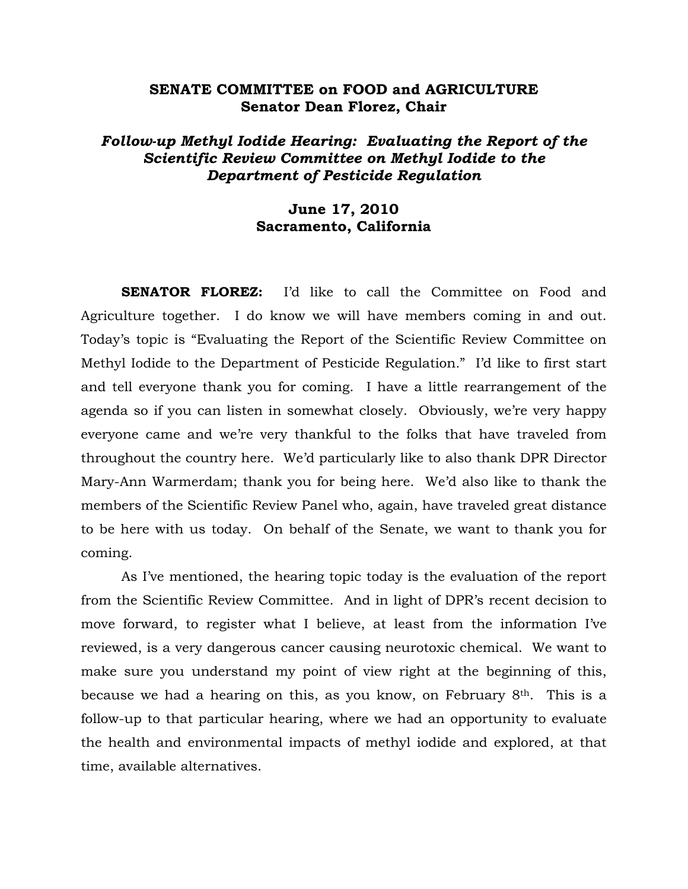# SENATE COMMITTEE on FOOD and AGRICULTURE
## Senator Dean Florez, Chair

### *Follow-up Methyl Iodide Hearing: Evaluating the Report of the Scientific Review Committee on Methyl Iodide to the Department of Pesticide Regulation*

### June 17, 2010
### Sacramento, California

**SENATOR FLOREZ:** I'd like to call the Committee on Food and Agriculture together. I do know we will have members coming in and out. Today's topic is "Evaluating the Report of the Scientific Review Committee on Methyl Iodide to the Department of Pesticide Regulation." I'd like to first start and tell everyone thank you for coming. I have a little rearrangement of the agenda so if you can listen in somewhat closely. Obviously, we're very happy everyone came and we're very thankful to the folks that have traveled from throughout the country here. We'd particularly like to also thank DPR Director Mary-Ann Warmerdam; thank you for being here. We'd also like to thank the members of the Scientific Review Panel who, again, have traveled great distance to be here with us today. On behalf of the Senate, we want to thank you for coming.

As I've mentioned, the hearing topic today is the evaluation of the report from the Scientific Review Committee. And in light of DPR's recent decision to move forward, to register what I believe, at least from the information I've reviewed, is a very dangerous cancer causing neurotoxic chemical. We want to make sure you understand my point of view right at the beginning of this, because we had a hearing on this, as you know, on February 8th. This is a follow-up to that particular hearing, where we had an opportunity to evaluate the health and environmental impacts of methyl iodide and explored, at that time, available alternatives.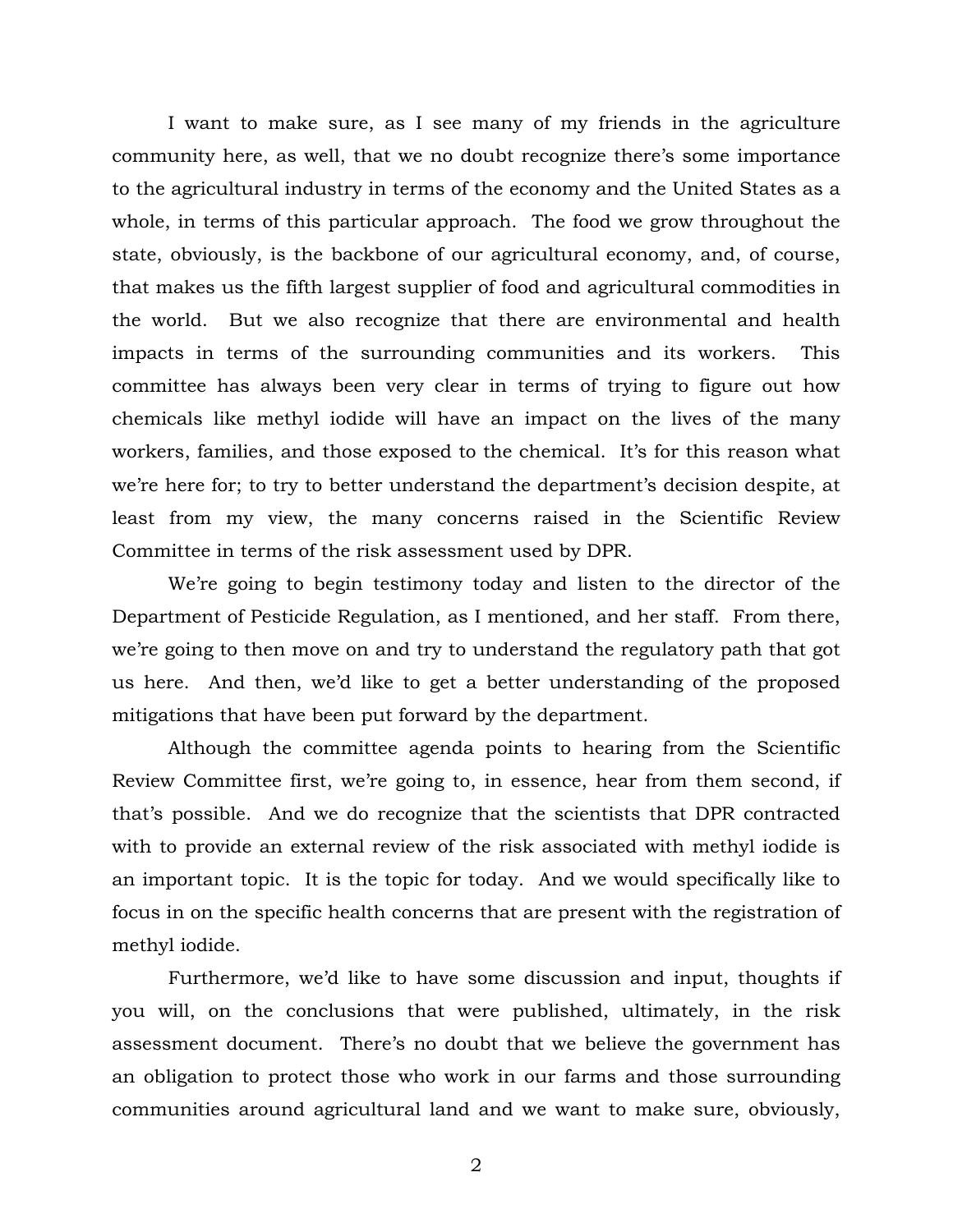I want to make sure, as I see many of my friends in the agriculture community here, as well, that we no doubt recognize there's some importance to the agricultural industry in terms of the economy and the United States as a whole, in terms of this particular approach. The food we grow throughout the state, obviously, is the backbone of our agricultural economy, and, of course, that makes us the fifth largest supplier of food and agricultural commodities in the world. But we also recognize that there are environmental and health impacts in terms of the surrounding communities and its workers. This committee has always been very clear in terms of trying to figure out how chemicals like methyl iodide will have an impact on the lives of the many workers, families, and those exposed to the chemical. It's for this reason what we're here for; to try to better understand the department's decision despite, at least from my view, the many concerns raised in the Scientific Review Committee in terms of the risk assessment used by DPR.

We're going to begin testimony today and listen to the director of the Department of Pesticide Regulation, as I mentioned, and her staff. From there, we're going to then move on and try to understand the regulatory path that got us here. And then, we'd like to get a better understanding of the proposed mitigations that have been put forward by the department.

Although the committee agenda points to hearing from the Scientific Review Committee first, we're going to, in essence, hear from them second, if that's possible. And we do recognize that the scientists that DPR contracted with to provide an external review of the risk associated with methyl iodide is an important topic. It is the topic for today. And we would specifically like to focus in on the specific health concerns that are present with the registration of methyl iodide.

Furthermore, we'd like to have some discussion and input, thoughts if you will, on the conclusions that were published, ultimately, in the risk assessment document. There's no doubt that we believe the government has an obligation to protect those who work in our farms and those surrounding communities around agricultural land and we want to make sure, obviously,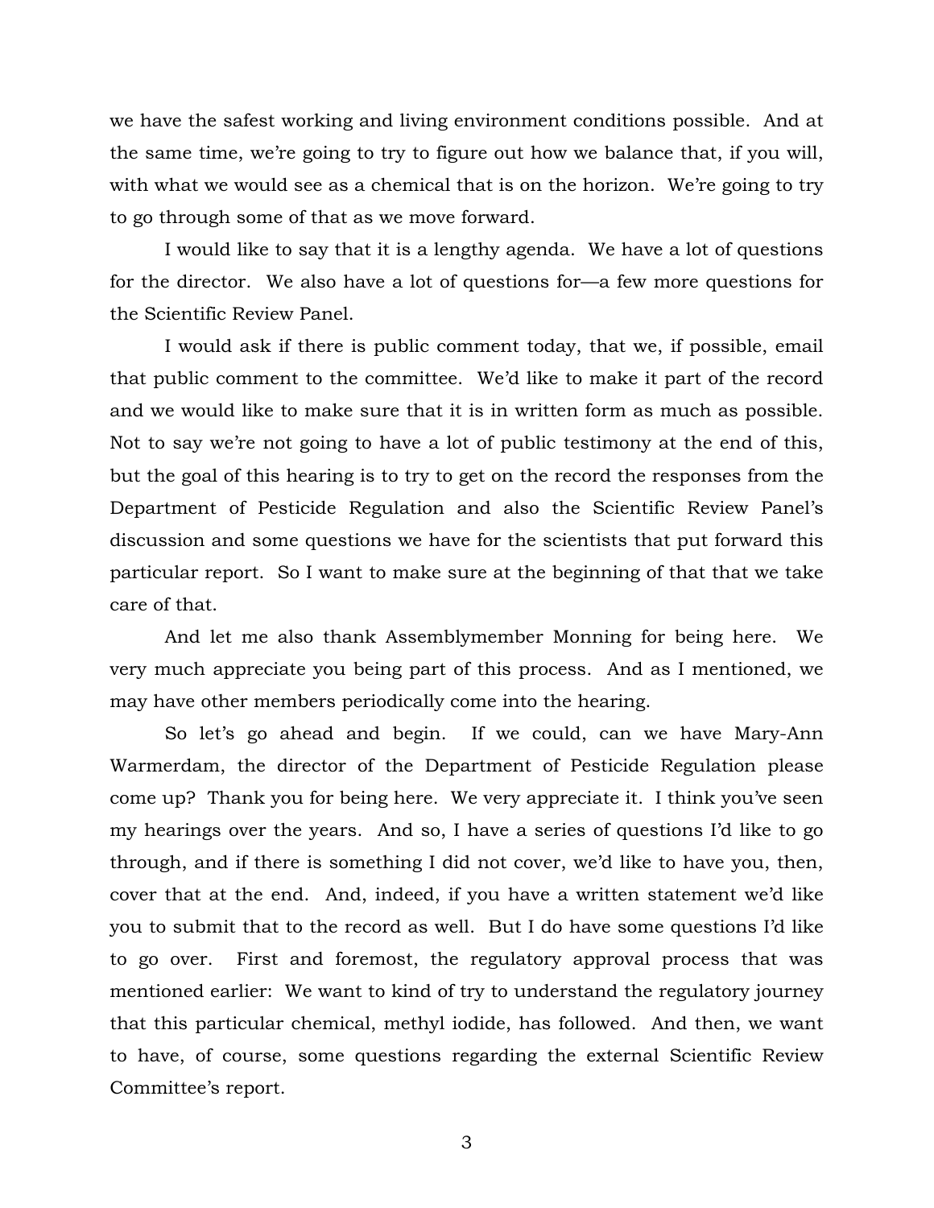we have the safest working and living environment conditions possible. And at the same time, we're going to try to figure out how we balance that, if you will, with what we would see as a chemical that is on the horizon. We're going to try to go through some of that as we move forward.

I would like to say that it is a lengthy agenda. We have a lot of questions for the director. We also have a lot of questions for—a few more questions for the Scientific Review Panel.

I would ask if there is public comment today, that we, if possible, email that public comment to the committee. We'd like to make it part of the record and we would like to make sure that it is in written form as much as possible. Not to say we're not going to have a lot of public testimony at the end of this, but the goal of this hearing is to try to get on the record the responses from the Department of Pesticide Regulation and also the Scientific Review Panel's discussion and some questions we have for the scientists that put forward this particular report. So I want to make sure at the beginning of that that we take care of that.

And let me also thank Assemblymember Monning for being here. We very much appreciate you being part of this process. And as I mentioned, we may have other members periodically come into the hearing.

So let's go ahead and begin. If we could, can we have Mary-Ann Warmerdam, the director of the Department of Pesticide Regulation please come up? Thank you for being here. We very appreciate it. I think you've seen my hearings over the years. And so, I have a series of questions I'd like to go through, and if there is something I did not cover, we'd like to have you, then, cover that at the end. And, indeed, if you have a written statement we'd like you to submit that to the record as well. But I do have some questions I'd like to go over. First and foremost, the regulatory approval process that was mentioned earlier: We want to kind of try to understand the regulatory journey that this particular chemical, methyl iodide, has followed. And then, we want to have, of course, some questions regarding the external Scientific Review Committee's report.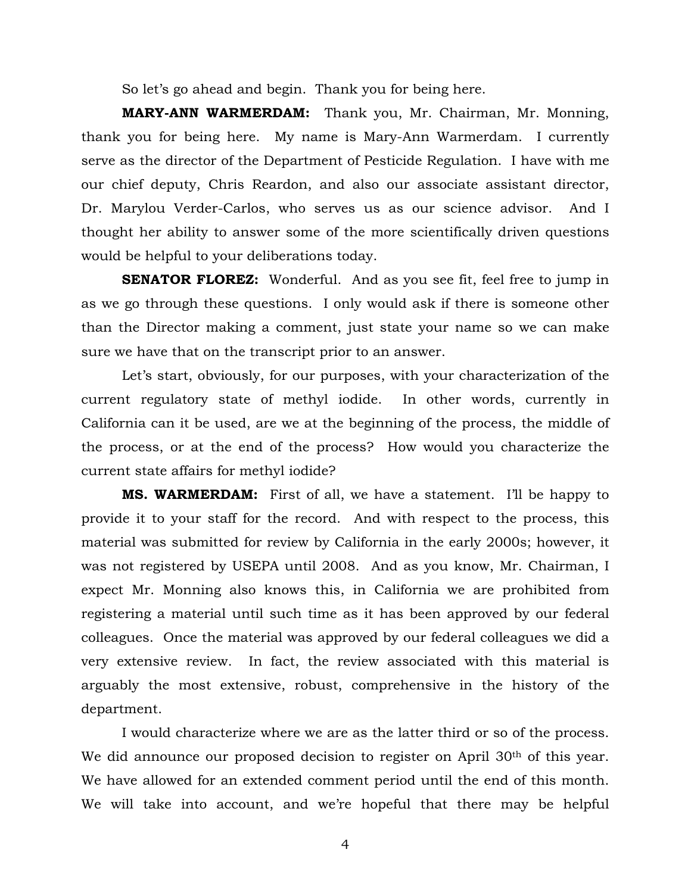So let's go ahead and begin. Thank you for being here.

**MARY-ANN WARMERDAM:** Thank you, Mr. Chairman, Mr. Monning, thank you for being here. My name is Mary-Ann Warmerdam. I currently serve as the director of the Department of Pesticide Regulation. I have with me our chief deputy, Chris Reardon, and also our associate assistant director, Dr. Marylou Verder-Carlos, who serves us as our science advisor. And I thought her ability to answer some of the more scientifically driven questions would be helpful to your deliberations today.

**SENATOR FLOREZ:** Wonderful. And as you see fit, feel free to jump in as we go through these questions. I only would ask if there is someone other than the Director making a comment, just state your name so we can make sure we have that on the transcript prior to an answer.

Let's start, obviously, for our purposes, with your characterization of the current regulatory state of methyl iodide. In other words, currently in California can it be used, are we at the beginning of the process, the middle of the process, or at the end of the process? How would you characterize the current state affairs for methyl iodide?

**MS. WARMERDAM:** First of all, we have a statement. I'll be happy to provide it to your staff for the record. And with respect to the process, this material was submitted for review by California in the early 2000s; however, it was not registered by USEPA until 2008. And as you know, Mr. Chairman, I expect Mr. Monning also knows this, in California we are prohibited from registering a material until such time as it has been approved by our federal colleagues. Once the material was approved by our federal colleagues we did a very extensive review. In fact, the review associated with this material is arguably the most extensive, robust, comprehensive in the history of the department.

I would characterize where we are as the latter third or so of the process. We did announce our proposed decision to register on April 30th of this year. We have allowed for an extended comment period until the end of this month. We will take into account, and we're hopeful that there may be helpful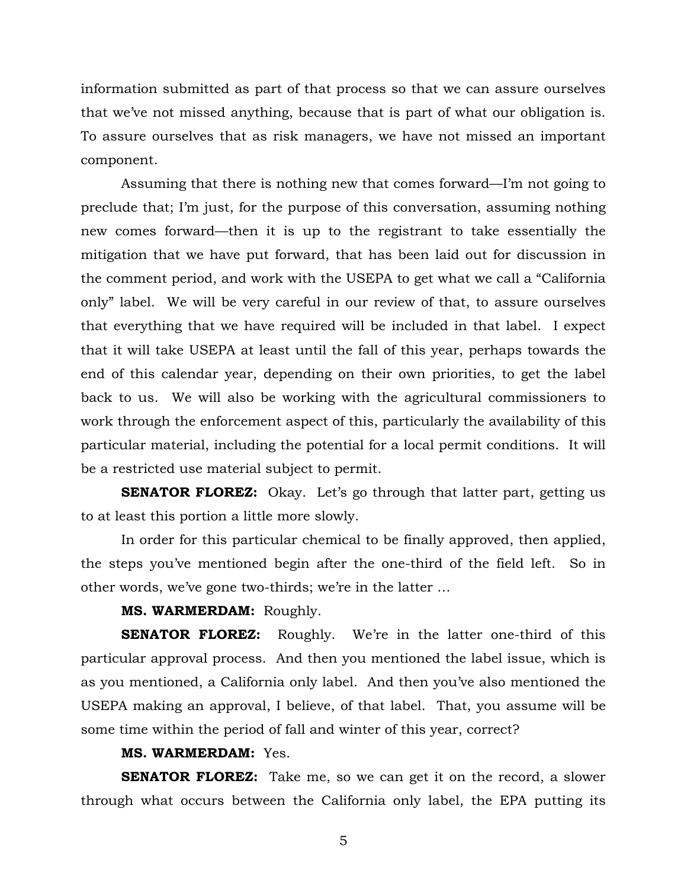information submitted as part of that process so that we can assure ourselves that we've not missed anything, because that is part of what our obligation is. To assure ourselves that as risk managers, we have not missed an important component.

Assuming that there is nothing new that comes forward—I'm not going to preclude that; I'm just, for the purpose of this conversation, assuming nothing new comes forward—then it is up to the registrant to take essentially the mitigation that we have put forward, that has been laid out for discussion in the comment period, and work with the USEPA to get what we call a "California only" label. We will be very careful in our review of that, to assure ourselves that everything that we have required will be included in that label. I expect that it will take USEPA at least until the fall of this year, perhaps towards the end of this calendar year, depending on their own priorities, to get the label back to us. We will also be working with the agricultural commissioners to work through the enforcement aspect of this, particularly the availability of this particular material, including the potential for a local permit conditions. It will be a restricted use material subject to permit.

**SENATOR FLOREZ:** Okay. Let's go through that latter part, getting us to at least this portion a little more slowly.

In order for this particular chemical to be finally approved, then applied, the steps you've mentioned begin after the one-third of the field left. So in other words, we've gone two-thirds; we're in the latter …

**MS. WARMERDAM:** Roughly.

**SENATOR FLOREZ:** Roughly. We're in the latter one-third of this particular approval process. And then you mentioned the label issue, which is as you mentioned, a California only label. And then you've also mentioned the USEPA making an approval, I believe, of that label. That, you assume will be some time within the period of fall and winter of this year, correct?

**MS. WARMERDAM:** Yes.

**SENATOR FLOREZ:** Take me, so we can get it on the record, a slower through what occurs between the California only label, the EPA putting its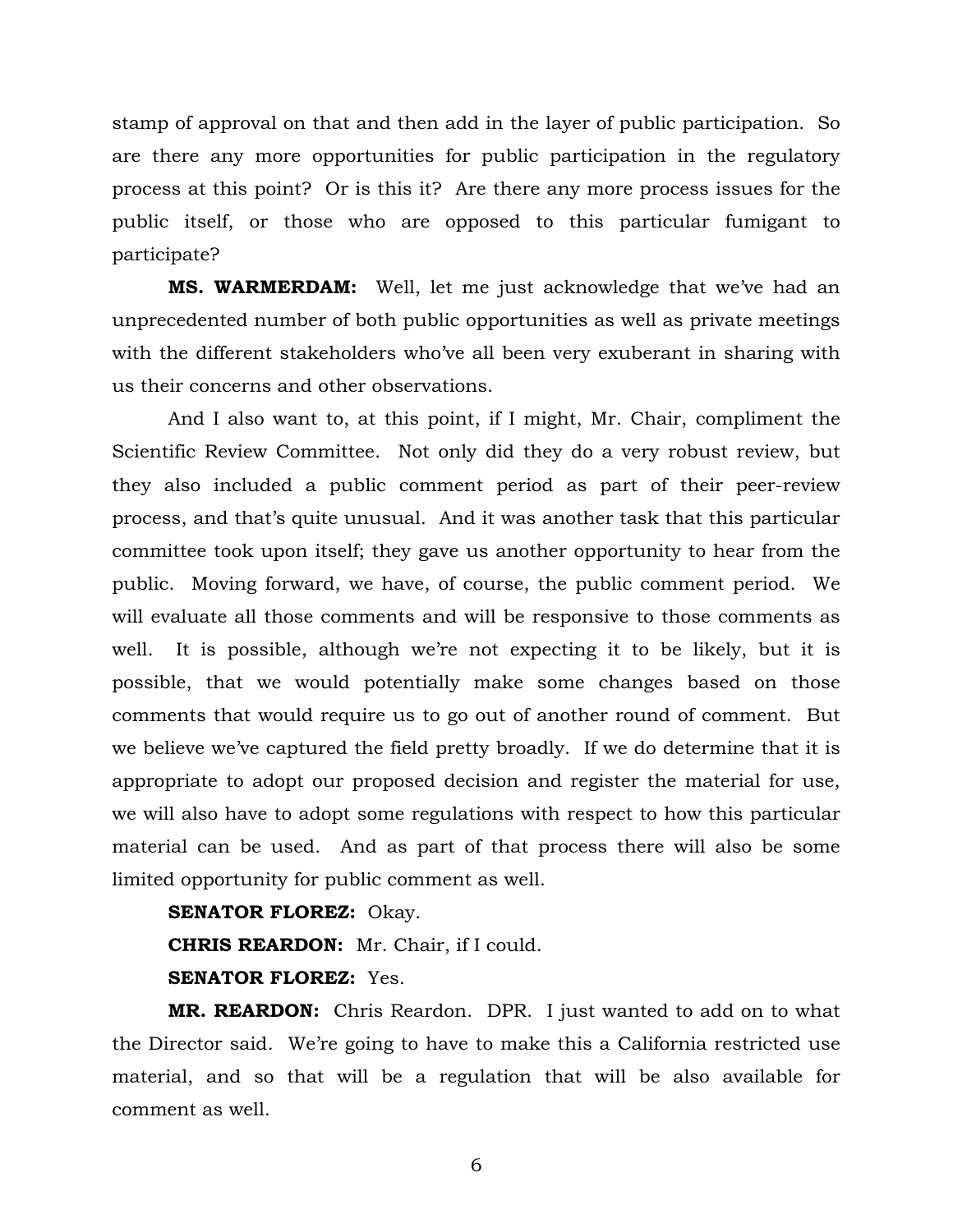stamp of approval on that and then add in the layer of public participation. So are there any more opportunities for public participation in the regulatory process at this point? Or is this it? Are there any more process issues for the public itself, or those who are opposed to this particular fumigant to participate?

**MS. WARMERDAM:** Well, let me just acknowledge that we've had an unprecedented number of both public opportunities as well as private meetings with the different stakeholders who've all been very exuberant in sharing with us their concerns and other observations.

And I also want to, at this point, if I might, Mr. Chair, compliment the Scientific Review Committee. Not only did they do a very robust review, but they also included a public comment period as part of their peer-review process, and that's quite unusual. And it was another task that this particular committee took upon itself; they gave us another opportunity to hear from the public. Moving forward, we have, of course, the public comment period. We will evaluate all those comments and will be responsive to those comments as well. It is possible, although we're not expecting it to be likely, but it is possible, that we would potentially make some changes based on those comments that would require us to go out of another round of comment. But we believe we've captured the field pretty broadly. If we do determine that it is appropriate to adopt our proposed decision and register the material for use, we will also have to adopt some regulations with respect to how this particular material can be used. And as part of that process there will also be some limited opportunity for public comment as well.

**SENATOR FLOREZ:** Okay.

**CHRIS REARDON:** Mr. Chair, if I could.

**SENATOR FLOREZ:** Yes.

**MR. REARDON:** Chris Reardon. DPR. I just wanted to add on to what the Director said. We're going to have to make this a California restricted use material, and so that will be a regulation that will be also available for comment as well.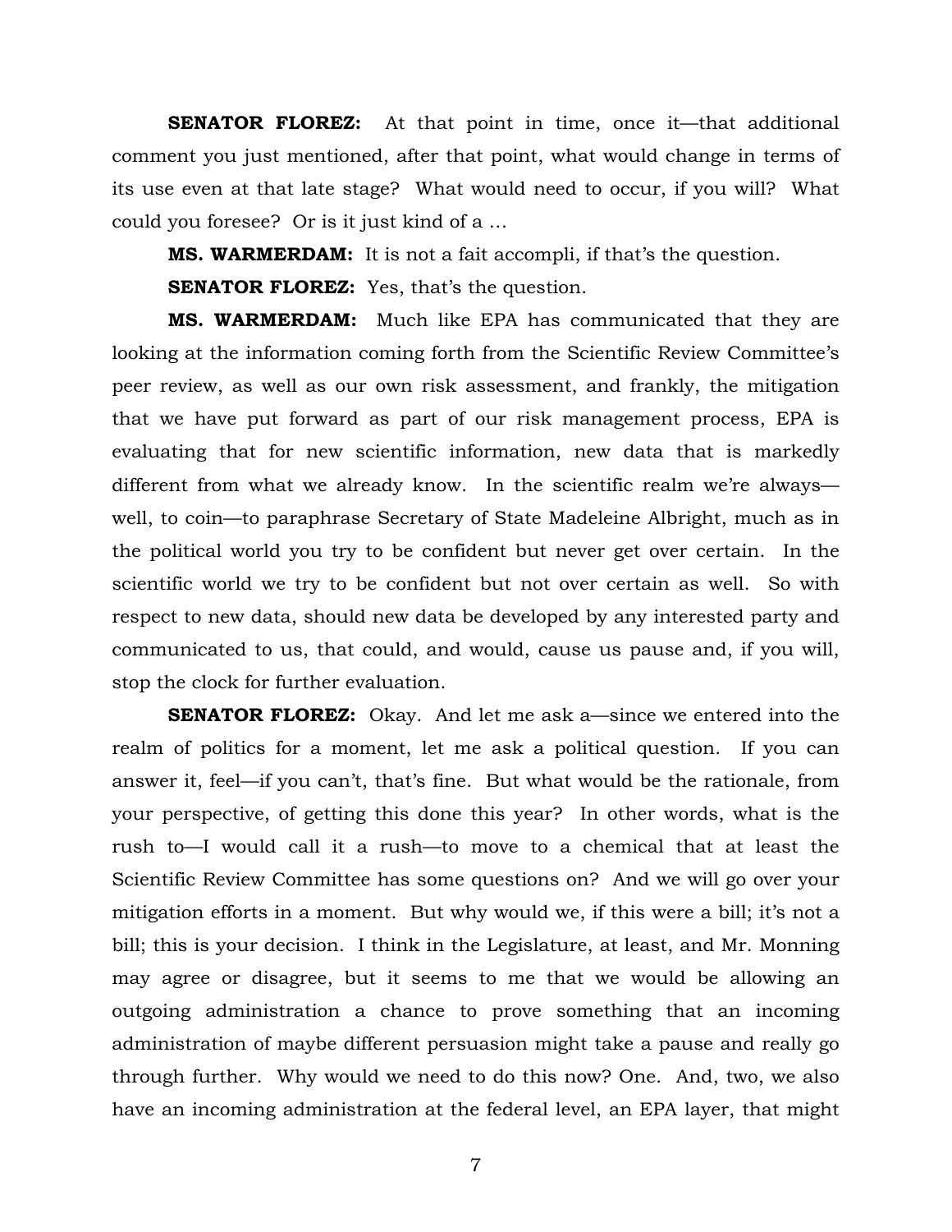**SENATOR FLOREZ:** At that point in time, once it—that additional comment you just mentioned, after that point, what would change in terms of its use even at that late stage? What would need to occur, if you will? What could you foresee? Or is it just kind of a …

**MS. WARMERDAM:** It is not a fait accompli, if that's the question.

**SENATOR FLOREZ:** Yes, that's the question.

**MS. WARMERDAM:** Much like EPA has communicated that they are looking at the information coming forth from the Scientific Review Committee's peer review, as well as our own risk assessment, and frankly, the mitigation that we have put forward as part of our risk management process, EPA is evaluating that for new scientific information, new data that is markedly different from what we already know. In the scientific realm we're always—well, to coin—to paraphrase Secretary of State Madeleine Albright, much as in the political world you try to be confident but never get over certain. In the scientific world we try to be confident but not over certain as well. So with respect to new data, should new data be developed by any interested party and communicated to us, that could, and would, cause us pause and, if you will, stop the clock for further evaluation.

**SENATOR FLOREZ:** Okay. And let me ask a—since we entered into the realm of politics for a moment, let me ask a political question. If you can answer it, feel—if you can't, that's fine. But what would be the rationale, from your perspective, of getting this done this year? In other words, what is the rush to—I would call it a rush—to move to a chemical that at least the Scientific Review Committee has some questions on? And we will go over your mitigation efforts in a moment. But why would we, if this were a bill; it's not a bill; this is your decision. I think in the Legislature, at least, and Mr. Monning may agree or disagree, but it seems to me that we would be allowing an outgoing administration a chance to prove something that an incoming administration of maybe different persuasion might take a pause and really go through further. Why would we need to do this now? One. And, two, we also have an incoming administration at the federal level, an EPA layer, that might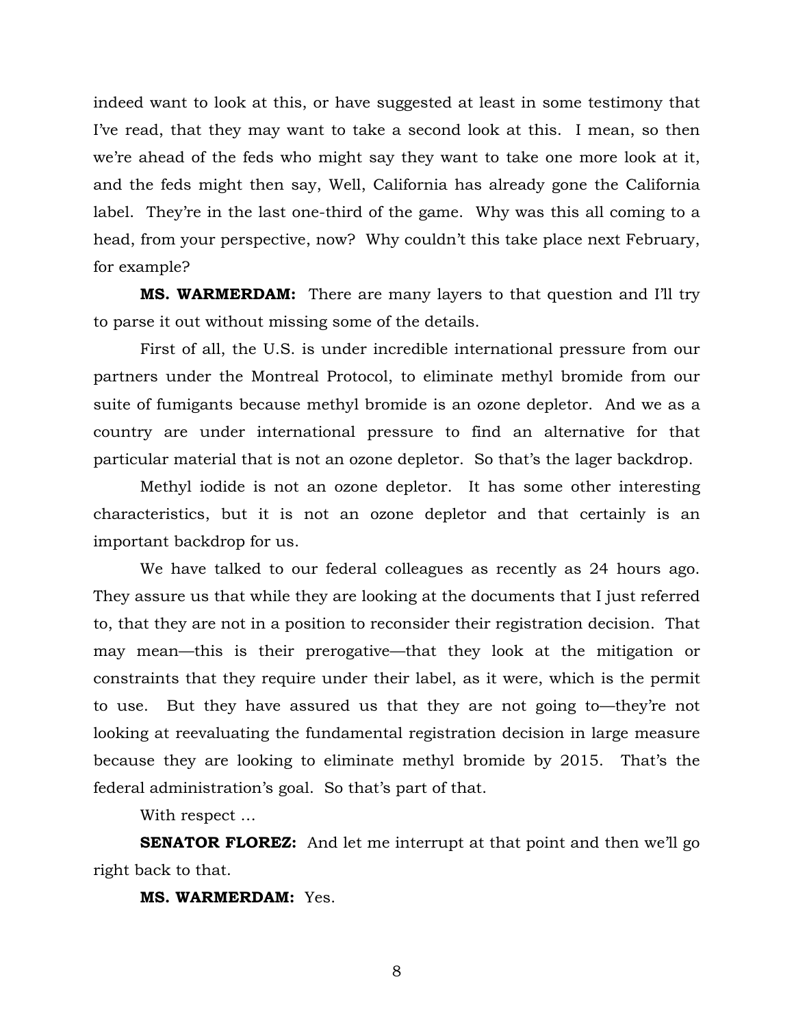indeed want to look at this, or have suggested at least in some testimony that I've read, that they may want to take a second look at this. I mean, so then we're ahead of the feds who might say they want to take one more look at it, and the feds might then say, Well, California has already gone the California label. They're in the last one-third of the game. Why was this all coming to a head, from your perspective, now? Why couldn't this take place next February, for example?

**MS. WARMERDAM:** There are many layers to that question and I'll try to parse it out without missing some of the details.

First of all, the U.S. is under incredible international pressure from our partners under the Montreal Protocol, to eliminate methyl bromide from our suite of fumigants because methyl bromide is an ozone depletor. And we as a country are under international pressure to find an alternative for that particular material that is not an ozone depletor. So that's the lager backdrop.

Methyl iodide is not an ozone depletor. It has some other interesting characteristics, but it is not an ozone depletor and that certainly is an important backdrop for us.

We have talked to our federal colleagues as recently as 24 hours ago. They assure us that while they are looking at the documents that I just referred to, that they are not in a position to reconsider their registration decision. That may mean—this is their prerogative—that they look at the mitigation or constraints that they require under their label, as it were, which is the permit to use. But they have assured us that they are not going to—they're not looking at reevaluating the fundamental registration decision in large measure because they are looking to eliminate methyl bromide by 2015. That's the federal administration's goal. So that's part of that.

With respect …

**SENATOR FLOREZ:** And let me interrupt at that point and then we'll go right back to that.

**MS. WARMERDAM:** Yes.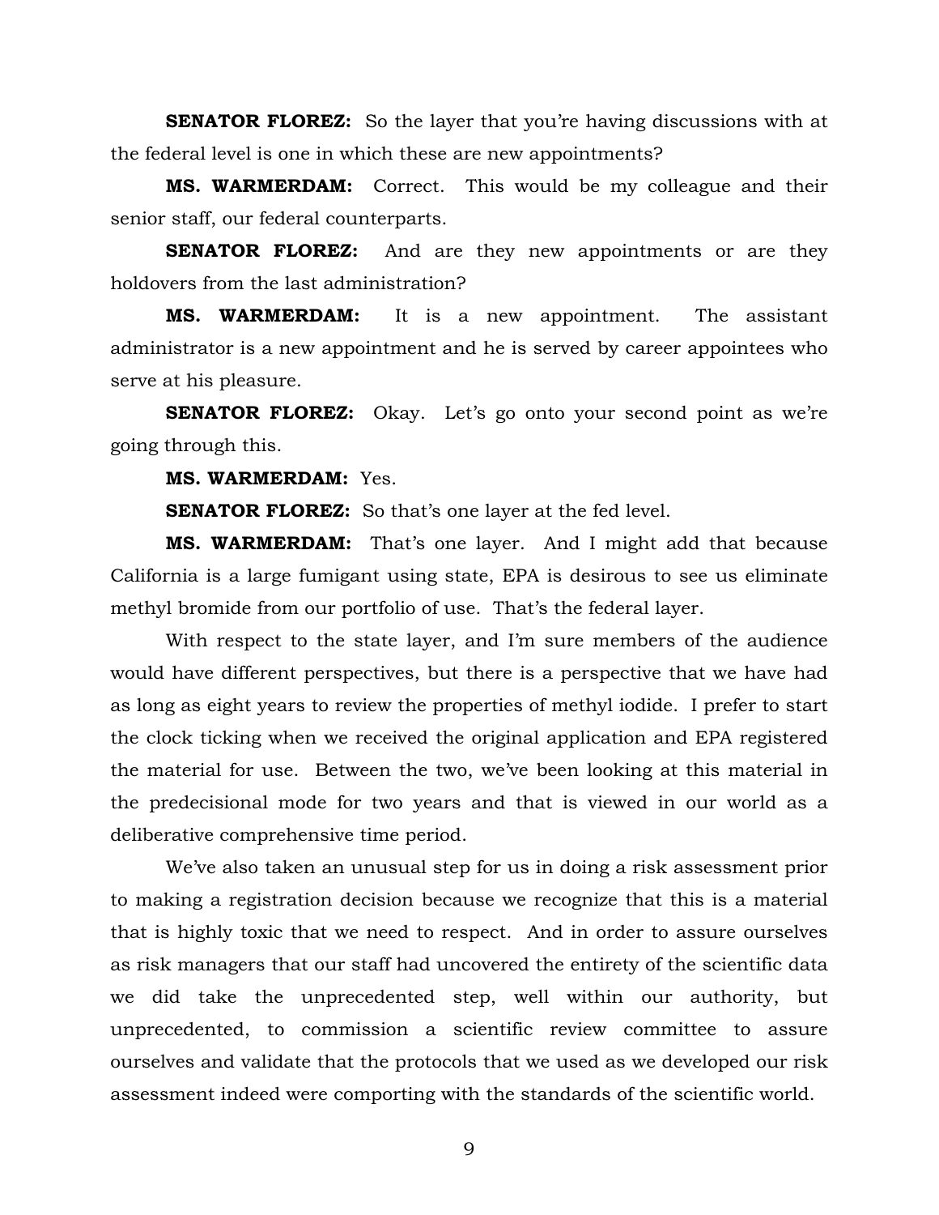**SENATOR FLOREZ:** So the layer that you're having discussions with at the federal level is one in which these are new appointments?

**MS. WARMERDAM:** Correct. This would be my colleague and their senior staff, our federal counterparts.

**SENATOR FLOREZ:** And are they new appointments or are they holdovers from the last administration?

**MS. WARMERDAM:** It is a new appointment. The assistant administrator is a new appointment and he is served by career appointees who serve at his pleasure.

**SENATOR FLOREZ:** Okay. Let's go onto your second point as we're going through this.

**MS. WARMERDAM:** Yes.

**SENATOR FLOREZ:** So that's one layer at the fed level.

**MS. WARMERDAM:** That's one layer. And I might add that because California is a large fumigant using state, EPA is desirous to see us eliminate methyl bromide from our portfolio of use. That's the federal layer.

With respect to the state layer, and I'm sure members of the audience would have different perspectives, but there is a perspective that we have had as long as eight years to review the properties of methyl iodide. I prefer to start the clock ticking when we received the original application and EPA registered the material for use. Between the two, we've been looking at this material in the predecisional mode for two years and that is viewed in our world as a deliberative comprehensive time period.

We've also taken an unusual step for us in doing a risk assessment prior to making a registration decision because we recognize that this is a material that is highly toxic that we need to respect. And in order to assure ourselves as risk managers that our staff had uncovered the entirety of the scientific data we did take the unprecedented step, well within our authority, but unprecedented, to commission a scientific review committee to assure ourselves and validate that the protocols that we used as we developed our risk assessment indeed were comporting with the standards of the scientific world.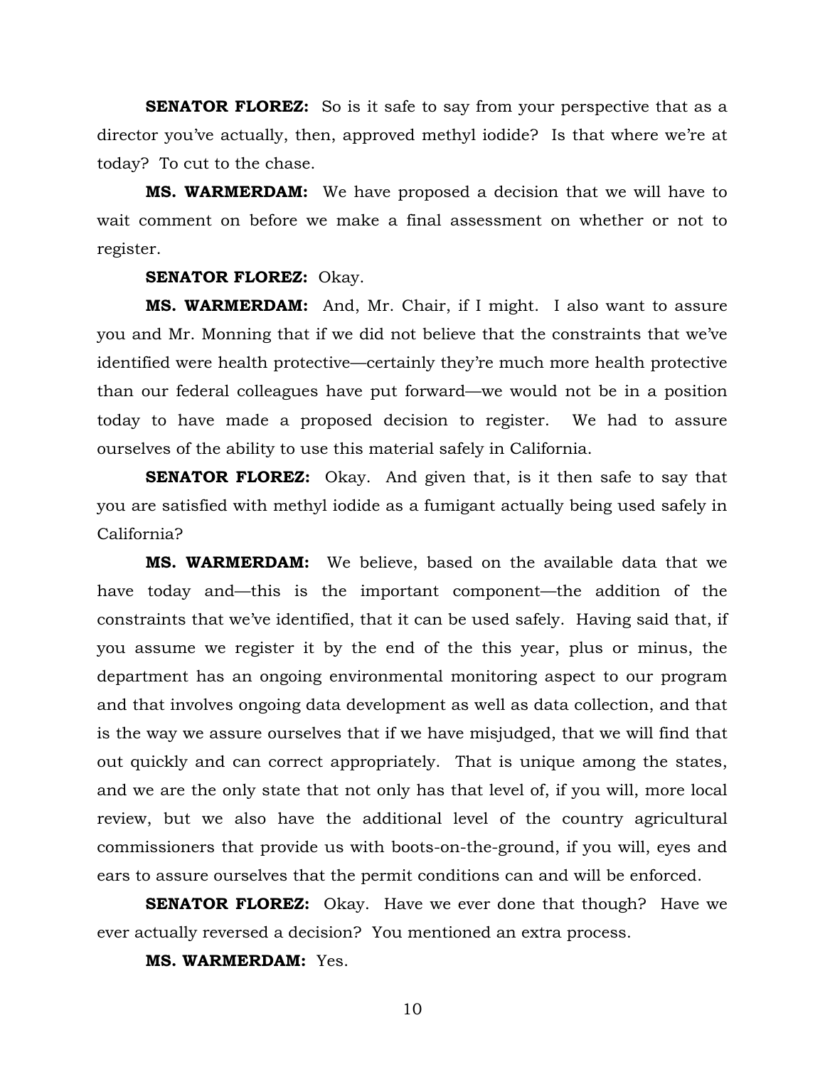**SENATOR FLOREZ:** So is it safe to say from your perspective that as a director you've actually, then, approved methyl iodide? Is that where we're at today? To cut to the chase.

**MS. WARMERDAM:** We have proposed a decision that we will have to wait comment on before we make a final assessment on whether or not to register.

**SENATOR FLOREZ:** Okay.

**MS. WARMERDAM:** And, Mr. Chair, if I might. I also want to assure you and Mr. Monning that if we did not believe that the constraints that we've identified were health protective—certainly they're much more health protective than our federal colleagues have put forward—we would not be in a position today to have made a proposed decision to register. We had to assure ourselves of the ability to use this material safely in California.

**SENATOR FLOREZ:** Okay. And given that, is it then safe to say that you are satisfied with methyl iodide as a fumigant actually being used safely in California?

**MS. WARMERDAM:** We believe, based on the available data that we have today and—this is the important component—the addition of the constraints that we've identified, that it can be used safely. Having said that, if you assume we register it by the end of the this year, plus or minus, the department has an ongoing environmental monitoring aspect to our program and that involves ongoing data development as well as data collection, and that is the way we assure ourselves that if we have misjudged, that we will find that out quickly and can correct appropriately. That is unique among the states, and we are the only state that not only has that level of, if you will, more local review, but we also have the additional level of the country agricultural commissioners that provide us with boots-on-the-ground, if you will, eyes and ears to assure ourselves that the permit conditions can and will be enforced.

**SENATOR FLOREZ:** Okay. Have we ever done that though? Have we ever actually reversed a decision? You mentioned an extra process.

**MS. WARMERDAM:** Yes.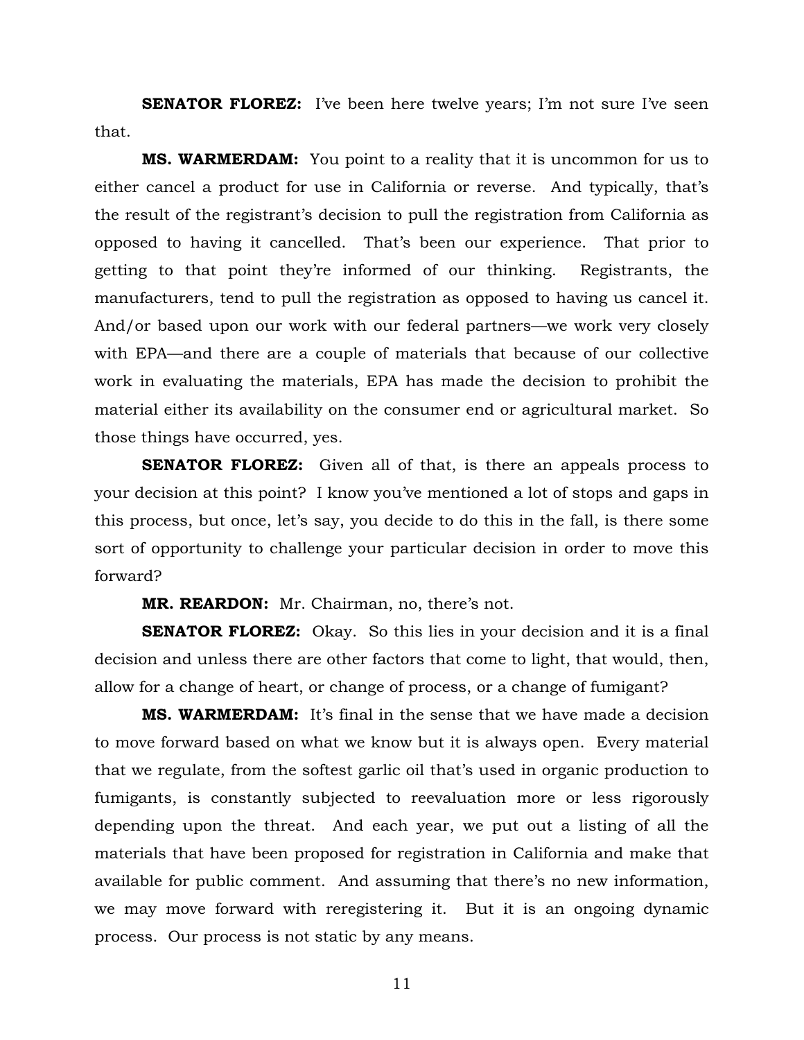**SENATOR FLOREZ:** I've been here twelve years; I'm not sure I've seen that.

**MS. WARMERDAM:** You point to a reality that it is uncommon for us to either cancel a product for use in California or reverse. And typically, that's the result of the registrant's decision to pull the registration from California as opposed to having it cancelled. That's been our experience. That prior to getting to that point they're informed of our thinking. Registrants, the manufacturers, tend to pull the registration as opposed to having us cancel it. And/or based upon our work with our federal partners—we work very closely with EPA—and there are a couple of materials that because of our collective work in evaluating the materials, EPA has made the decision to prohibit the material either its availability on the consumer end or agricultural market. So those things have occurred, yes.

**SENATOR FLOREZ:** Given all of that, is there an appeals process to your decision at this point? I know you've mentioned a lot of stops and gaps in this process, but once, let's say, you decide to do this in the fall, is there some sort of opportunity to challenge your particular decision in order to move this forward?

**MR. REARDON:** Mr. Chairman, no, there's not.

**SENATOR FLOREZ:** Okay. So this lies in your decision and it is a final decision and unless there are other factors that come to light, that would, then, allow for a change of heart, or change of process, or a change of fumigant?

**MS. WARMERDAM:** It's final in the sense that we have made a decision to move forward based on what we know but it is always open. Every material that we regulate, from the softest garlic oil that's used in organic production to fumigants, is constantly subjected to reevaluation more or less rigorously depending upon the threat. And each year, we put out a listing of all the materials that have been proposed for registration in California and make that available for public comment. And assuming that there's no new information, we may move forward with reregistering it. But it is an ongoing dynamic process. Our process is not static by any means.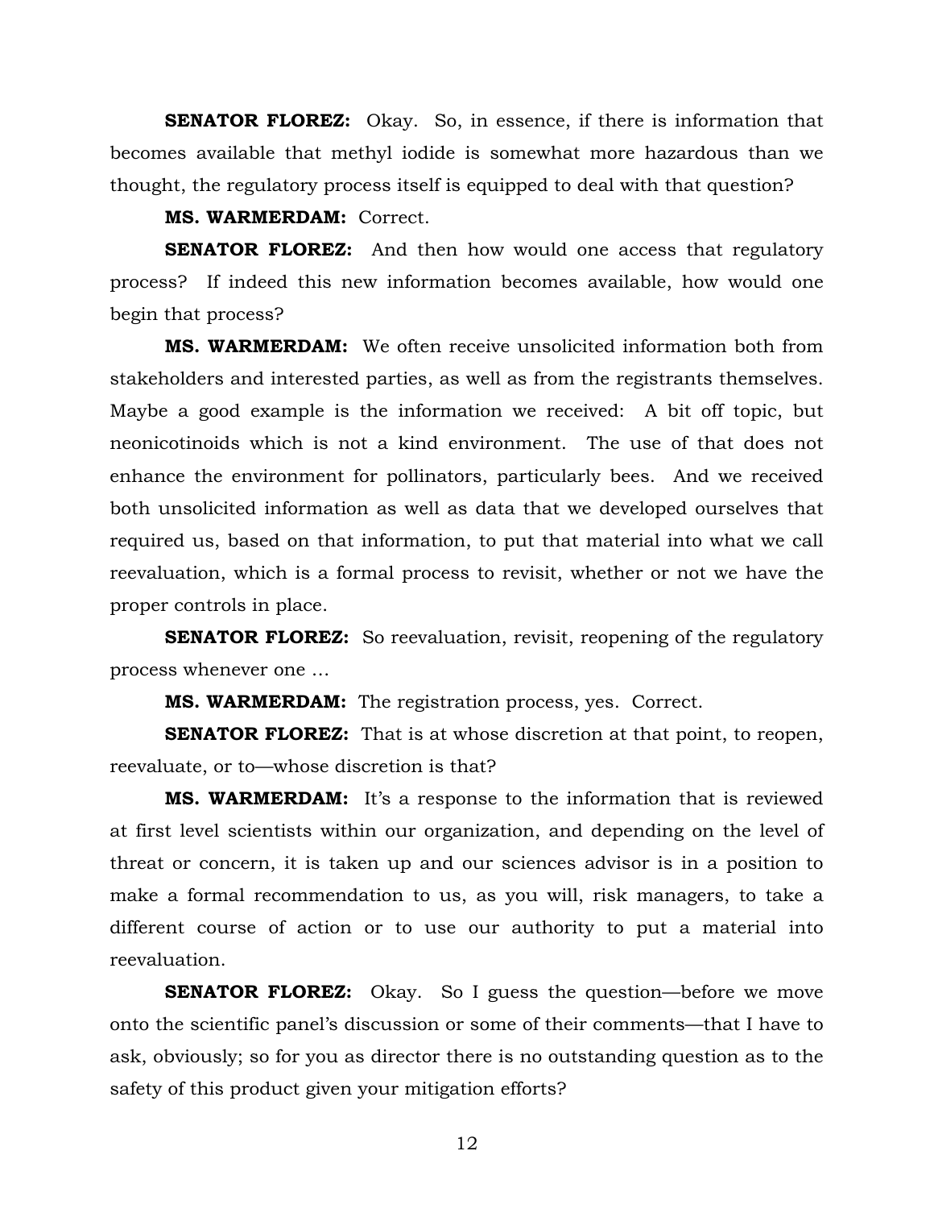**SENATOR FLOREZ:** Okay. So, in essence, if there is information that becomes available that methyl iodide is somewhat more hazardous than we thought, the regulatory process itself is equipped to deal with that question?

**MS. WARMERDAM:** Correct.

**SENATOR FLOREZ:** And then how would one access that regulatory process? If indeed this new information becomes available, how would one begin that process?

**MS. WARMERDAM:** We often receive unsolicited information both from stakeholders and interested parties, as well as from the registrants themselves. Maybe a good example is the information we received: A bit off topic, but neonicotinoids which is not a kind environment. The use of that does not enhance the environment for pollinators, particularly bees. And we received both unsolicited information as well as data that we developed ourselves that required us, based on that information, to put that material into what we call reevaluation, which is a formal process to revisit, whether or not we have the proper controls in place.

**SENATOR FLOREZ:** So reevaluation, revisit, reopening of the regulatory process whenever one …

**MS. WARMERDAM:** The registration process, yes. Correct.

**SENATOR FLOREZ:** That is at whose discretion at that point, to reopen, reevaluate, or to—whose discretion is that?

**MS. WARMERDAM:** It's a response to the information that is reviewed at first level scientists within our organization, and depending on the level of threat or concern, it is taken up and our sciences advisor is in a position to make a formal recommendation to us, as you will, risk managers, to take a different course of action or to use our authority to put a material into reevaluation.

**SENATOR FLOREZ:** Okay. So I guess the question—before we move onto the scientific panel's discussion or some of their comments—that I have to ask, obviously; so for you as director there is no outstanding question as to the safety of this product given your mitigation efforts?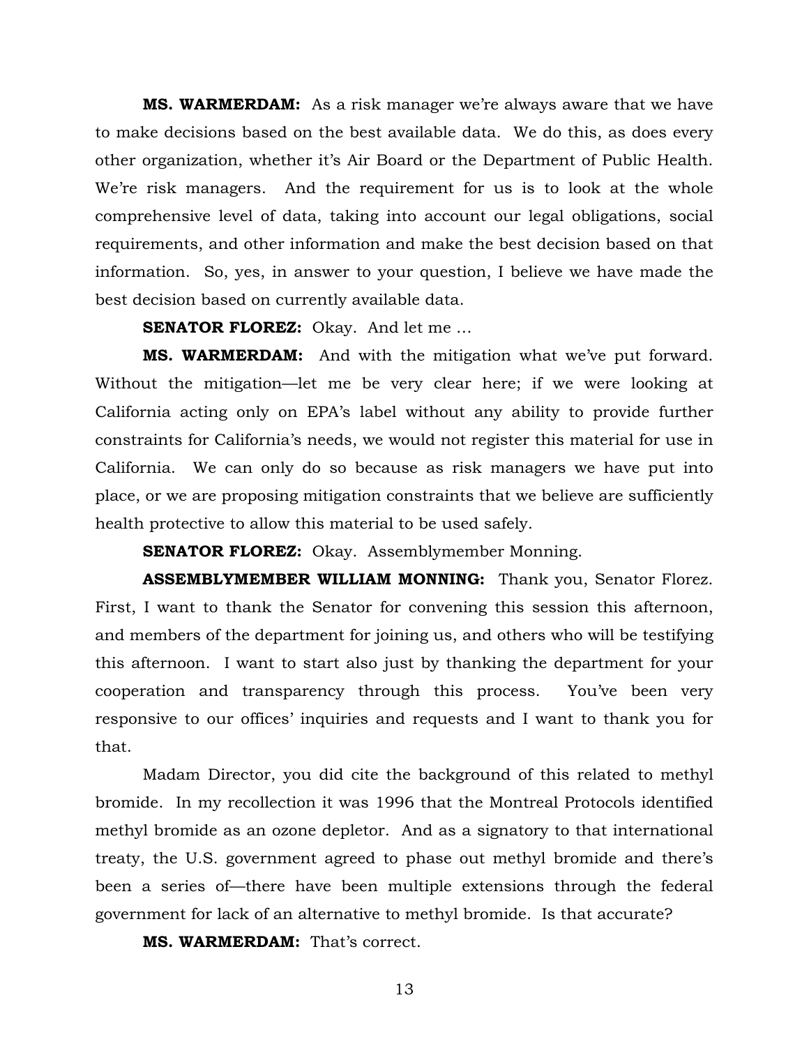**MS. WARMERDAM:** As a risk manager we're always aware that we have to make decisions based on the best available data. We do this, as does every other organization, whether it's Air Board or the Department of Public Health. We're risk managers. And the requirement for us is to look at the whole comprehensive level of data, taking into account our legal obligations, social requirements, and other information and make the best decision based on that information. So, yes, in answer to your question, I believe we have made the best decision based on currently available data.

**SENATOR FLOREZ:** Okay. And let me …

**MS. WARMERDAM:** And with the mitigation what we've put forward. Without the mitigation—let me be very clear here; if we were looking at California acting only on EPA's label without any ability to provide further constraints for California's needs, we would not register this material for use in California. We can only do so because as risk managers we have put into place, or we are proposing mitigation constraints that we believe are sufficiently health protective to allow this material to be used safely.

**SENATOR FLOREZ:** Okay. Assemblymember Monning.

**ASSEMBLYMEMBER WILLIAM MONNING:** Thank you, Senator Florez. First, I want to thank the Senator for convening this session this afternoon, and members of the department for joining us, and others who will be testifying this afternoon. I want to start also just by thanking the department for your cooperation and transparency through this process. You've been very responsive to our offices' inquiries and requests and I want to thank you for that.

Madam Director, you did cite the background of this related to methyl bromide. In my recollection it was 1996 that the Montreal Protocols identified methyl bromide as an ozone depletor. And as a signatory to that international treaty, the U.S. government agreed to phase out methyl bromide and there's been a series of—there have been multiple extensions through the federal government for lack of an alternative to methyl bromide. Is that accurate?

**MS. WARMERDAM:** That's correct.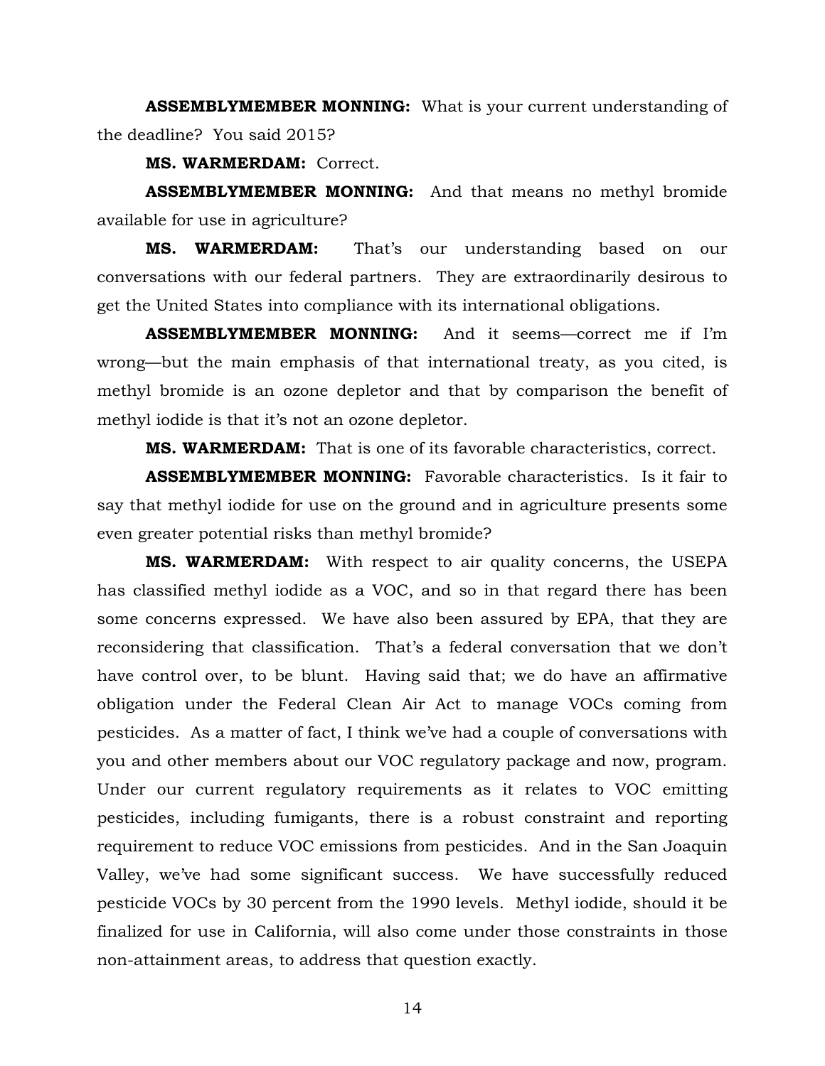**ASSEMBLYMEMBER MONNING:** What is your current understanding of the deadline? You said 2015?

**MS. WARMERDAM:** Correct.

**ASSEMBLYMEMBER MONNING:** And that means no methyl bromide available for use in agriculture?

**MS. WARMERDAM:** That's our understanding based on our conversations with our federal partners. They are extraordinarily desirous to get the United States into compliance with its international obligations.

**ASSEMBLYMEMBER MONNING:** And it seems—correct me if I'm wrong—but the main emphasis of that international treaty, as you cited, is methyl bromide is an ozone depletor and that by comparison the benefit of methyl iodide is that it's not an ozone depletor.

**MS. WARMERDAM:** That is one of its favorable characteristics, correct.

**ASSEMBLYMEMBER MONNING:** Favorable characteristics. Is it fair to say that methyl iodide for use on the ground and in agriculture presents some even greater potential risks than methyl bromide?

**MS. WARMERDAM:** With respect to air quality concerns, the USEPA has classified methyl iodide as a VOC, and so in that regard there has been some concerns expressed. We have also been assured by EPA, that they are reconsidering that classification. That's a federal conversation that we don't have control over, to be blunt. Having said that; we do have an affirmative obligation under the Federal Clean Air Act to manage VOCs coming from pesticides. As a matter of fact, I think we've had a couple of conversations with you and other members about our VOC regulatory package and now, program. Under our current regulatory requirements as it relates to VOC emitting pesticides, including fumigants, there is a robust constraint and reporting requirement to reduce VOC emissions from pesticides. And in the San Joaquin Valley, we've had some significant success. We have successfully reduced pesticide VOCs by 30 percent from the 1990 levels. Methyl iodide, should it be finalized for use in California, will also come under those constraints in those non-attainment areas, to address that question exactly.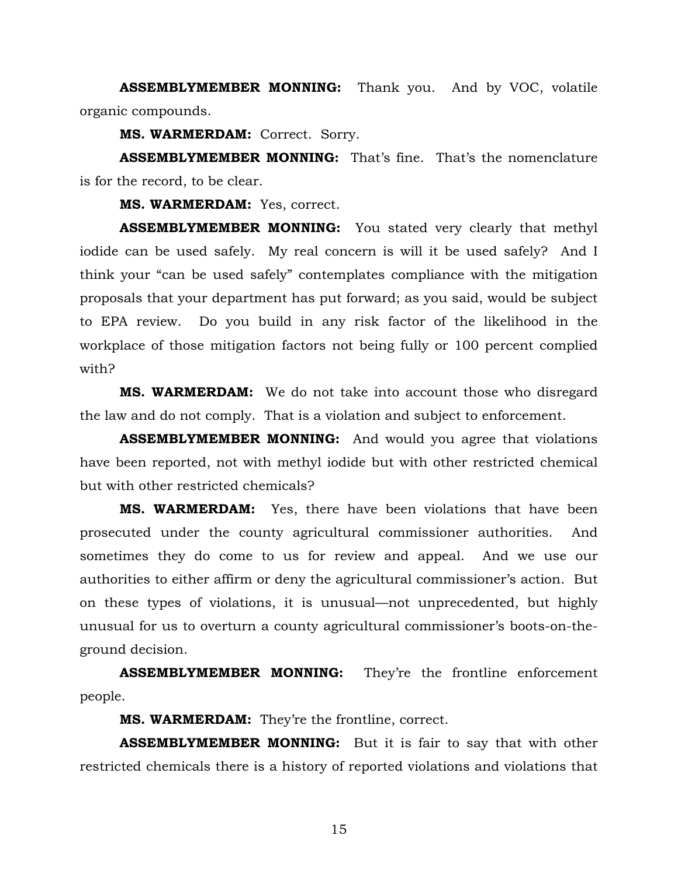**ASSEMBLYMEMBER MONNING:** Thank you. And by VOC, volatile organic compounds.

**MS. WARMERDAM:** Correct. Sorry.

**ASSEMBLYMEMBER MONNING:** That's fine. That's the nomenclature is for the record, to be clear.

**MS. WARMERDAM:** Yes, correct.

**ASSEMBLYMEMBER MONNING:** You stated very clearly that methyl iodide can be used safely. My real concern is will it be used safely? And I think your "can be used safely" contemplates compliance with the mitigation proposals that your department has put forward; as you said, would be subject to EPA review. Do you build in any risk factor of the likelihood in the workplace of those mitigation factors not being fully or 100 percent complied with?

**MS. WARMERDAM:** We do not take into account those who disregard the law and do not comply. That is a violation and subject to enforcement.

**ASSEMBLYMEMBER MONNING:** And would you agree that violations have been reported, not with methyl iodide but with other restricted chemical but with other restricted chemicals?

**MS. WARMERDAM:** Yes, there have been violations that have been prosecuted under the county agricultural commissioner authorities. And sometimes they do come to us for review and appeal. And we use our authorities to either affirm or deny the agricultural commissioner's action. But on these types of violations, it is unusual—not unprecedented, but highly unusual for us to overturn a county agricultural commissioner's boots-on-the-ground decision.

**ASSEMBLYMEMBER MONNING:** They're the frontline enforcement people.

**MS. WARMERDAM:** They're the frontline, correct.

**ASSEMBLYMEMBER MONNING:** But it is fair to say that with other restricted chemicals there is a history of reported violations and violations that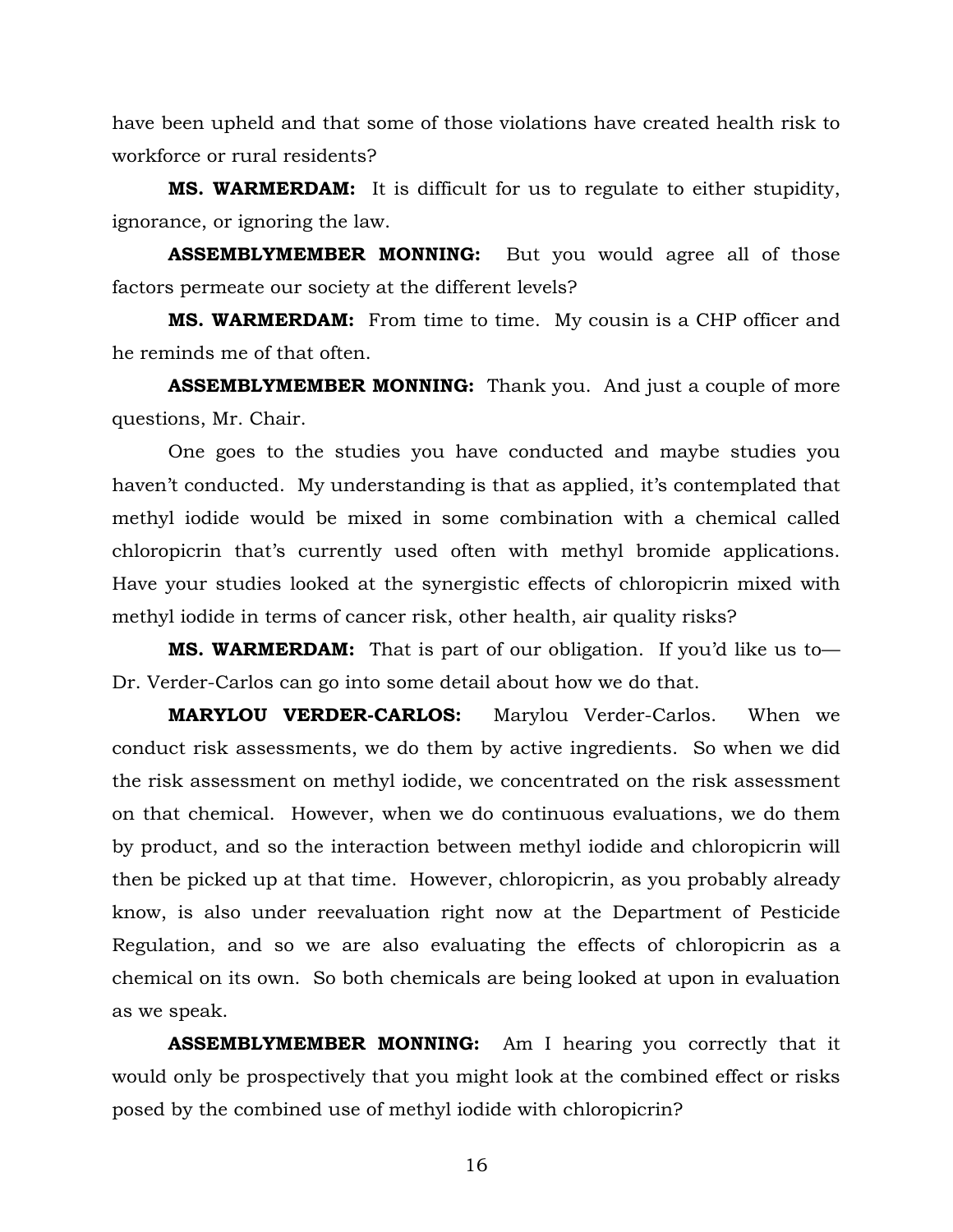have been upheld and that some of those violations have created health risk to workforce or rural residents?

**MS. WARMERDAM:** It is difficult for us to regulate to either stupidity, ignorance, or ignoring the law.

**ASSEMBLYMEMBER MONNING:** But you would agree all of those factors permeate our society at the different levels?

**MS. WARMERDAM:** From time to time. My cousin is a CHP officer and he reminds me of that often.

**ASSEMBLYMEMBER MONNING:** Thank you. And just a couple of more questions, Mr. Chair.

One goes to the studies you have conducted and maybe studies you haven't conducted. My understanding is that as applied, it's contemplated that methyl iodide would be mixed in some combination with a chemical called chloropicrin that's currently used often with methyl bromide applications. Have your studies looked at the synergistic effects of chloropicrin mixed with methyl iodide in terms of cancer risk, other health, air quality risks?

**MS. WARMERDAM:** That is part of our obligation. If you'd like us to— Dr. Verder-Carlos can go into some detail about how we do that.

**MARYLOU VERDER-CARLOS:** Marylou Verder-Carlos. When we conduct risk assessments, we do them by active ingredients. So when we did the risk assessment on methyl iodide, we concentrated on the risk assessment on that chemical. However, when we do continuous evaluations, we do them by product, and so the interaction between methyl iodide and chloropicrin will then be picked up at that time. However, chloropicrin, as you probably already know, is also under reevaluation right now at the Department of Pesticide Regulation, and so we are also evaluating the effects of chloropicrin as a chemical on its own. So both chemicals are being looked at upon in evaluation as we speak.

**ASSEMBLYMEMBER MONNING:** Am I hearing you correctly that it would only be prospectively that you might look at the combined effect or risks posed by the combined use of methyl iodide with chloropicrin?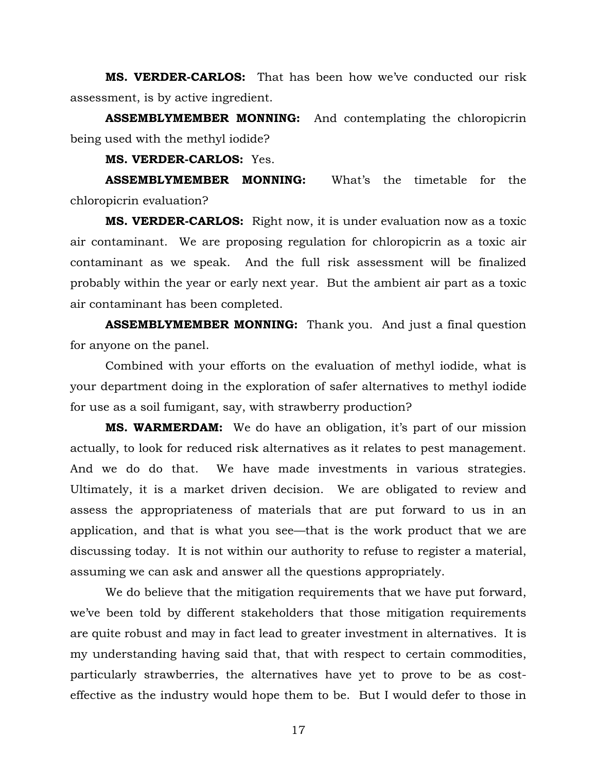**MS. VERDER-CARLOS:** That has been how we've conducted our risk assessment, is by active ingredient.

**ASSEMBLYMEMBER MONNING:** And contemplating the chloropicrin being used with the methyl iodide?

**MS. VERDER-CARLOS:** Yes.

**ASSEMBLYMEMBER MONNING:** What's the timetable for the chloropicrin evaluation?

**MS. VERDER-CARLOS:** Right now, it is under evaluation now as a toxic air contaminant. We are proposing regulation for chloropicrin as a toxic air contaminant as we speak. And the full risk assessment will be finalized probably within the year or early next year. But the ambient air part as a toxic air contaminant has been completed.

**ASSEMBLYMEMBER MONNING:** Thank you. And just a final question for anyone on the panel.

Combined with your efforts on the evaluation of methyl iodide, what is your department doing in the exploration of safer alternatives to methyl iodide for use as a soil fumigant, say, with strawberry production?

**MS. WARMERDAM:** We do have an obligation, it's part of our mission actually, to look for reduced risk alternatives as it relates to pest management. And we do do that. We have made investments in various strategies. Ultimately, it is a market driven decision. We are obligated to review and assess the appropriateness of materials that are put forward to us in an application, and that is what you see—that is the work product that we are discussing today. It is not within our authority to refuse to register a material, assuming we can ask and answer all the questions appropriately.

We do believe that the mitigation requirements that we have put forward, we've been told by different stakeholders that those mitigation requirements are quite robust and may in fact lead to greater investment in alternatives. It is my understanding having said that, that with respect to certain commodities, particularly strawberries, the alternatives have yet to prove to be as cost-effective as the industry would hope them to be. But I would defer to those in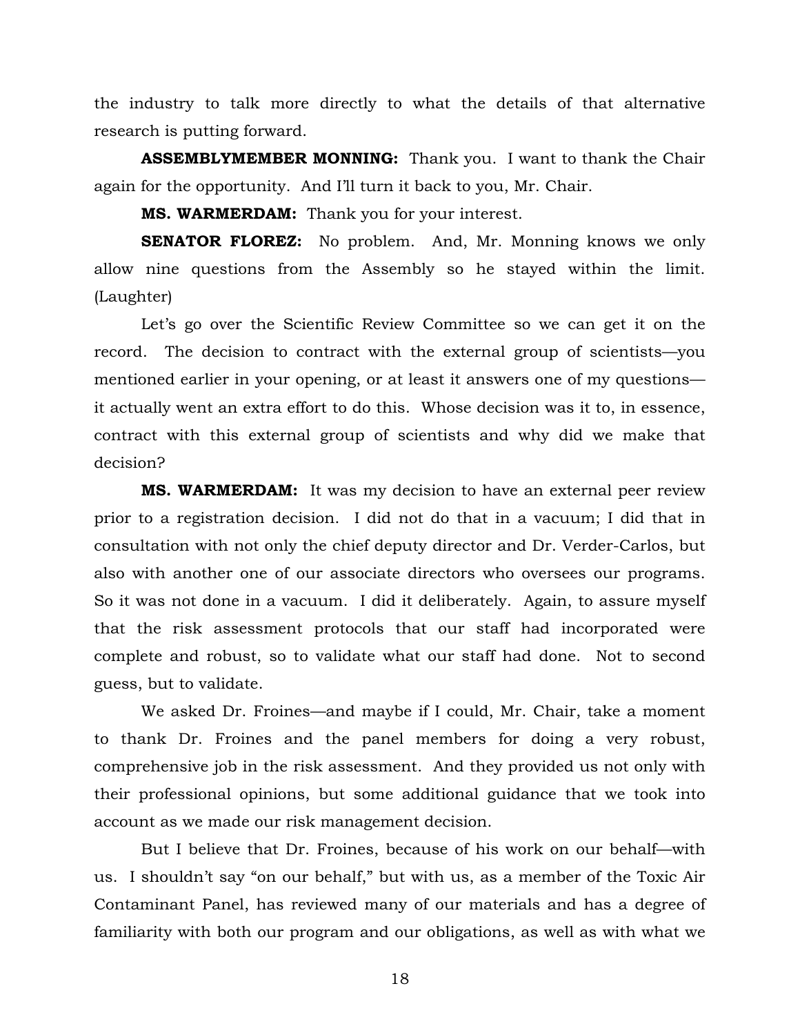the industry to talk more directly to what the details of that alternative research is putting forward.

**ASSEMBLYMEMBER MONNING:** Thank you. I want to thank the Chair again for the opportunity. And I'll turn it back to you, Mr. Chair.

**MS. WARMERDAM:** Thank you for your interest.

**SENATOR FLOREZ:** No problem. And, Mr. Monning knows we only allow nine questions from the Assembly so he stayed within the limit. (Laughter)

Let's go over the Scientific Review Committee so we can get it on the record. The decision to contract with the external group of scientists—you mentioned earlier in your opening, or at least it answers one of my questions—it actually went an extra effort to do this. Whose decision was it to, in essence, contract with this external group of scientists and why did we make that decision?

**MS. WARMERDAM:** It was my decision to have an external peer review prior to a registration decision. I did not do that in a vacuum; I did that in consultation with not only the chief deputy director and Dr. Verder-Carlos, but also with another one of our associate directors who oversees our programs. So it was not done in a vacuum. I did it deliberately. Again, to assure myself that the risk assessment protocols that our staff had incorporated were complete and robust, so to validate what our staff had done. Not to second guess, but to validate.

We asked Dr. Froines—and maybe if I could, Mr. Chair, take a moment to thank Dr. Froines and the panel members for doing a very robust, comprehensive job in the risk assessment. And they provided us not only with their professional opinions, but some additional guidance that we took into account as we made our risk management decision.

But I believe that Dr. Froines, because of his work on our behalf—with us. I shouldn't say "on our behalf," but with us, as a member of the Toxic Air Contaminant Panel, has reviewed many of our materials and has a degree of familiarity with both our program and our obligations, as well as with what we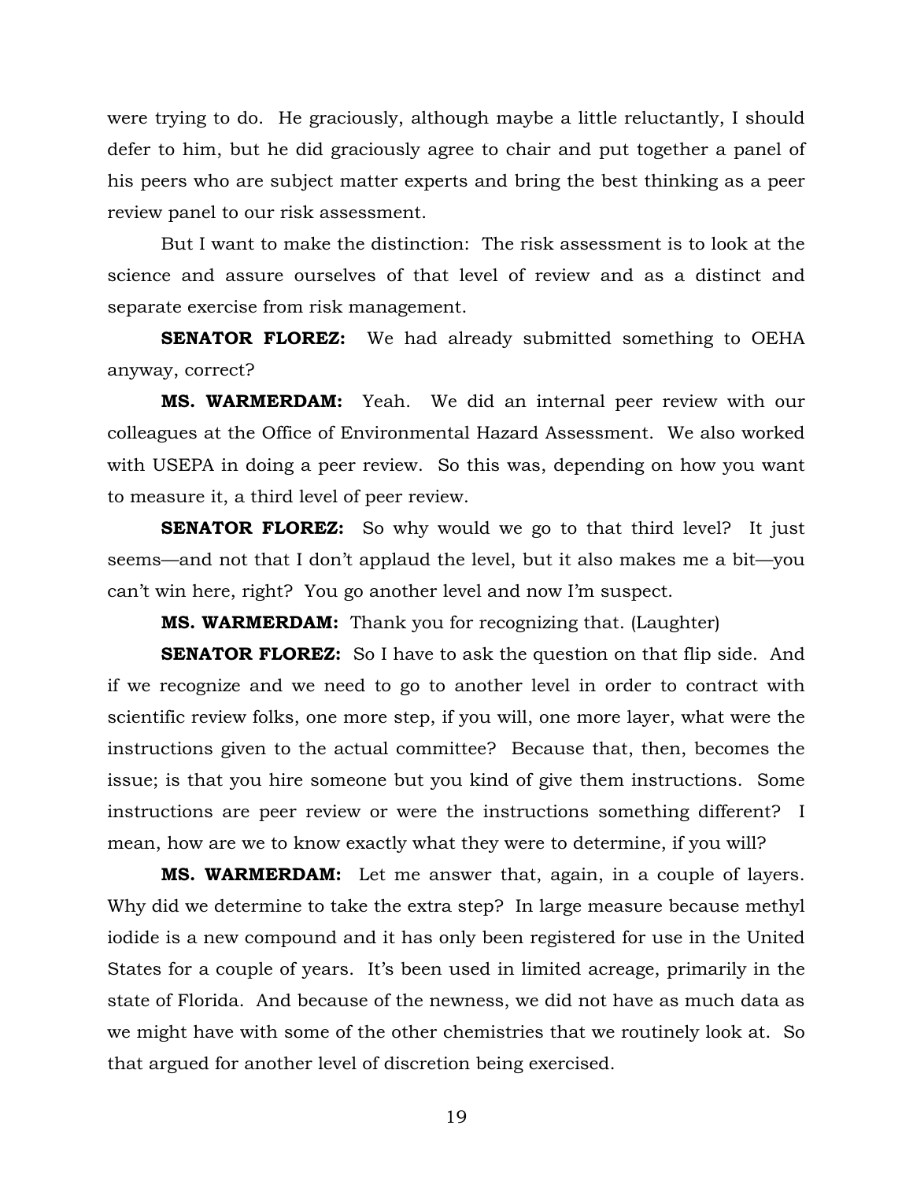were trying to do. He graciously, although maybe a little reluctantly, I should defer to him, but he did graciously agree to chair and put together a panel of his peers who are subject matter experts and bring the best thinking as a peer review panel to our risk assessment.

But I want to make the distinction: The risk assessment is to look at the science and assure ourselves of that level of review and as a distinct and separate exercise from risk management.

**SENATOR FLOREZ:** We had already submitted something to OEHA anyway, correct?

**MS. WARMERDAM:** Yeah. We did an internal peer review with our colleagues at the Office of Environmental Hazard Assessment. We also worked with USEPA in doing a peer review. So this was, depending on how you want to measure it, a third level of peer review.

**SENATOR FLOREZ:** So why would we go to that third level? It just seems—and not that I don't applaud the level, but it also makes me a bit—you can't win here, right? You go another level and now I'm suspect.

**MS. WARMERDAM:** Thank you for recognizing that. (Laughter)

**SENATOR FLOREZ:** So I have to ask the question on that flip side. And if we recognize and we need to go to another level in order to contract with scientific review folks, one more step, if you will, one more layer, what were the instructions given to the actual committee? Because that, then, becomes the issue; is that you hire someone but you kind of give them instructions. Some instructions are peer review or were the instructions something different? I mean, how are we to know exactly what they were to determine, if you will?

**MS. WARMERDAM:** Let me answer that, again, in a couple of layers. Why did we determine to take the extra step? In large measure because methyl iodide is a new compound and it has only been registered for use in the United States for a couple of years. It's been used in limited acreage, primarily in the state of Florida. And because of the newness, we did not have as much data as we might have with some of the other chemistries that we routinely look at. So that argued for another level of discretion being exercised.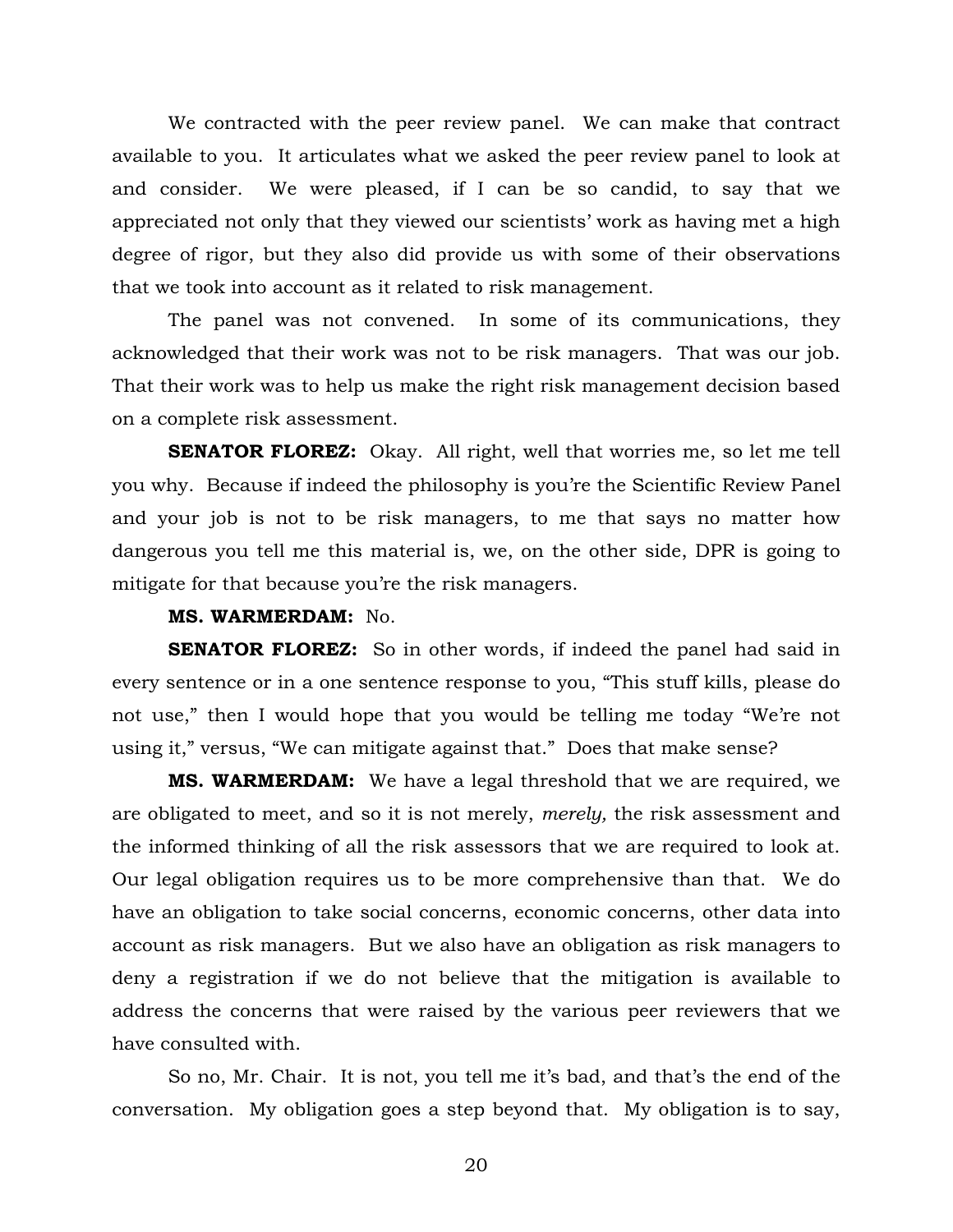We contracted with the peer review panel. We can make that contract available to you. It articulates what we asked the peer review panel to look at and consider. We were pleased, if I can be so candid, to say that we appreciated not only that they viewed our scientists' work as having met a high degree of rigor, but they also did provide us with some of their observations that we took into account as it related to risk management.

The panel was not convened. In some of its communications, they acknowledged that their work was not to be risk managers. That was our job. That their work was to help us make the right risk management decision based on a complete risk assessment.

**SENATOR FLOREZ:** Okay. All right, well that worries me, so let me tell you why. Because if indeed the philosophy is you're the Scientific Review Panel and your job is not to be risk managers, to me that says no matter how dangerous you tell me this material is, we, on the other side, DPR is going to mitigate for that because you're the risk managers.

**MS. WARMERDAM:** No.

**SENATOR FLOREZ:** So in other words, if indeed the panel had said in every sentence or in a one sentence response to you, "This stuff kills, please do not use," then I would hope that you would be telling me today "We're not using it," versus, "We can mitigate against that." Does that make sense?

**MS. WARMERDAM:** We have a legal threshold that we are required, we are obligated to meet, and so it is not merely, *merely,* the risk assessment and the informed thinking of all the risk assessors that we are required to look at. Our legal obligation requires us to be more comprehensive than that. We do have an obligation to take social concerns, economic concerns, other data into account as risk managers. But we also have an obligation as risk managers to deny a registration if we do not believe that the mitigation is available to address the concerns that were raised by the various peer reviewers that we have consulted with.

So no, Mr. Chair. It is not, you tell me it's bad, and that's the end of the conversation. My obligation goes a step beyond that. My obligation is to say,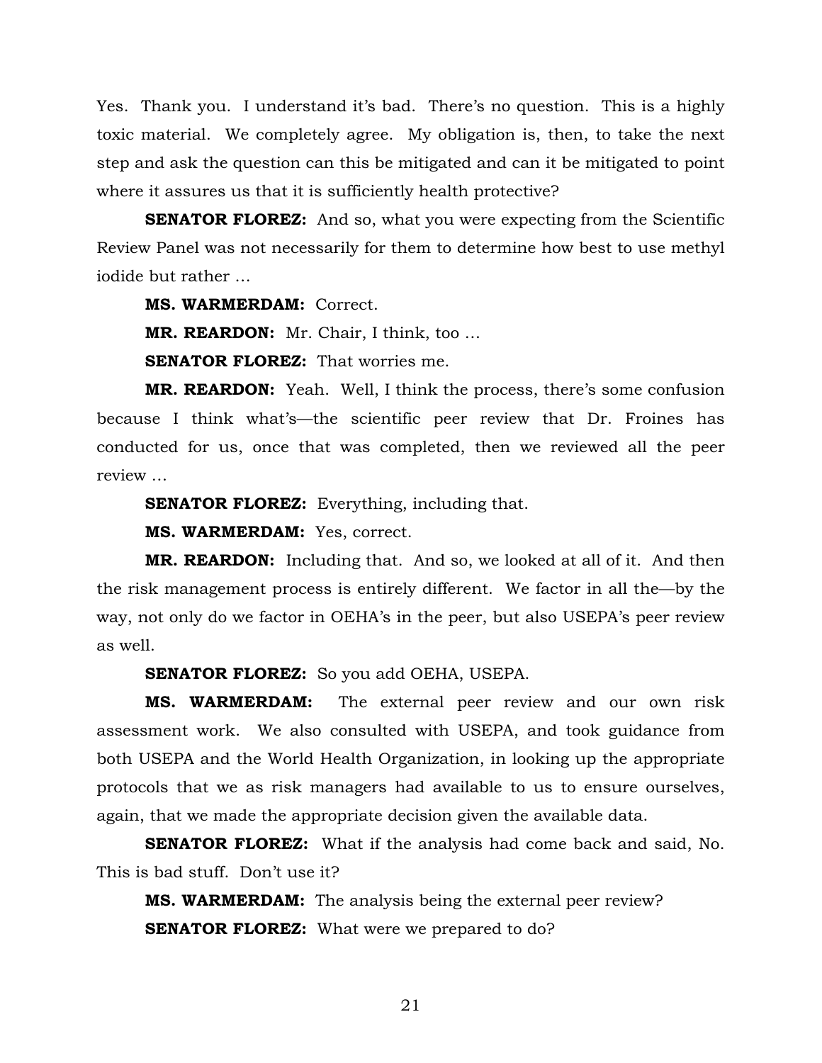Yes. Thank you. I understand it's bad. There's no question. This is a highly toxic material. We completely agree. My obligation is, then, to take the next step and ask the question can this be mitigated and can it be mitigated to point where it assures us that it is sufficiently health protective?

**SENATOR FLOREZ:** And so, what you were expecting from the Scientific Review Panel was not necessarily for them to determine how best to use methyl iodide but rather …

**MS. WARMERDAM:** Correct.

**MR. REARDON:** Mr. Chair, I think, too …

**SENATOR FLOREZ:** That worries me.

**MR. REARDON:** Yeah. Well, I think the process, there's some confusion because I think what's—the scientific peer review that Dr. Froines has conducted for us, once that was completed, then we reviewed all the peer review …

**SENATOR FLOREZ:** Everything, including that.

**MS. WARMERDAM:** Yes, correct.

**MR. REARDON:** Including that. And so, we looked at all of it. And then the risk management process is entirely different. We factor in all the—by the way, not only do we factor in OEHA's in the peer, but also USEPA's peer review as well.

**SENATOR FLOREZ:** So you add OEHA, USEPA.

**MS. WARMERDAM:** The external peer review and our own risk assessment work. We also consulted with USEPA, and took guidance from both USEPA and the World Health Organization, in looking up the appropriate protocols that we as risk managers had available to us to ensure ourselves, again, that we made the appropriate decision given the available data.

**SENATOR FLOREZ:** What if the analysis had come back and said, No. This is bad stuff. Don't use it?

**MS. WARMERDAM:** The analysis being the external peer review?

**SENATOR FLOREZ:** What were we prepared to do?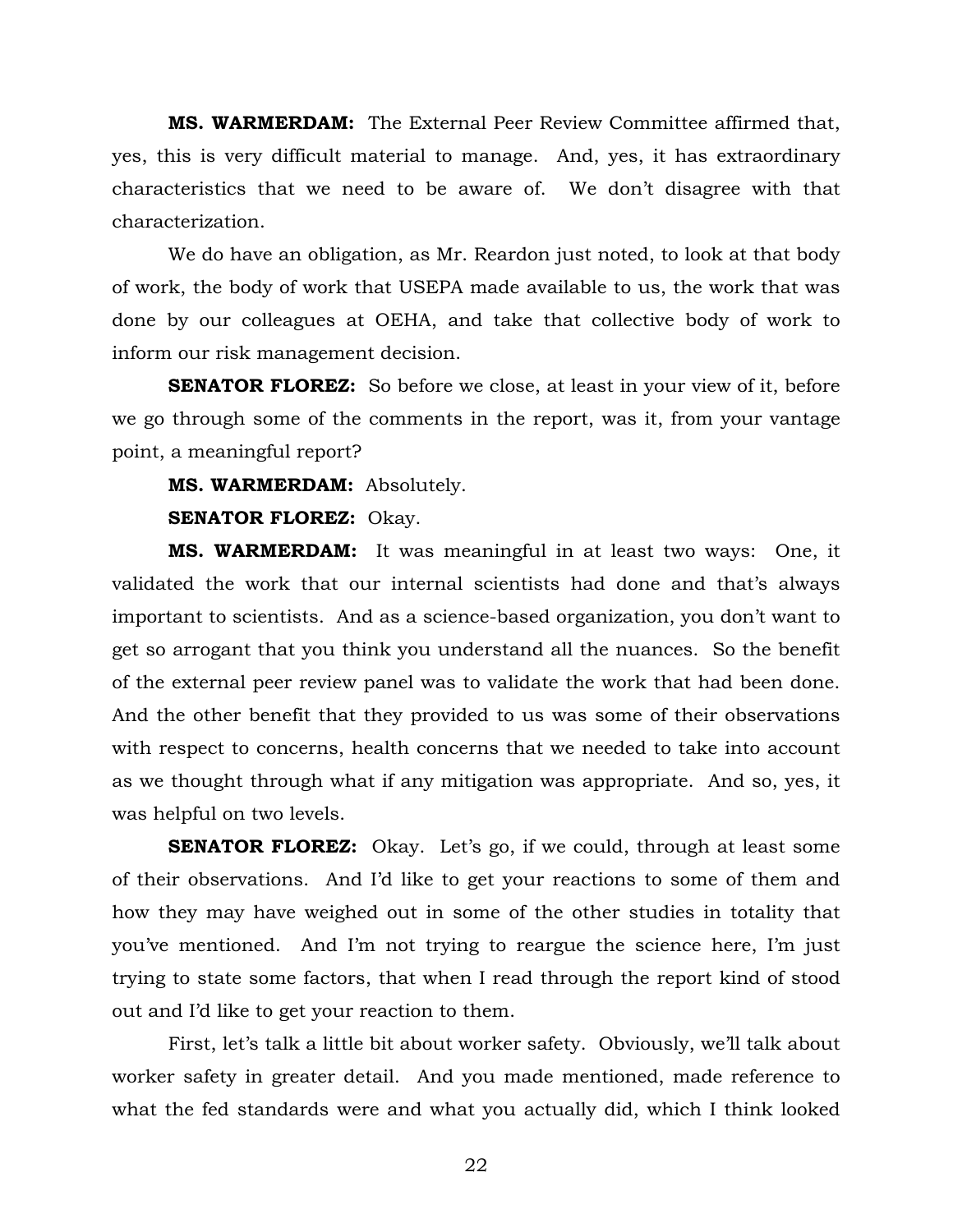**MS. WARMERDAM:** The External Peer Review Committee affirmed that, yes, this is very difficult material to manage. And, yes, it has extraordinary characteristics that we need to be aware of. We don't disagree with that characterization.

We do have an obligation, as Mr. Reardon just noted, to look at that body of work, the body of work that USEPA made available to us, the work that was done by our colleagues at OEHA, and take that collective body of work to inform our risk management decision.

**SENATOR FLOREZ:** So before we close, at least in your view of it, before we go through some of the comments in the report, was it, from your vantage point, a meaningful report?

**MS. WARMERDAM:** Absolutely.

**SENATOR FLOREZ:** Okay.

**MS. WARMERDAM:** It was meaningful in at least two ways: One, it validated the work that our internal scientists had done and that's always important to scientists. And as a science-based organization, you don't want to get so arrogant that you think you understand all the nuances. So the benefit of the external peer review panel was to validate the work that had been done. And the other benefit that they provided to us was some of their observations with respect to concerns, health concerns that we needed to take into account as we thought through what if any mitigation was appropriate. And so, yes, it was helpful on two levels.

**SENATOR FLOREZ:** Okay. Let's go, if we could, through at least some of their observations. And I'd like to get your reactions to some of them and how they may have weighed out in some of the other studies in totality that you've mentioned. And I'm not trying to reargue the science here, I'm just trying to state some factors, that when I read through the report kind of stood out and I'd like to get your reaction to them.

First, let's talk a little bit about worker safety. Obviously, we'll talk about worker safety in greater detail. And you made mentioned, made reference to what the fed standards were and what you actually did, which I think looked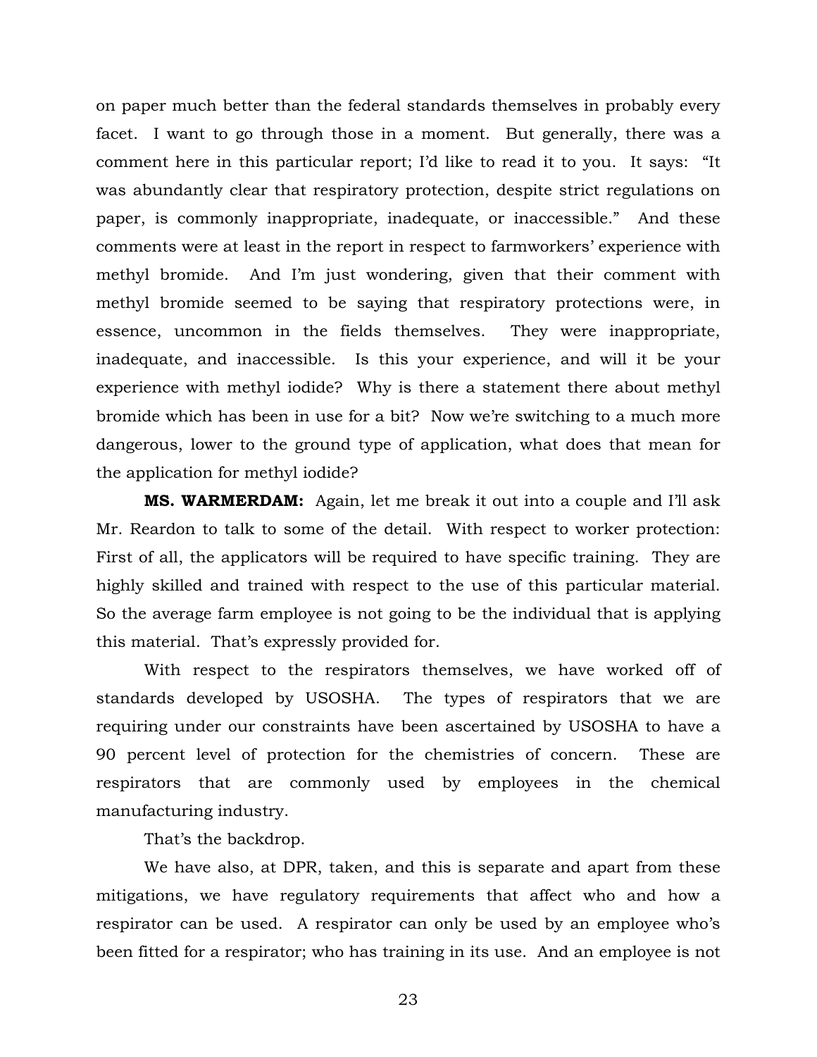on paper much better than the federal standards themselves in probably every facet. I want to go through those in a moment. But generally, there was a comment here in this particular report; I'd like to read it to you. It says: "It was abundantly clear that respiratory protection, despite strict regulations on paper, is commonly inappropriate, inadequate, or inaccessible." And these comments were at least in the report in respect to farmworkers' experience with methyl bromide. And I'm just wondering, given that their comment with methyl bromide seemed to be saying that respiratory protections were, in essence, uncommon in the fields themselves. They were inappropriate, inadequate, and inaccessible. Is this your experience, and will it be your experience with methyl iodide? Why is there a statement there about methyl bromide which has been in use for a bit? Now we're switching to a much more dangerous, lower to the ground type of application, what does that mean for the application for methyl iodide?

**MS. WARMERDAM:** Again, let me break it out into a couple and I'll ask Mr. Reardon to talk to some of the detail. With respect to worker protection: First of all, the applicators will be required to have specific training. They are highly skilled and trained with respect to the use of this particular material. So the average farm employee is not going to be the individual that is applying this material. That's expressly provided for.

With respect to the respirators themselves, we have worked off of standards developed by USOSHA. The types of respirators that we are requiring under our constraints have been ascertained by USOSHA to have a 90 percent level of protection for the chemistries of concern. These are respirators that are commonly used by employees in the chemical manufacturing industry.

That's the backdrop.

We have also, at DPR, taken, and this is separate and apart from these mitigations, we have regulatory requirements that affect who and how a respirator can be used. A respirator can only be used by an employee who's been fitted for a respirator; who has training in its use. And an employee is not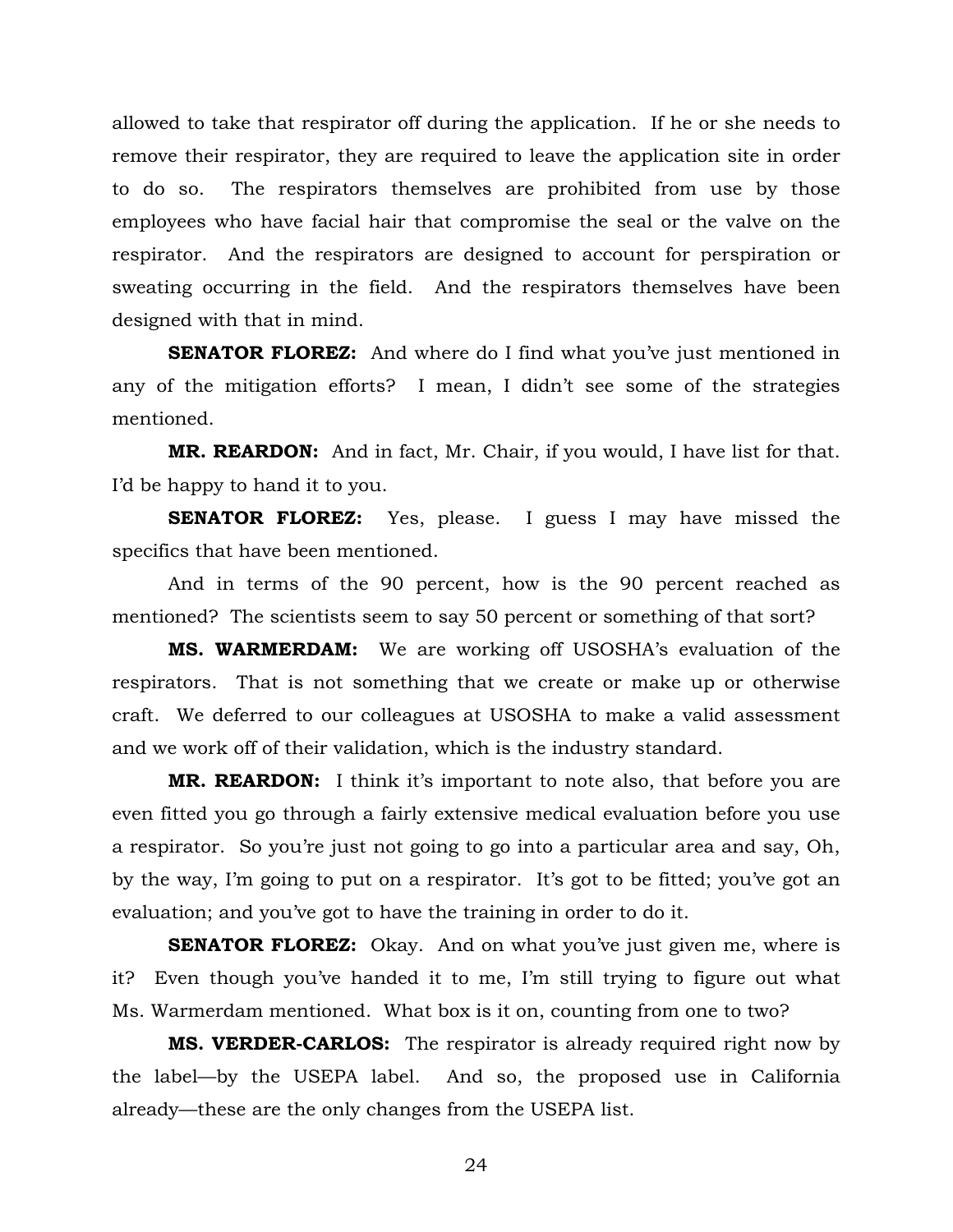allowed to take that respirator off during the application. If he or she needs to remove their respirator, they are required to leave the application site in order to do so. The respirators themselves are prohibited from use by those employees who have facial hair that compromise the seal or the valve on the respirator. And the respirators are designed to account for perspiration or sweating occurring in the field. And the respirators themselves have been designed with that in mind.

**SENATOR FLOREZ:** And where do I find what you've just mentioned in any of the mitigation efforts? I mean, I didn't see some of the strategies mentioned.

**MR. REARDON:** And in fact, Mr. Chair, if you would, I have list for that. I'd be happy to hand it to you.

**SENATOR FLOREZ:** Yes, please. I guess I may have missed the specifics that have been mentioned.

And in terms of the 90 percent, how is the 90 percent reached as mentioned? The scientists seem to say 50 percent or something of that sort?

**MS. WARMERDAM:** We are working off USOSHA's evaluation of the respirators. That is not something that we create or make up or otherwise craft. We deferred to our colleagues at USOSHA to make a valid assessment and we work off of their validation, which is the industry standard.

**MR. REARDON:** I think it's important to note also, that before you are even fitted you go through a fairly extensive medical evaluation before you use a respirator. So you're just not going to go into a particular area and say, Oh, by the way, I'm going to put on a respirator. It's got to be fitted; you've got an evaluation; and you've got to have the training in order to do it.

**SENATOR FLOREZ:** Okay. And on what you've just given me, where is it? Even though you've handed it to me, I'm still trying to figure out what Ms. Warmerdam mentioned. What box is it on, counting from one to two?

**MS. VERDER-CARLOS:** The respirator is already required right now by the label—by the USEPA label. And so, the proposed use in California already—these are the only changes from the USEPA list.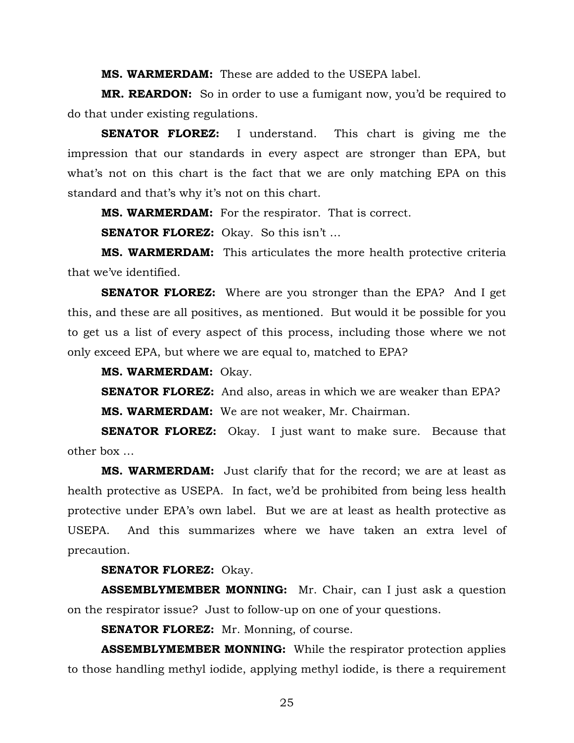**MS. WARMERDAM:** These are added to the USEPA label.

**MR. REARDON:** So in order to use a fumigant now, you'd be required to do that under existing regulations.

**SENATOR FLOREZ:** I understand. This chart is giving me the impression that our standards in every aspect are stronger than EPA, but what's not on this chart is the fact that we are only matching EPA on this standard and that's why it's not on this chart.

**MS. WARMERDAM:** For the respirator. That is correct.

**SENATOR FLOREZ:** Okay. So this isn't …

**MS. WARMERDAM:** This articulates the more health protective criteria that we've identified.

**SENATOR FLOREZ:** Where are you stronger than the EPA? And I get this, and these are all positives, as mentioned. But would it be possible for you to get us a list of every aspect of this process, including those where we not only exceed EPA, but where we are equal to, matched to EPA?

**MS. WARMERDAM:** Okay.

**SENATOR FLOREZ:** And also, areas in which we are weaker than EPA?

**MS. WARMERDAM:** We are not weaker, Mr. Chairman.

**SENATOR FLOREZ:** Okay. I just want to make sure. Because that other box …

**MS. WARMERDAM:** Just clarify that for the record; we are at least as health protective as USEPA. In fact, we'd be prohibited from being less health protective under EPA's own label. But we are at least as health protective as USEPA. And this summarizes where we have taken an extra level of precaution.

**SENATOR FLOREZ:** Okay.

**ASSEMBLYMEMBER MONNING:** Mr. Chair, can I just ask a question on the respirator issue? Just to follow-up on one of your questions.

**SENATOR FLOREZ:** Mr. Monning, of course.

**ASSEMBLYMEMBER MONNING:** While the respirator protection applies to those handling methyl iodide, applying methyl iodide, is there a requirement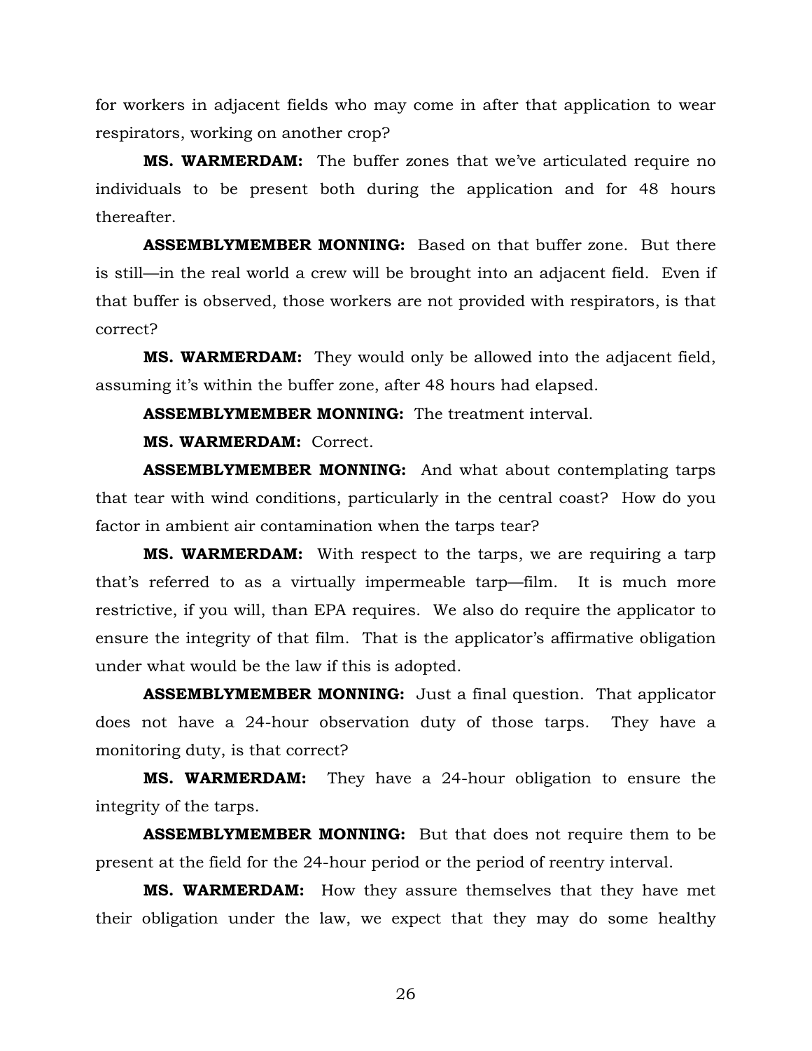for workers in adjacent fields who may come in after that application to wear respirators, working on another crop?

**MS. WARMERDAM:** The buffer zones that we've articulated require no individuals to be present both during the application and for 48 hours thereafter.

**ASSEMBLYMEMBER MONNING:** Based on that buffer zone. But there is still—in the real world a crew will be brought into an adjacent field. Even if that buffer is observed, those workers are not provided with respirators, is that correct?

**MS. WARMERDAM:** They would only be allowed into the adjacent field, assuming it's within the buffer zone, after 48 hours had elapsed.

**ASSEMBLYMEMBER MONNING:** The treatment interval.

**MS. WARMERDAM:** Correct.

**ASSEMBLYMEMBER MONNING:** And what about contemplating tarps that tear with wind conditions, particularly in the central coast? How do you factor in ambient air contamination when the tarps tear?

**MS. WARMERDAM:** With respect to the tarps, we are requiring a tarp that's referred to as a virtually impermeable tarp—film. It is much more restrictive, if you will, than EPA requires. We also do require the applicator to ensure the integrity of that film. That is the applicator's affirmative obligation under what would be the law if this is adopted.

**ASSEMBLYMEMBER MONNING:** Just a final question. That applicator does not have a 24-hour observation duty of those tarps. They have a monitoring duty, is that correct?

**MS. WARMERDAM:** They have a 24-hour obligation to ensure the integrity of the tarps.

**ASSEMBLYMEMBER MONNING:** But that does not require them to be present at the field for the 24-hour period or the period of reentry interval.

**MS. WARMERDAM:** How they assure themselves that they have met their obligation under the law, we expect that they may do some healthy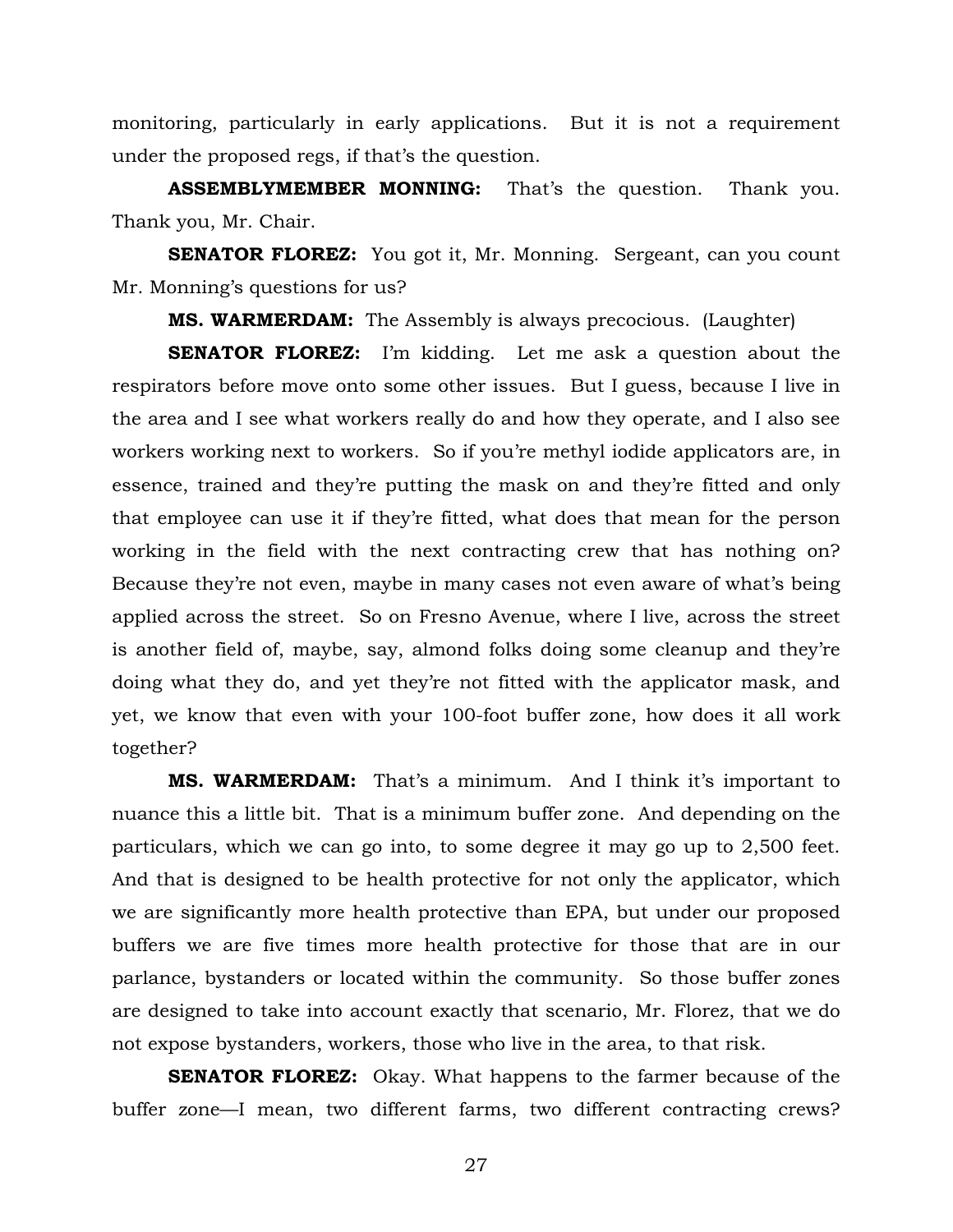monitoring, particularly in early applications. But it is not a requirement under the proposed regs, if that's the question.

**ASSEMBLYMEMBER MONNING:** That's the question. Thank you. Thank you, Mr. Chair.

**SENATOR FLOREZ:** You got it, Mr. Monning. Sergeant, can you count Mr. Monning's questions for us?

**MS. WARMERDAM:** The Assembly is always precocious. (Laughter)

**SENATOR FLOREZ:** I'm kidding. Let me ask a question about the respirators before move onto some other issues. But I guess, because I live in the area and I see what workers really do and how they operate, and I also see workers working next to workers. So if you're methyl iodide applicators are, in essence, trained and they're putting the mask on and they're fitted and only that employee can use it if they're fitted, what does that mean for the person working in the field with the next contracting crew that has nothing on? Because they're not even, maybe in many cases not even aware of what's being applied across the street. So on Fresno Avenue, where I live, across the street is another field of, maybe, say, almond folks doing some cleanup and they're doing what they do, and yet they're not fitted with the applicator mask, and yet, we know that even with your 100-foot buffer zone, how does it all work together?

**MS. WARMERDAM:** That's a minimum. And I think it's important to nuance this a little bit. That is a minimum buffer zone. And depending on the particulars, which we can go into, to some degree it may go up to 2,500 feet. And that is designed to be health protective for not only the applicator, which we are significantly more health protective than EPA, but under our proposed buffers we are five times more health protective for those that are in our parlance, bystanders or located within the community. So those buffer zones are designed to take into account exactly that scenario, Mr. Florez, that we do not expose bystanders, workers, those who live in the area, to that risk.

**SENATOR FLOREZ:** Okay. What happens to the farmer because of the buffer zone—I mean, two different farms, two different contracting crews?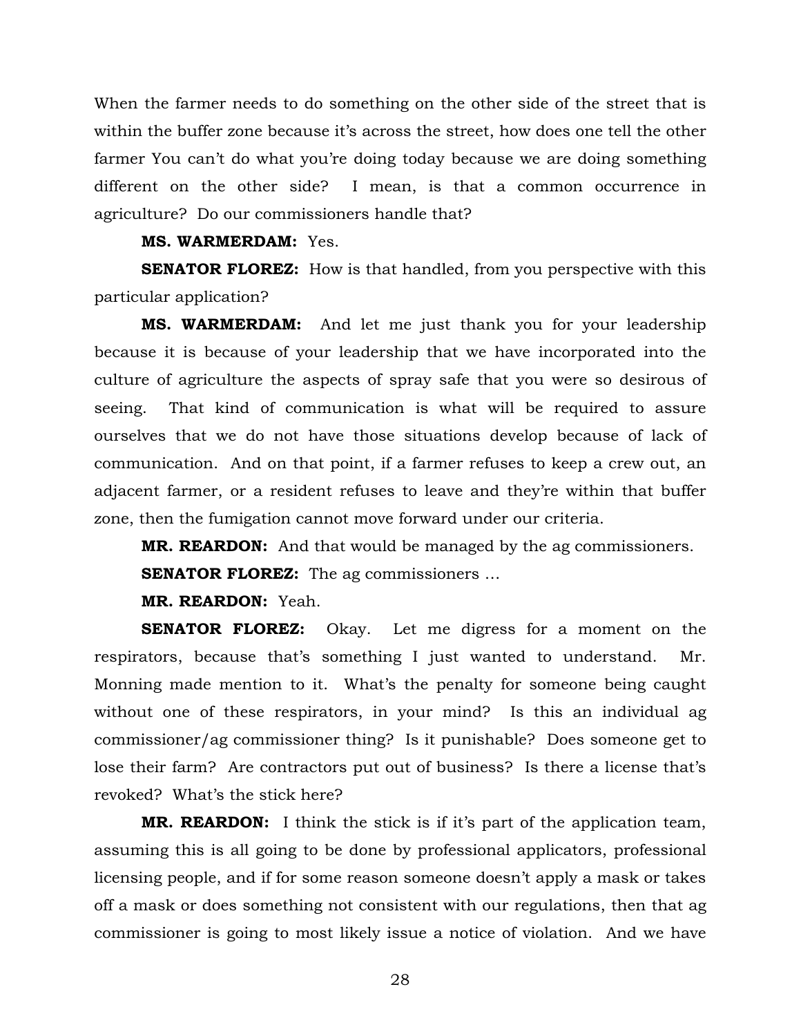When the farmer needs to do something on the other side of the street that is within the buffer zone because it's across the street, how does one tell the other farmer You can't do what you're doing today because we are doing something different on the other side? I mean, is that a common occurrence in agriculture? Do our commissioners handle that?

**MS. WARMERDAM:** Yes.

**SENATOR FLOREZ:** How is that handled, from you perspective with this particular application?

**MS. WARMERDAM:** And let me just thank you for your leadership because it is because of your leadership that we have incorporated into the culture of agriculture the aspects of spray safe that you were so desirous of seeing. That kind of communication is what will be required to assure ourselves that we do not have those situations develop because of lack of communication. And on that point, if a farmer refuses to keep a crew out, an adjacent farmer, or a resident refuses to leave and they're within that buffer zone, then the fumigation cannot move forward under our criteria.

**MR. REARDON:** And that would be managed by the ag commissioners.

**SENATOR FLOREZ:** The ag commissioners …

**MR. REARDON:** Yeah.

**SENATOR FLOREZ:** Okay. Let me digress for a moment on the respirators, because that's something I just wanted to understand. Mr. Monning made mention to it. What's the penalty for someone being caught without one of these respirators, in your mind? Is this an individual ag commissioner/ag commissioner thing? Is it punishable? Does someone get to lose their farm? Are contractors put out of business? Is there a license that's revoked? What's the stick here?

**MR. REARDON:** I think the stick is if it's part of the application team, assuming this is all going to be done by professional applicators, professional licensing people, and if for some reason someone doesn't apply a mask or takes off a mask or does something not consistent with our regulations, then that ag commissioner is going to most likely issue a notice of violation. And we have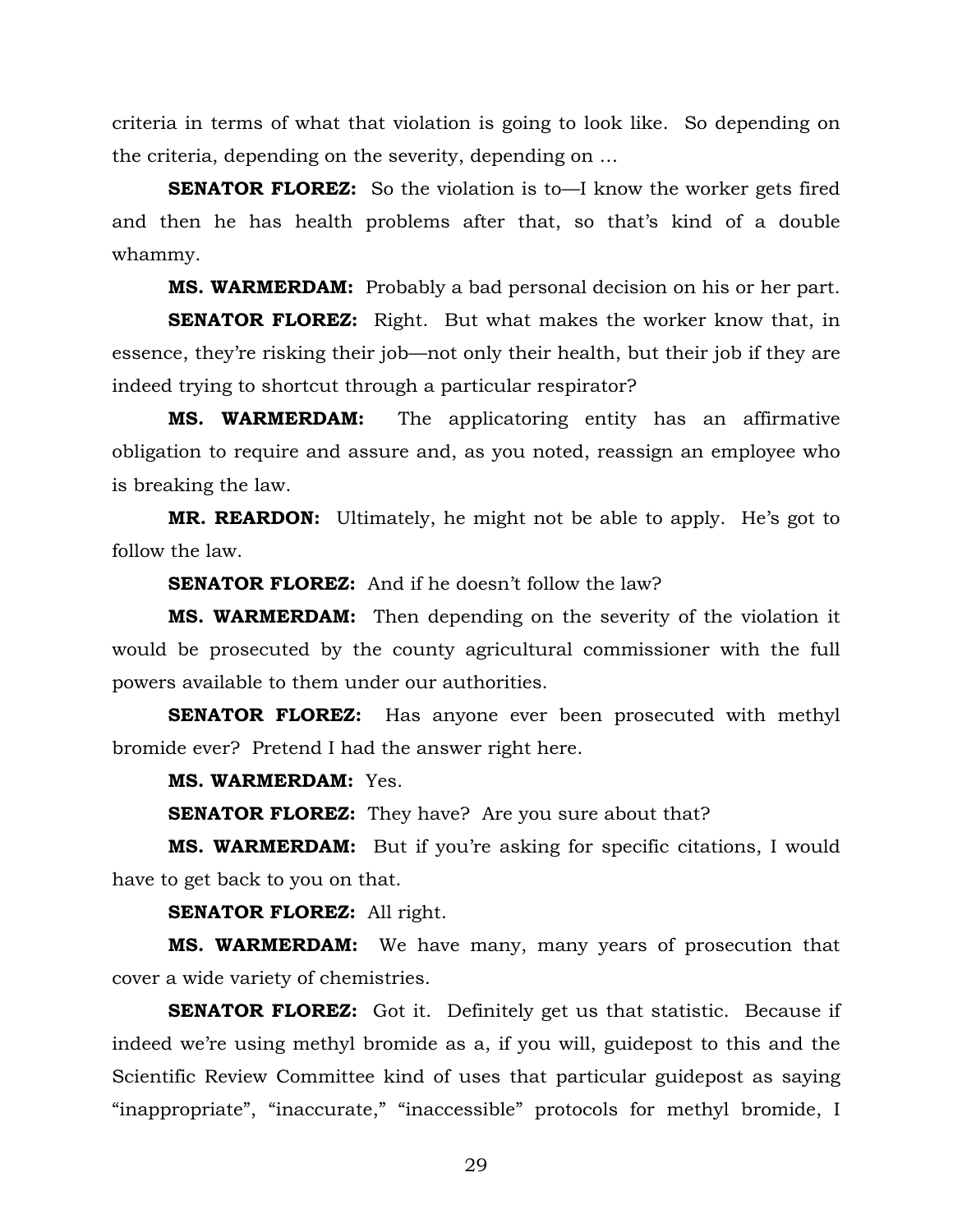criteria in terms of what that violation is going to look like. So depending on the criteria, depending on the severity, depending on …

**SENATOR FLOREZ:** So the violation is to—I know the worker gets fired and then he has health problems after that, so that's kind of a double whammy.

**MS. WARMERDAM:** Probably a bad personal decision on his or her part.

**SENATOR FLOREZ:** Right. But what makes the worker know that, in essence, they're risking their job—not only their health, but their job if they are indeed trying to shortcut through a particular respirator?

**MS. WARMERDAM:** The applicatoring entity has an affirmative obligation to require and assure and, as you noted, reassign an employee who is breaking the law.

**MR. REARDON:** Ultimately, he might not be able to apply. He's got to follow the law.

**SENATOR FLOREZ:** And if he doesn't follow the law?

**MS. WARMERDAM:** Then depending on the severity of the violation it would be prosecuted by the county agricultural commissioner with the full powers available to them under our authorities.

**SENATOR FLOREZ:** Has anyone ever been prosecuted with methyl bromide ever? Pretend I had the answer right here.

**MS. WARMERDAM:** Yes.

**SENATOR FLOREZ:** They have? Are you sure about that?

**MS. WARMERDAM:** But if you're asking for specific citations, I would have to get back to you on that.

**SENATOR FLOREZ:** All right.

**MS. WARMERDAM:** We have many, many years of prosecution that cover a wide variety of chemistries.

**SENATOR FLOREZ:** Got it. Definitely get us that statistic. Because if indeed we're using methyl bromide as a, if you will, guidepost to this and the Scientific Review Committee kind of uses that particular guidepost as saying "inappropriate", "inaccurate," "inaccessible" protocols for methyl bromide, I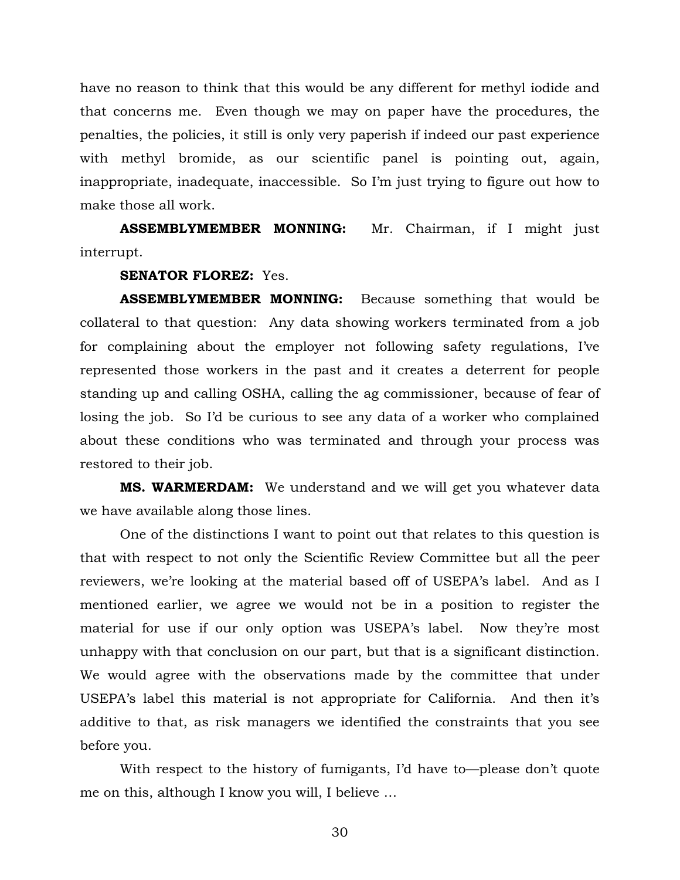have no reason to think that this would be any different for methyl iodide and that concerns me. Even though we may on paper have the procedures, the penalties, the policies, it still is only very paperish if indeed our past experience with methyl bromide, as our scientific panel is pointing out, again, inappropriate, inadequate, inaccessible. So I'm just trying to figure out how to make those all work.

**ASSEMBLYMEMBER MONNING:** Mr. Chairman, if I might just interrupt.

**SENATOR FLOREZ:** Yes.

**ASSEMBLYMEMBER MONNING:** Because something that would be collateral to that question: Any data showing workers terminated from a job for complaining about the employer not following safety regulations, I've represented those workers in the past and it creates a deterrent for people standing up and calling OSHA, calling the ag commissioner, because of fear of losing the job. So I'd be curious to see any data of a worker who complained about these conditions who was terminated and through your process was restored to their job.

**MS. WARMERDAM:** We understand and we will get you whatever data we have available along those lines.

One of the distinctions I want to point out that relates to this question is that with respect to not only the Scientific Review Committee but all the peer reviewers, we're looking at the material based off of USEPA's label. And as I mentioned earlier, we agree we would not be in a position to register the material for use if our only option was USEPA's label. Now they're most unhappy with that conclusion on our part, but that is a significant distinction. We would agree with the observations made by the committee that under USEPA's label this material is not appropriate for California. And then it's additive to that, as risk managers we identified the constraints that you see before you.

With respect to the history of fumigants, I'd have to—please don't quote me on this, although I know you will, I believe …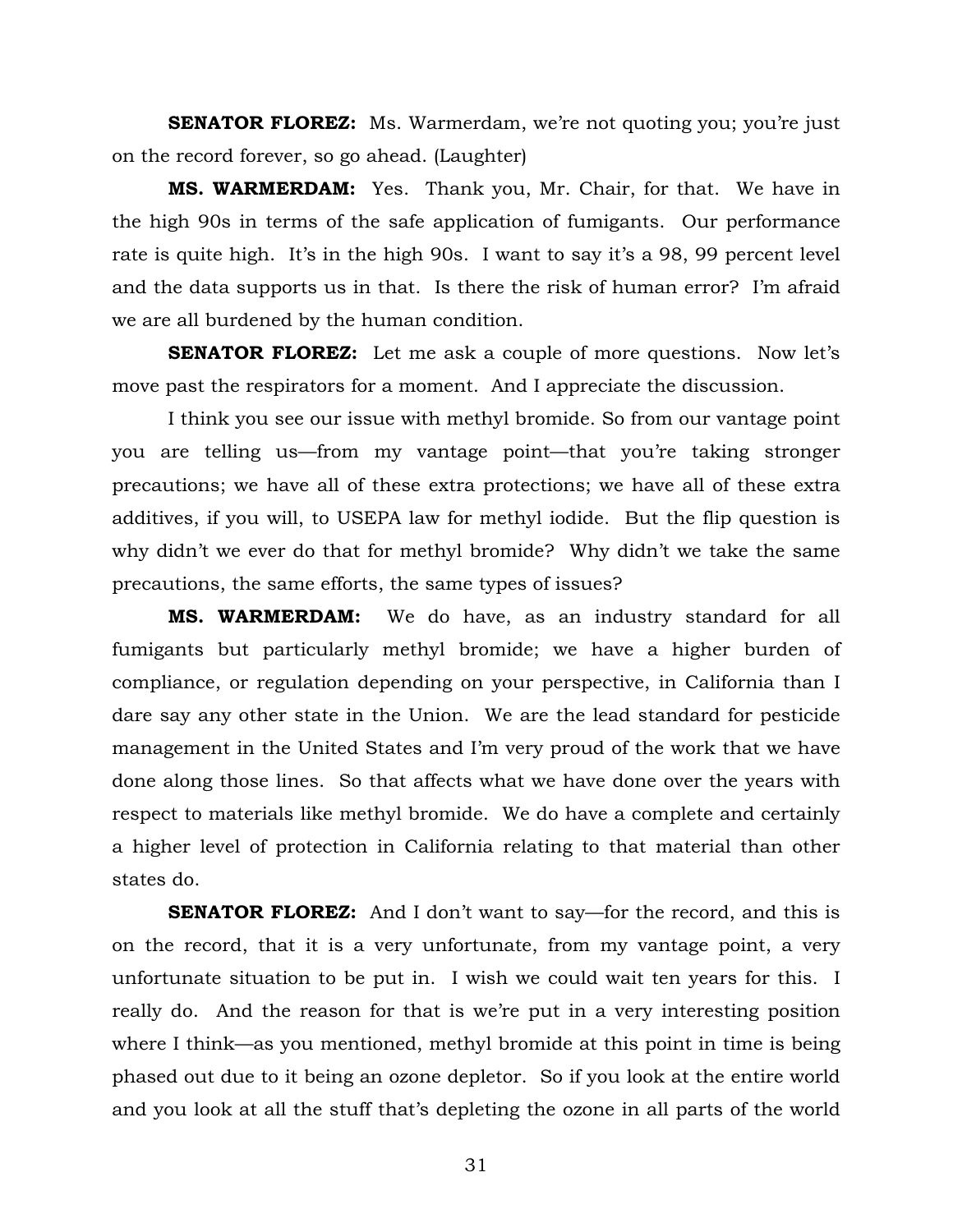**SENATOR FLOREZ:** Ms. Warmerdam, we're not quoting you; you're just on the record forever, so go ahead. (Laughter)

**MS. WARMERDAM:** Yes. Thank you, Mr. Chair, for that. We have in the high 90s in terms of the safe application of fumigants. Our performance rate is quite high. It's in the high 90s. I want to say it's a 98, 99 percent level and the data supports us in that. Is there the risk of human error? I'm afraid we are all burdened by the human condition.

**SENATOR FLOREZ:** Let me ask a couple of more questions. Now let's move past the respirators for a moment. And I appreciate the discussion.

I think you see our issue with methyl bromide. So from our vantage point you are telling us—from my vantage point—that you're taking stronger precautions; we have all of these extra protections; we have all of these extra additives, if you will, to USEPA law for methyl iodide. But the flip question is why didn't we ever do that for methyl bromide? Why didn't we take the same precautions, the same efforts, the same types of issues?

**MS. WARMERDAM:** We do have, as an industry standard for all fumigants but particularly methyl bromide; we have a higher burden of compliance, or regulation depending on your perspective, in California than I dare say any other state in the Union. We are the lead standard for pesticide management in the United States and I'm very proud of the work that we have done along those lines. So that affects what we have done over the years with respect to materials like methyl bromide. We do have a complete and certainly a higher level of protection in California relating to that material than other states do.

**SENATOR FLOREZ:** And I don't want to say—for the record, and this is on the record, that it is a very unfortunate, from my vantage point, a very unfortunate situation to be put in. I wish we could wait ten years for this. I really do. And the reason for that is we're put in a very interesting position where I think—as you mentioned, methyl bromide at this point in time is being phased out due to it being an ozone depletor. So if you look at the entire world and you look at all the stuff that's depleting the ozone in all parts of the world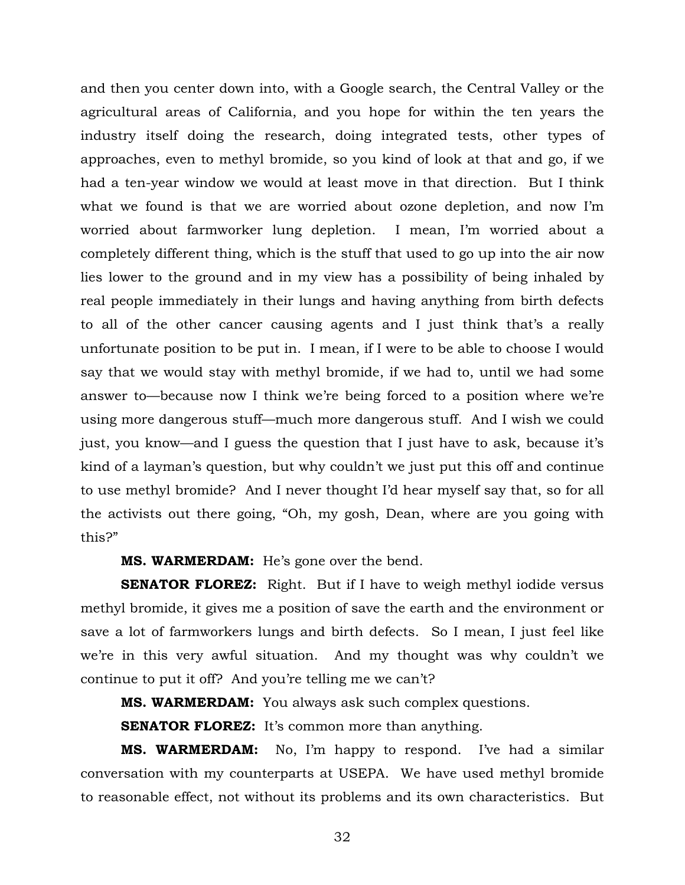and then you center down into, with a Google search, the Central Valley or the agricultural areas of California, and you hope for within the ten years the industry itself doing the research, doing integrated tests, other types of approaches, even to methyl bromide, so you kind of look at that and go, if we had a ten-year window we would at least move in that direction. But I think what we found is that we are worried about ozone depletion, and now I'm worried about farmworker lung depletion. I mean, I'm worried about a completely different thing, which is the stuff that used to go up into the air now lies lower to the ground and in my view has a possibility of being inhaled by real people immediately in their lungs and having anything from birth defects to all of the other cancer causing agents and I just think that's a really unfortunate position to be put in. I mean, if I were to be able to choose I would say that we would stay with methyl bromide, if we had to, until we had some answer to—because now I think we're being forced to a position where we're using more dangerous stuff—much more dangerous stuff. And I wish we could just, you know—and I guess the question that I just have to ask, because it's kind of a layman's question, but why couldn't we just put this off and continue to use methyl bromide? And I never thought I'd hear myself say that, so for all the activists out there going, "Oh, my gosh, Dean, where are you going with this?"

**MS. WARMERDAM:** He's gone over the bend.

**SENATOR FLOREZ:** Right. But if I have to weigh methyl iodide versus methyl bromide, it gives me a position of save the earth and the environment or save a lot of farmworkers lungs and birth defects. So I mean, I just feel like we're in this very awful situation. And my thought was why couldn't we continue to put it off? And you're telling me we can't?

**MS. WARMERDAM:** You always ask such complex questions.

**SENATOR FLOREZ:** It's common more than anything.

**MS. WARMERDAM:** No, I'm happy to respond. I've had a similar conversation with my counterparts at USEPA. We have used methyl bromide to reasonable effect, not without its problems and its own characteristics. But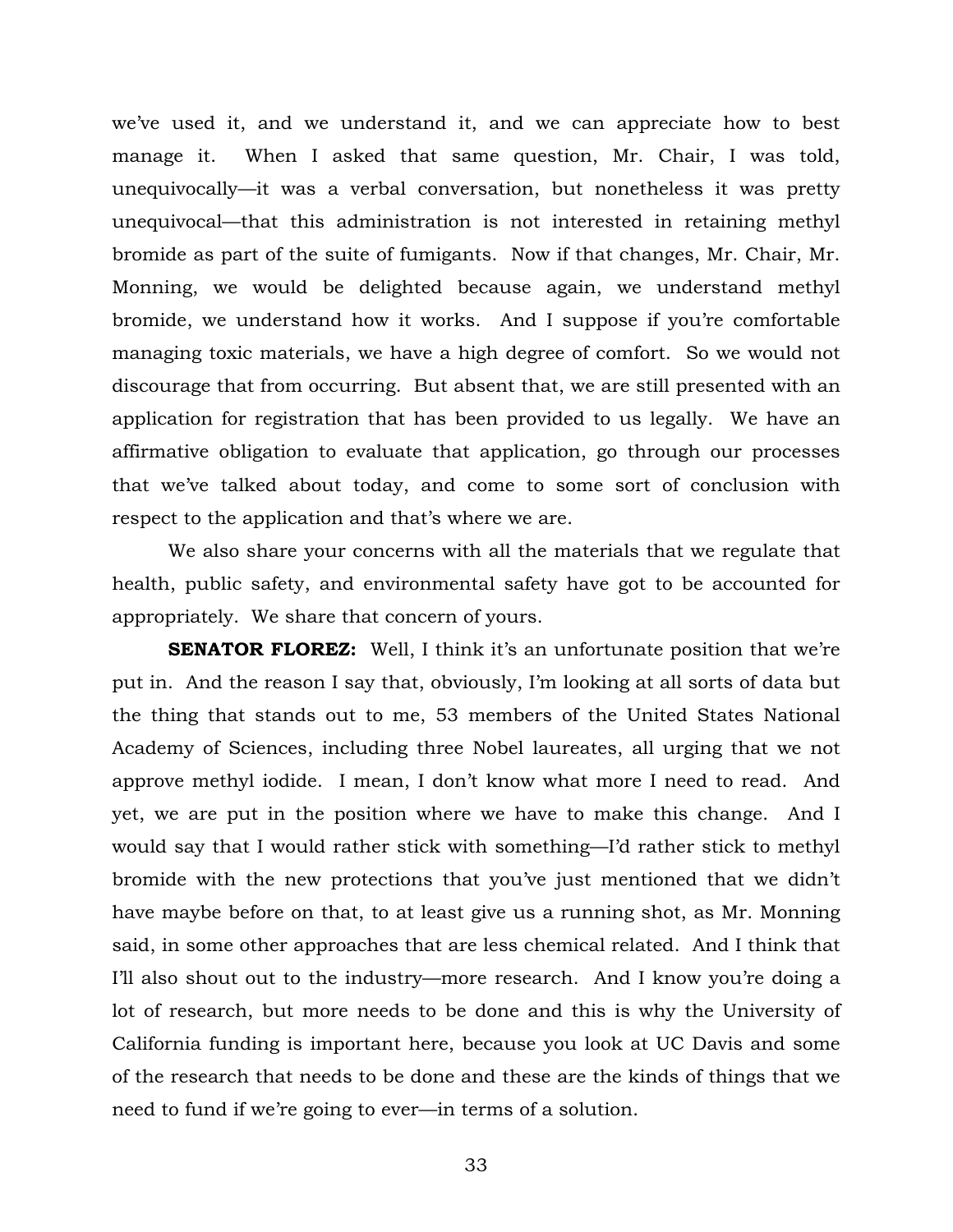we've used it, and we understand it, and we can appreciate how to best manage it. When I asked that same question, Mr. Chair, I was told, unequivocally—it was a verbal conversation, but nonetheless it was pretty unequivocal—that this administration is not interested in retaining methyl bromide as part of the suite of fumigants. Now if that changes, Mr. Chair, Mr. Monning, we would be delighted because again, we understand methyl bromide, we understand how it works. And I suppose if you're comfortable managing toxic materials, we have a high degree of comfort. So we would not discourage that from occurring. But absent that, we are still presented with an application for registration that has been provided to us legally. We have an affirmative obligation to evaluate that application, go through our processes that we've talked about today, and come to some sort of conclusion with respect to the application and that's where we are.

We also share your concerns with all the materials that we regulate that health, public safety, and environmental safety have got to be accounted for appropriately. We share that concern of yours.

**SENATOR FLOREZ:** Well, I think it's an unfortunate position that we're put in. And the reason I say that, obviously, I'm looking at all sorts of data but the thing that stands out to me, 53 members of the United States National Academy of Sciences, including three Nobel laureates, all urging that we not approve methyl iodide. I mean, I don't know what more I need to read. And yet, we are put in the position where we have to make this change. And I would say that I would rather stick with something—I'd rather stick to methyl bromide with the new protections that you've just mentioned that we didn't have maybe before on that, to at least give us a running shot, as Mr. Monning said, in some other approaches that are less chemical related. And I think that I'll also shout out to the industry—more research. And I know you're doing a lot of research, but more needs to be done and this is why the University of California funding is important here, because you look at UC Davis and some of the research that needs to be done and these are the kinds of things that we need to fund if we're going to ever—in terms of a solution.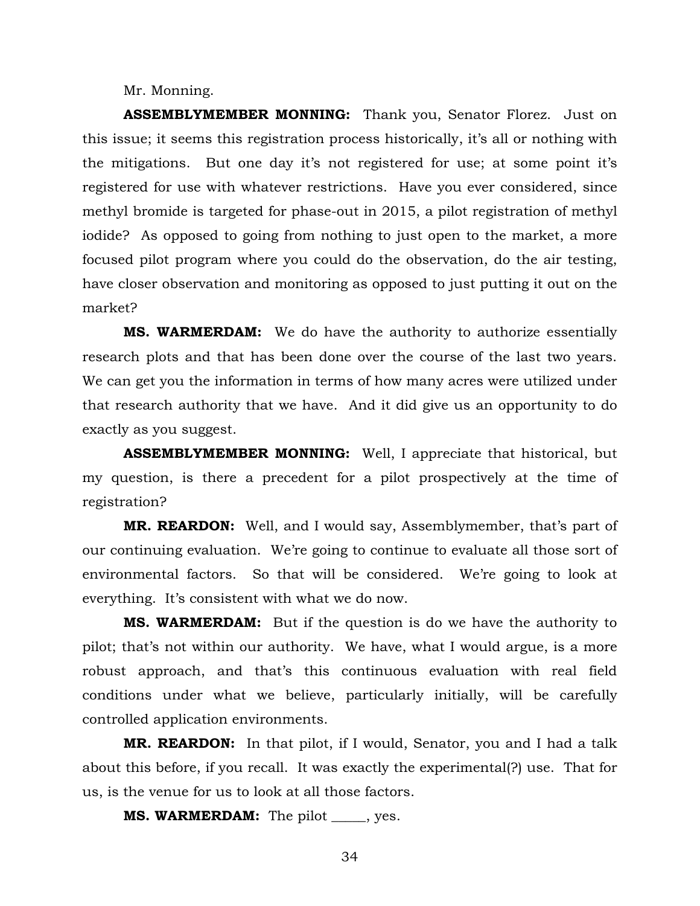Mr. Monning.

**ASSEMBLYMEMBER MONNING:** Thank you, Senator Florez. Just on this issue; it seems this registration process historically, it's all or nothing with the mitigations. But one day it's not registered for use; at some point it's registered for use with whatever restrictions. Have you ever considered, since methyl bromide is targeted for phase-out in 2015, a pilot registration of methyl iodide? As opposed to going from nothing to just open to the market, a more focused pilot program where you could do the observation, do the air testing, have closer observation and monitoring as opposed to just putting it out on the market?

**MS. WARMERDAM:** We do have the authority to authorize essentially research plots and that has been done over the course of the last two years. We can get you the information in terms of how many acres were utilized under that research authority that we have. And it did give us an opportunity to do exactly as you suggest.

**ASSEMBLYMEMBER MONNING:** Well, I appreciate that historical, but my question, is there a precedent for a pilot prospectively at the time of registration?

**MR. REARDON:** Well, and I would say, Assemblymember, that's part of our continuing evaluation. We're going to continue to evaluate all those sort of environmental factors. So that will be considered. We're going to look at everything. It's consistent with what we do now.

**MS. WARMERDAM:** But if the question is do we have the authority to pilot; that's not within our authority. We have, what I would argue, is a more robust approach, and that's this continuous evaluation with real field conditions under what we believe, particularly initially, will be carefully controlled application environments.

**MR. REARDON:** In that pilot, if I would, Senator, you and I had a talk about this before, if you recall. It was exactly the experimental(?) use. That for us, is the venue for us to look at all those factors.

**MS. WARMERDAM:** The pilot _____, yes.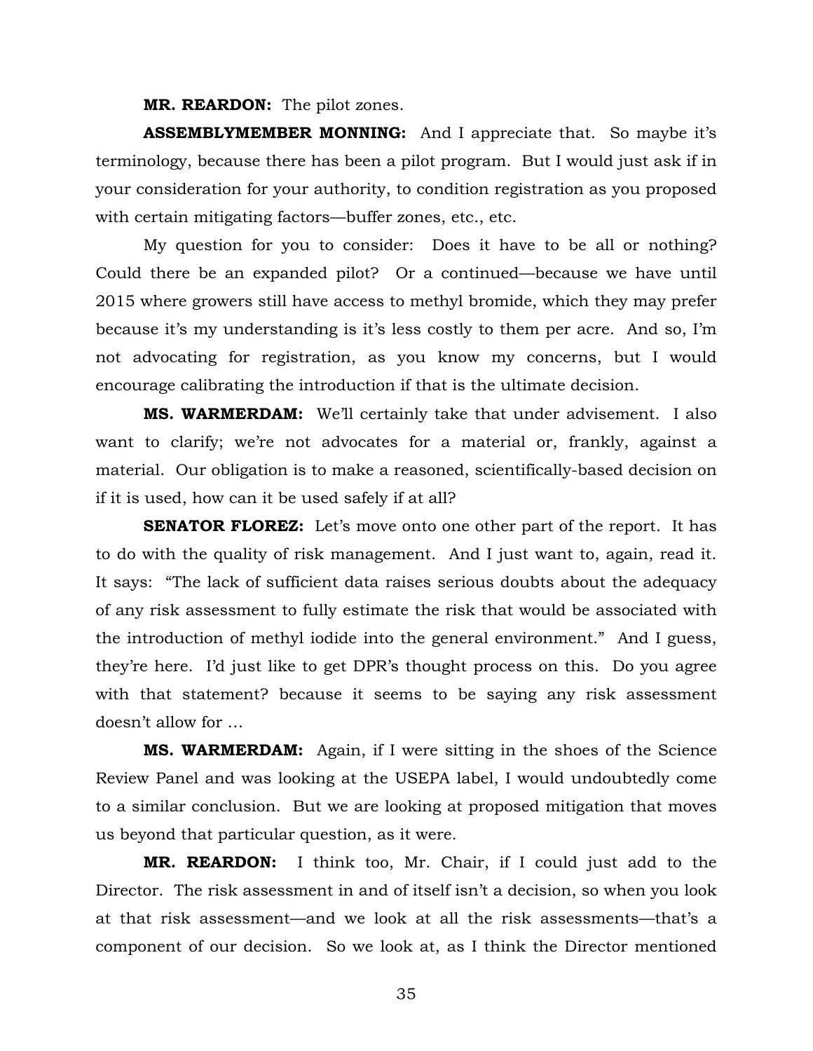**MR. REARDON:** The pilot zones.

**ASSEMBLYMEMBER MONNING:** And I appreciate that. So maybe it's terminology, because there has been a pilot program. But I would just ask if in your consideration for your authority, to condition registration as you proposed with certain mitigating factors—buffer zones, etc., etc.

My question for you to consider: Does it have to be all or nothing? Could there be an expanded pilot? Or a continued—because we have until 2015 where growers still have access to methyl bromide, which they may prefer because it's my understanding is it's less costly to them per acre. And so, I'm not advocating for registration, as you know my concerns, but I would encourage calibrating the introduction if that is the ultimate decision.

**MS. WARMERDAM:** We'll certainly take that under advisement. I also want to clarify; we're not advocates for a material or, frankly, against a material. Our obligation is to make a reasoned, scientifically-based decision on if it is used, how can it be used safely if at all?

**SENATOR FLOREZ:** Let's move onto one other part of the report. It has to do with the quality of risk management. And I just want to, again, read it. It says: "The lack of sufficient data raises serious doubts about the adequacy of any risk assessment to fully estimate the risk that would be associated with the introduction of methyl iodide into the general environment." And I guess, they're here. I'd just like to get DPR's thought process on this. Do you agree with that statement? because it seems to be saying any risk assessment doesn't allow for …

**MS. WARMERDAM:** Again, if I were sitting in the shoes of the Science Review Panel and was looking at the USEPA label, I would undoubtedly come to a similar conclusion. But we are looking at proposed mitigation that moves us beyond that particular question, as it were.

**MR. REARDON:** I think too, Mr. Chair, if I could just add to the Director. The risk assessment in and of itself isn't a decision, so when you look at that risk assessment—and we look at all the risk assessments—that's a component of our decision. So we look at, as I think the Director mentioned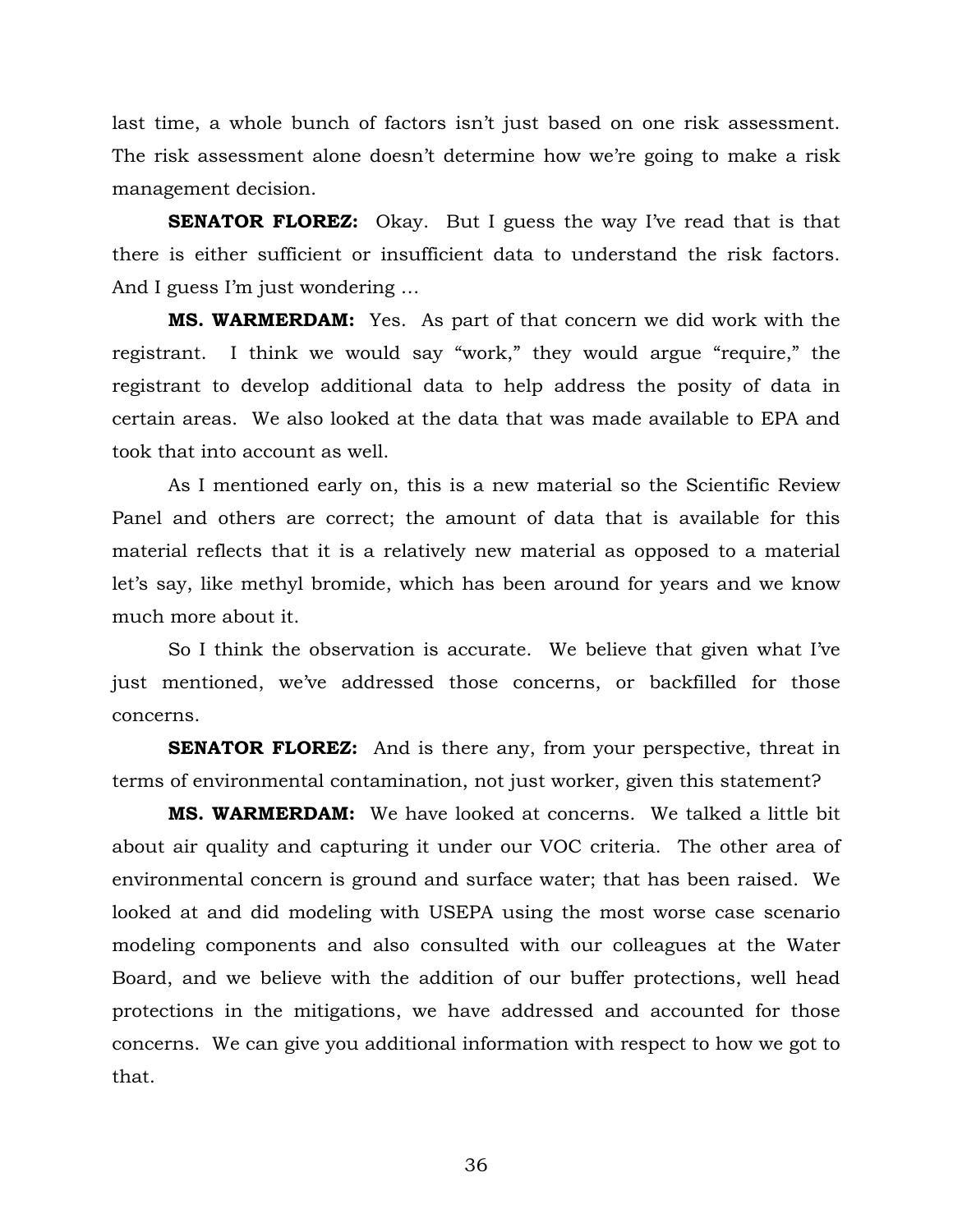last time, a whole bunch of factors isn't just based on one risk assessment. The risk assessment alone doesn't determine how we're going to make a risk management decision.

**SENATOR FLOREZ:** Okay. But I guess the way I've read that is that there is either sufficient or insufficient data to understand the risk factors. And I guess I'm just wondering …

**MS. WARMERDAM:** Yes. As part of that concern we did work with the registrant. I think we would say "work," they would argue "require," the registrant to develop additional data to help address the posity of data in certain areas. We also looked at the data that was made available to EPA and took that into account as well.

As I mentioned early on, this is a new material so the Scientific Review Panel and others are correct; the amount of data that is available for this material reflects that it is a relatively new material as opposed to a material let's say, like methyl bromide, which has been around for years and we know much more about it.

So I think the observation is accurate. We believe that given what I've just mentioned, we've addressed those concerns, or backfilled for those concerns.

**SENATOR FLOREZ:** And is there any, from your perspective, threat in terms of environmental contamination, not just worker, given this statement?

**MS. WARMERDAM:** We have looked at concerns. We talked a little bit about air quality and capturing it under our VOC criteria. The other area of environmental concern is ground and surface water; that has been raised. We looked at and did modeling with USEPA using the most worse case scenario modeling components and also consulted with our colleagues at the Water Board, and we believe with the addition of our buffer protections, well head protections in the mitigations, we have addressed and accounted for those concerns. We can give you additional information with respect to how we got to that.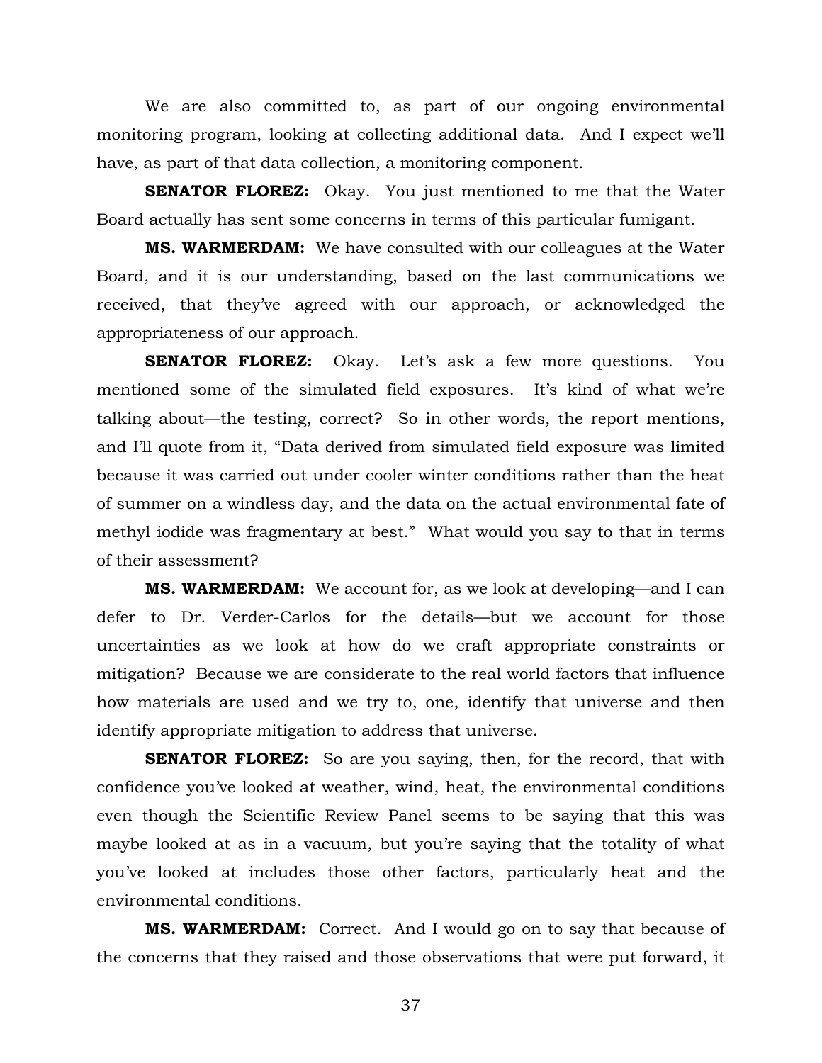We are also committed to, as part of our ongoing environmental monitoring program, looking at collecting additional data. And I expect we'll have, as part of that data collection, a monitoring component.

**SENATOR FLOREZ:** Okay. You just mentioned to me that the Water Board actually has sent some concerns in terms of this particular fumigant.

**MS. WARMERDAM:** We have consulted with our colleagues at the Water Board, and it is our understanding, based on the last communications we received, that they've agreed with our approach, or acknowledged the appropriateness of our approach.

**SENATOR FLOREZ:** Okay. Let's ask a few more questions. You mentioned some of the simulated field exposures. It's kind of what we're talking about—the testing, correct? So in other words, the report mentions, and I'll quote from it, "Data derived from simulated field exposure was limited because it was carried out under cooler winter conditions rather than the heat of summer on a windless day, and the data on the actual environmental fate of methyl iodide was fragmentary at best." What would you say to that in terms of their assessment?

**MS. WARMERDAM:** We account for, as we look at developing—and I can defer to Dr. Verder-Carlos for the details—but we account for those uncertainties as we look at how do we craft appropriate constraints or mitigation? Because we are considerate to the real world factors that influence how materials are used and we try to, one, identify that universe and then identify appropriate mitigation to address that universe.

**SENATOR FLOREZ:** So are you saying, then, for the record, that with confidence you've looked at weather, wind, heat, the environmental conditions even though the Scientific Review Panel seems to be saying that this was maybe looked at as in a vacuum, but you're saying that the totality of what you've looked at includes those other factors, particularly heat and the environmental conditions.

**MS. WARMERDAM:** Correct. And I would go on to say that because of the concerns that they raised and those observations that were put forward, it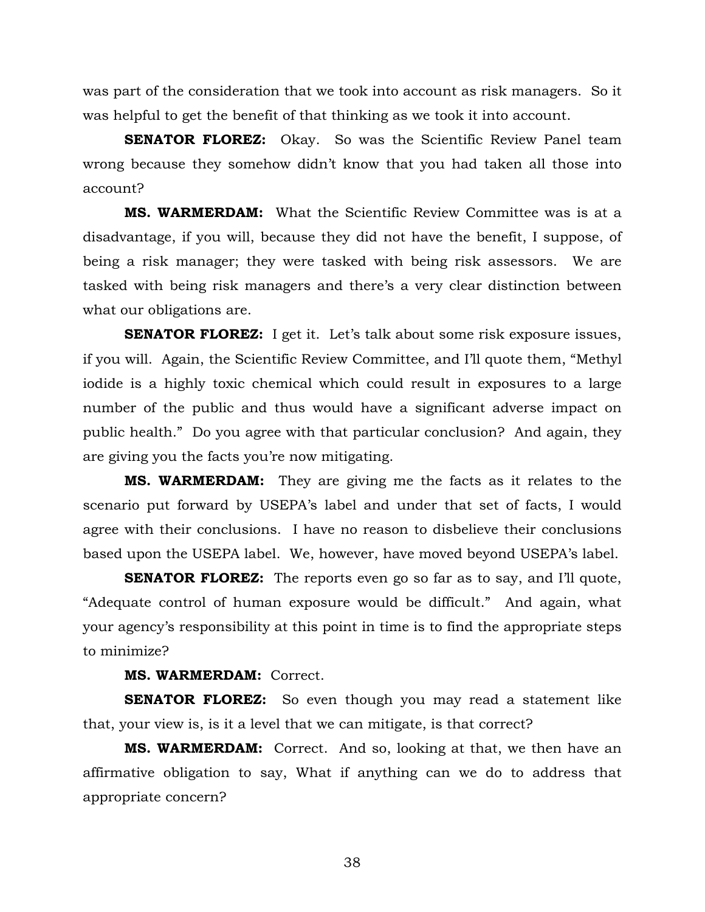was part of the consideration that we took into account as risk managers. So it was helpful to get the benefit of that thinking as we took it into account.

**SENATOR FLOREZ:** Okay. So was the Scientific Review Panel team wrong because they somehow didn't know that you had taken all those into account?

**MS. WARMERDAM:** What the Scientific Review Committee was is at a disadvantage, if you will, because they did not have the benefit, I suppose, of being a risk manager; they were tasked with being risk assessors. We are tasked with being risk managers and there's a very clear distinction between what our obligations are.

**SENATOR FLOREZ:** I get it. Let's talk about some risk exposure issues, if you will. Again, the Scientific Review Committee, and I'll quote them, "Methyl iodide is a highly toxic chemical which could result in exposures to a large number of the public and thus would have a significant adverse impact on public health." Do you agree with that particular conclusion? And again, they are giving you the facts you're now mitigating.

**MS. WARMERDAM:** They are giving me the facts as it relates to the scenario put forward by USEPA's label and under that set of facts, I would agree with their conclusions. I have no reason to disbelieve their conclusions based upon the USEPA label. We, however, have moved beyond USEPA's label.

**SENATOR FLOREZ:** The reports even go so far as to say, and I'll quote, "Adequate control of human exposure would be difficult." And again, what your agency's responsibility at this point in time is to find the appropriate steps to minimize?

**MS. WARMERDAM:** Correct.

**SENATOR FLOREZ:** So even though you may read a statement like that, your view is, is it a level that we can mitigate, is that correct?

**MS. WARMERDAM:** Correct. And so, looking at that, we then have an affirmative obligation to say, What if anything can we do to address that appropriate concern?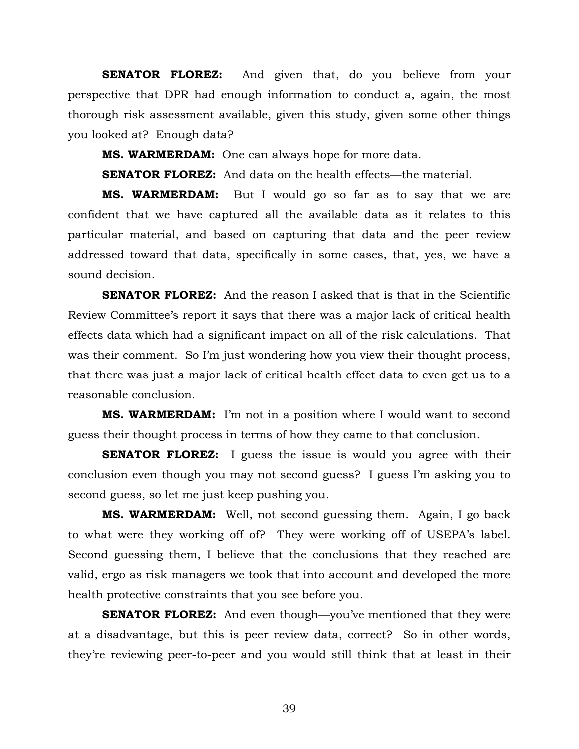**SENATOR FLOREZ:** And given that, do you believe from your perspective that DPR had enough information to conduct a, again, the most thorough risk assessment available, given this study, given some other things you looked at? Enough data?

**MS. WARMERDAM:** One can always hope for more data.

**SENATOR FLOREZ:** And data on the health effects—the material.

**MS. WARMERDAM:** But I would go so far as to say that we are confident that we have captured all the available data as it relates to this particular material, and based on capturing that data and the peer review addressed toward that data, specifically in some cases, that, yes, we have a sound decision.

**SENATOR FLOREZ:** And the reason I asked that is that in the Scientific Review Committee's report it says that there was a major lack of critical health effects data which had a significant impact on all of the risk calculations. That was their comment. So I'm just wondering how you view their thought process, that there was just a major lack of critical health effect data to even get us to a reasonable conclusion.

**MS. WARMERDAM:** I'm not in a position where I would want to second guess their thought process in terms of how they came to that conclusion.

**SENATOR FLOREZ:** I guess the issue is would you agree with their conclusion even though you may not second guess? I guess I'm asking you to second guess, so let me just keep pushing you.

**MS. WARMERDAM:** Well, not second guessing them. Again, I go back to what were they working off of? They were working off of USEPA's label. Second guessing them, I believe that the conclusions that they reached are valid, ergo as risk managers we took that into account and developed the more health protective constraints that you see before you.

**SENATOR FLOREZ:** And even though—you've mentioned that they were at a disadvantage, but this is peer review data, correct? So in other words, they're reviewing peer-to-peer and you would still think that at least in their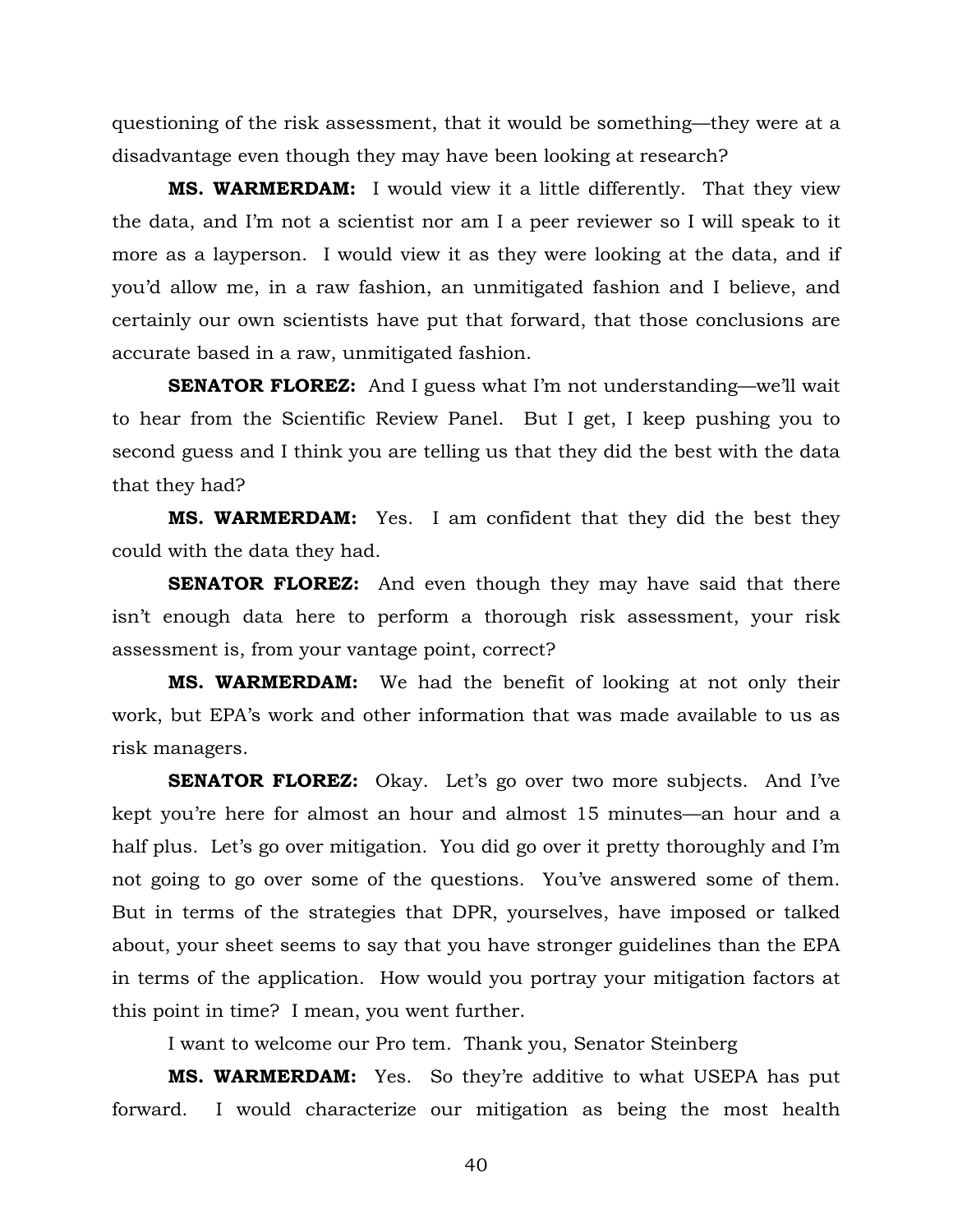questioning of the risk assessment, that it would be something—they were at a disadvantage even though they may have been looking at research?

**MS. WARMERDAM:** I would view it a little differently. That they view the data, and I'm not a scientist nor am I a peer reviewer so I will speak to it more as a layperson. I would view it as they were looking at the data, and if you'd allow me, in a raw fashion, an unmitigated fashion and I believe, and certainly our own scientists have put that forward, that those conclusions are accurate based in a raw, unmitigated fashion.

**SENATOR FLOREZ:** And I guess what I'm not understanding—we'll wait to hear from the Scientific Review Panel. But I get, I keep pushing you to second guess and I think you are telling us that they did the best with the data that they had?

**MS. WARMERDAM:** Yes. I am confident that they did the best they could with the data they had.

**SENATOR FLOREZ:** And even though they may have said that there isn't enough data here to perform a thorough risk assessment, your risk assessment is, from your vantage point, correct?

**MS. WARMERDAM:** We had the benefit of looking at not only their work, but EPA's work and other information that was made available to us as risk managers.

**SENATOR FLOREZ:** Okay. Let's go over two more subjects. And I've kept you're here for almost an hour and almost 15 minutes—an hour and a half plus. Let's go over mitigation. You did go over it pretty thoroughly and I'm not going to go over some of the questions. You've answered some of them. But in terms of the strategies that DPR, yourselves, have imposed or talked about, your sheet seems to say that you have stronger guidelines than the EPA in terms of the application. How would you portray your mitigation factors at this point in time? I mean, you went further.

I want to welcome our Pro tem. Thank you, Senator Steinberg

**MS. WARMERDAM:** Yes. So they're additive to what USEPA has put forward. I would characterize our mitigation as being the most health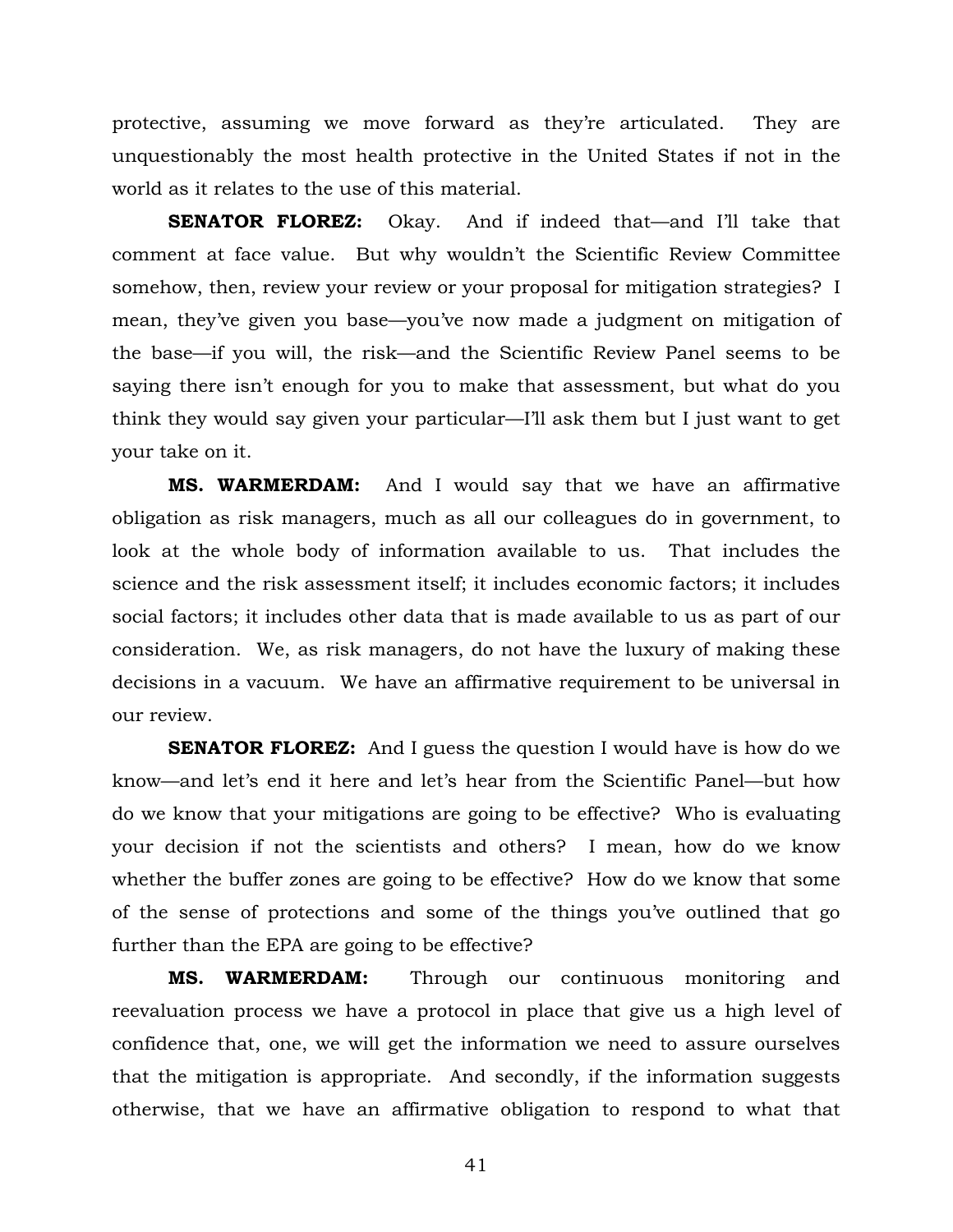protective, assuming we move forward as they're articulated. They are unquestionably the most health protective in the United States if not in the world as it relates to the use of this material.

**SENATOR FLOREZ:** Okay. And if indeed that—and I'll take that comment at face value. But why wouldn't the Scientific Review Committee somehow, then, review your review or your proposal for mitigation strategies? I mean, they've given you base—you've now made a judgment on mitigation of the base—if you will, the risk—and the Scientific Review Panel seems to be saying there isn't enough for you to make that assessment, but what do you think they would say given your particular—I'll ask them but I just want to get your take on it.

**MS. WARMERDAM:** And I would say that we have an affirmative obligation as risk managers, much as all our colleagues do in government, to look at the whole body of information available to us. That includes the science and the risk assessment itself; it includes economic factors; it includes social factors; it includes other data that is made available to us as part of our consideration. We, as risk managers, do not have the luxury of making these decisions in a vacuum. We have an affirmative requirement to be universal in our review.

**SENATOR FLOREZ:** And I guess the question I would have is how do we know—and let's end it here and let's hear from the Scientific Panel—but how do we know that your mitigations are going to be effective? Who is evaluating your decision if not the scientists and others? I mean, how do we know whether the buffer zones are going to be effective? How do we know that some of the sense of protections and some of the things you've outlined that go further than the EPA are going to be effective?

**MS. WARMERDAM:** Through our continuous monitoring and reevaluation process we have a protocol in place that give us a high level of confidence that, one, we will get the information we need to assure ourselves that the mitigation is appropriate. And secondly, if the information suggests otherwise, that we have an affirmative obligation to respond to what that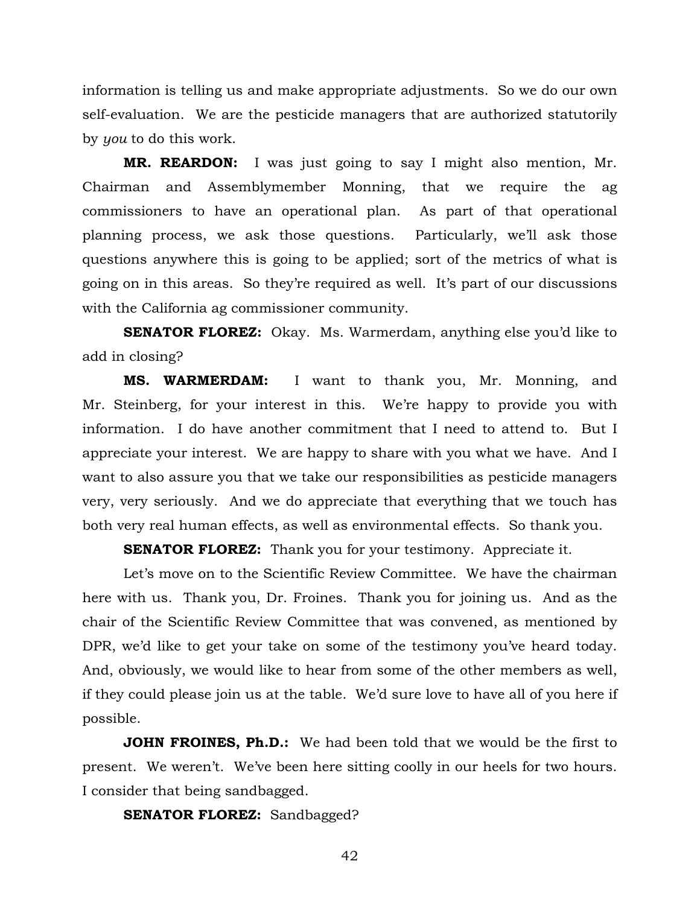information is telling us and make appropriate adjustments. So we do our own self-evaluation. We are the pesticide managers that are authorized statutorily by *you* to do this work.

**MR. REARDON:** I was just going to say I might also mention, Mr. Chairman and Assemblymember Monning, that we require the ag commissioners to have an operational plan. As part of that operational planning process, we ask those questions. Particularly, we'll ask those questions anywhere this is going to be applied; sort of the metrics of what is going on in this areas. So they're required as well. It's part of our discussions with the California ag commissioner community.

**SENATOR FLOREZ:** Okay. Ms. Warmerdam, anything else you'd like to add in closing?

**MS. WARMERDAM:** I want to thank you, Mr. Monning, and Mr. Steinberg, for your interest in this. We're happy to provide you with information. I do have another commitment that I need to attend to. But I appreciate your interest. We are happy to share with you what we have. And I want to also assure you that we take our responsibilities as pesticide managers very, very seriously. And we do appreciate that everything that we touch has both very real human effects, as well as environmental effects. So thank you.

**SENATOR FLOREZ:** Thank you for your testimony. Appreciate it.

Let's move on to the Scientific Review Committee. We have the chairman here with us. Thank you, Dr. Froines. Thank you for joining us. And as the chair of the Scientific Review Committee that was convened, as mentioned by DPR, we'd like to get your take on some of the testimony you've heard today. And, obviously, we would like to hear from some of the other members as well, if they could please join us at the table. We'd sure love to have all of you here if possible.

**JOHN FROINES, Ph.D.:** We had been told that we would be the first to present. We weren't. We've been here sitting coolly in our heels for two hours. I consider that being sandbagged.

**SENATOR FLOREZ:** Sandbagged?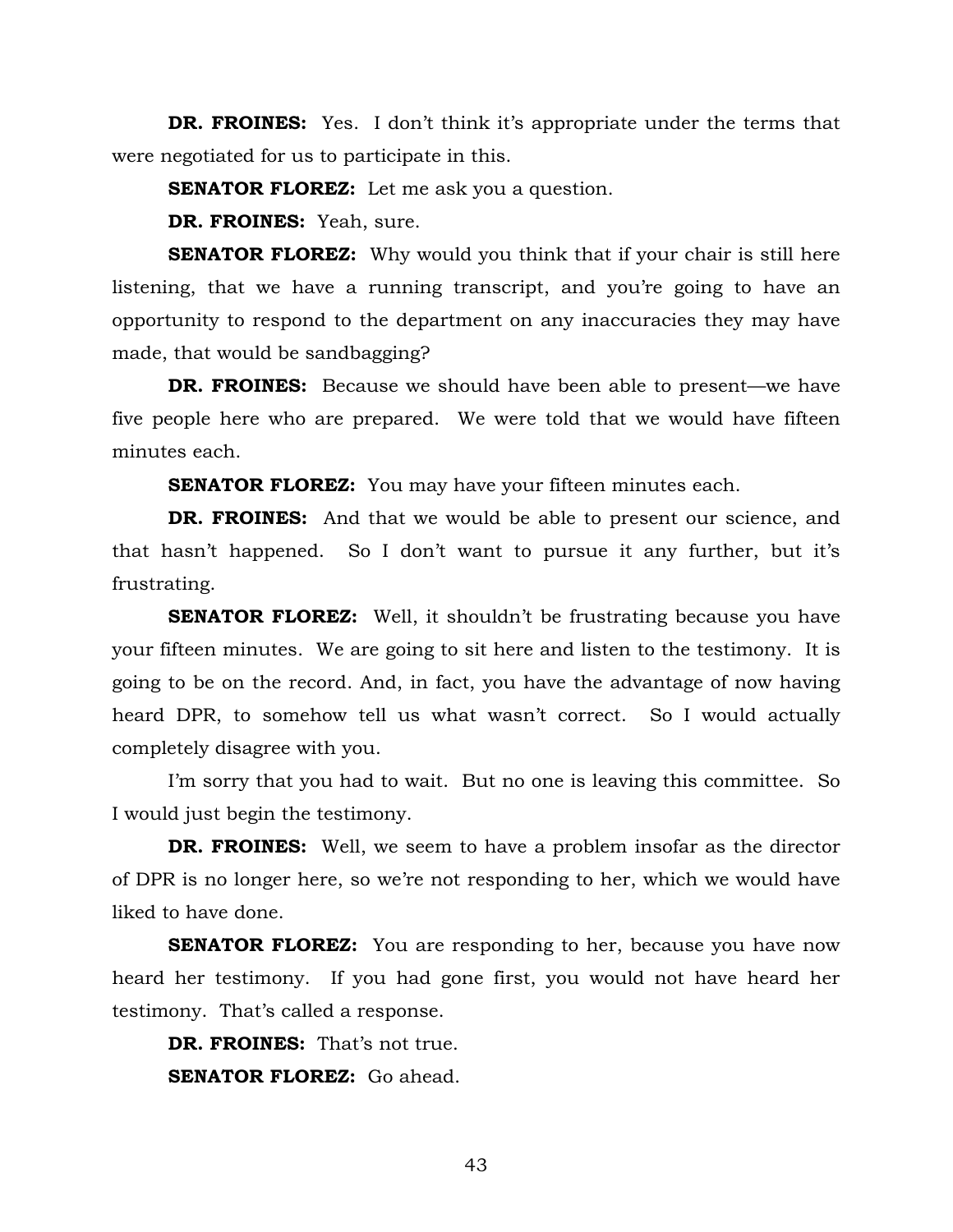**DR. FROINES:** Yes. I don't think it's appropriate under the terms that were negotiated for us to participate in this.

**SENATOR FLOREZ:** Let me ask you a question.

**DR. FROINES:** Yeah, sure.

**SENATOR FLOREZ:** Why would you think that if your chair is still here listening, that we have a running transcript, and you're going to have an opportunity to respond to the department on any inaccuracies they may have made, that would be sandbagging?

**DR. FROINES:** Because we should have been able to present—we have five people here who are prepared. We were told that we would have fifteen minutes each.

**SENATOR FLOREZ:** You may have your fifteen minutes each.

**DR. FROINES:** And that we would be able to present our science, and that hasn't happened. So I don't want to pursue it any further, but it's frustrating.

**SENATOR FLOREZ:** Well, it shouldn't be frustrating because you have your fifteen minutes. We are going to sit here and listen to the testimony. It is going to be on the record. And, in fact, you have the advantage of now having heard DPR, to somehow tell us what wasn't correct. So I would actually completely disagree with you.

I'm sorry that you had to wait. But no one is leaving this committee. So I would just begin the testimony.

**DR. FROINES:** Well, we seem to have a problem insofar as the director of DPR is no longer here, so we're not responding to her, which we would have liked to have done.

**SENATOR FLOREZ:** You are responding to her, because you have now heard her testimony. If you had gone first, you would not have heard her testimony. That's called a response.

**DR. FROINES:** That's not true.

**SENATOR FLOREZ:** Go ahead.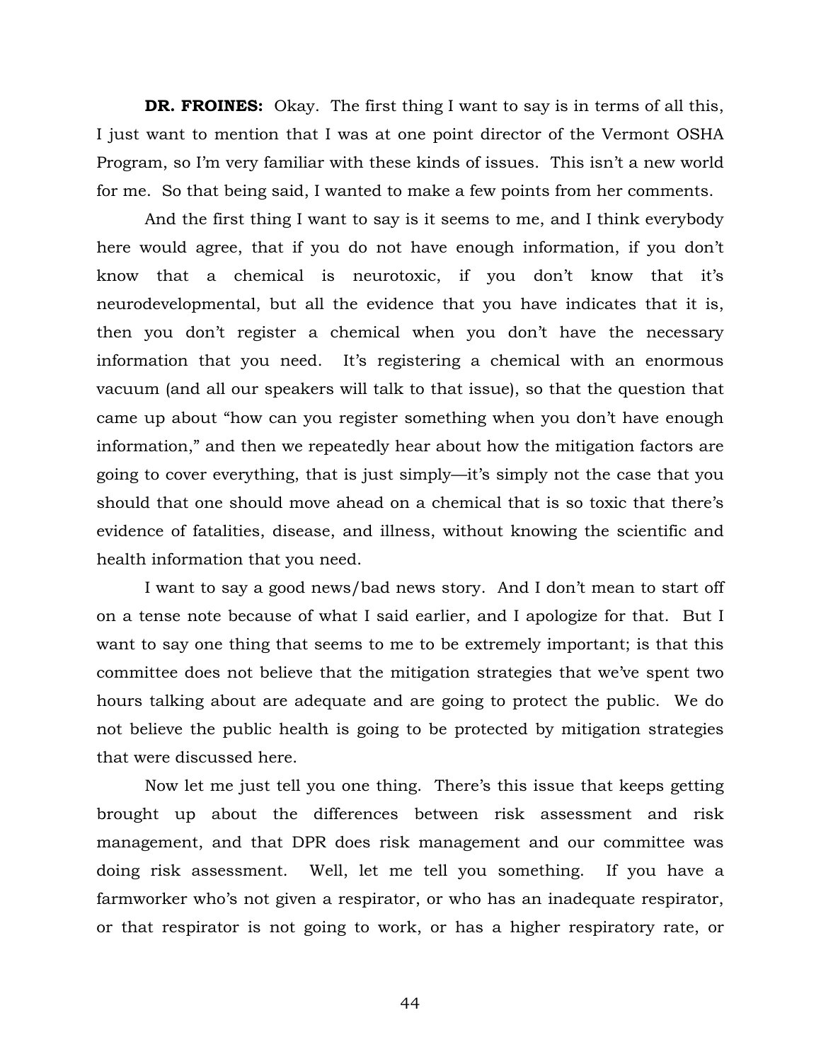**DR. FROINES:** Okay. The first thing I want to say is in terms of all this, I just want to mention that I was at one point director of the Vermont OSHA Program, so I'm very familiar with these kinds of issues. This isn't a new world for me. So that being said, I wanted to make a few points from her comments.

And the first thing I want to say is it seems to me, and I think everybody here would agree, that if you do not have enough information, if you don't know that a chemical is neurotoxic, if you don't know that it's neurodevelopmental, but all the evidence that you have indicates that it is, then you don't register a chemical when you don't have the necessary information that you need. It's registering a chemical with an enormous vacuum (and all our speakers will talk to that issue), so that the question that came up about "how can you register something when you don't have enough information," and then we repeatedly hear about how the mitigation factors are going to cover everything, that is just simply—it's simply not the case that you should that one should move ahead on a chemical that is so toxic that there's evidence of fatalities, disease, and illness, without knowing the scientific and health information that you need.

I want to say a good news/bad news story. And I don't mean to start off on a tense note because of what I said earlier, and I apologize for that. But I want to say one thing that seems to me to be extremely important; is that this committee does not believe that the mitigation strategies that we've spent two hours talking about are adequate and are going to protect the public. We do not believe the public health is going to be protected by mitigation strategies that were discussed here.

Now let me just tell you one thing. There's this issue that keeps getting brought up about the differences between risk assessment and risk management, and that DPR does risk management and our committee was doing risk assessment. Well, let me tell you something. If you have a farmworker who's not given a respirator, or who has an inadequate respirator, or that respirator is not going to work, or has a higher respiratory rate, or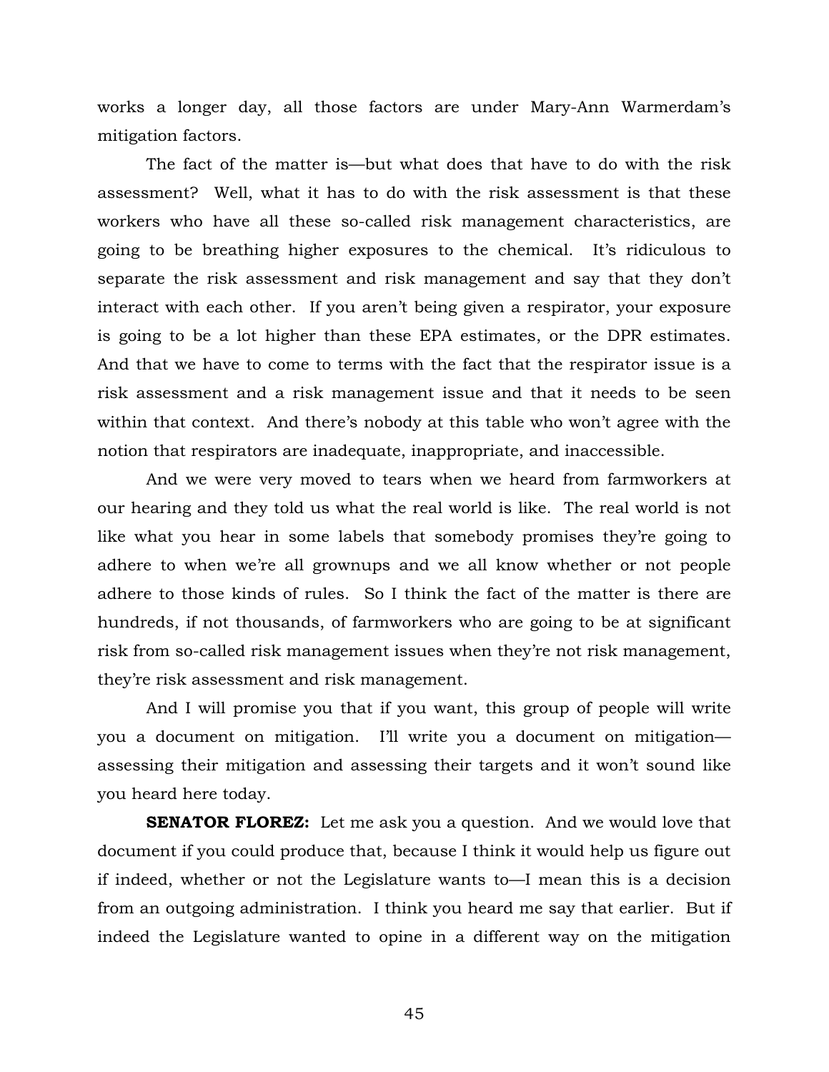works a longer day, all those factors are under Mary-Ann Warmerdam's mitigation factors.

The fact of the matter is—but what does that have to do with the risk assessment? Well, what it has to do with the risk assessment is that these workers who have all these so-called risk management characteristics, are going to be breathing higher exposures to the chemical. It's ridiculous to separate the risk assessment and risk management and say that they don't interact with each other. If you aren't being given a respirator, your exposure is going to be a lot higher than these EPA estimates, or the DPR estimates. And that we have to come to terms with the fact that the respirator issue is a risk assessment and a risk management issue and that it needs to be seen within that context. And there's nobody at this table who won't agree with the notion that respirators are inadequate, inappropriate, and inaccessible.

And we were very moved to tears when we heard from farmworkers at our hearing and they told us what the real world is like. The real world is not like what you hear in some labels that somebody promises they're going to adhere to when we're all grownups and we all know whether or not people adhere to those kinds of rules. So I think the fact of the matter is there are hundreds, if not thousands, of farmworkers who are going to be at significant risk from so-called risk management issues when they're not risk management, they're risk assessment and risk management.

And I will promise you that if you want, this group of people will write you a document on mitigation. I'll write you a document on mitigation—assessing their mitigation and assessing their targets and it won't sound like you heard here today.

**SENATOR FLOREZ:** Let me ask you a question. And we would love that document if you could produce that, because I think it would help us figure out if indeed, whether or not the Legislature wants to—I mean this is a decision from an outgoing administration. I think you heard me say that earlier. But if indeed the Legislature wanted to opine in a different way on the mitigation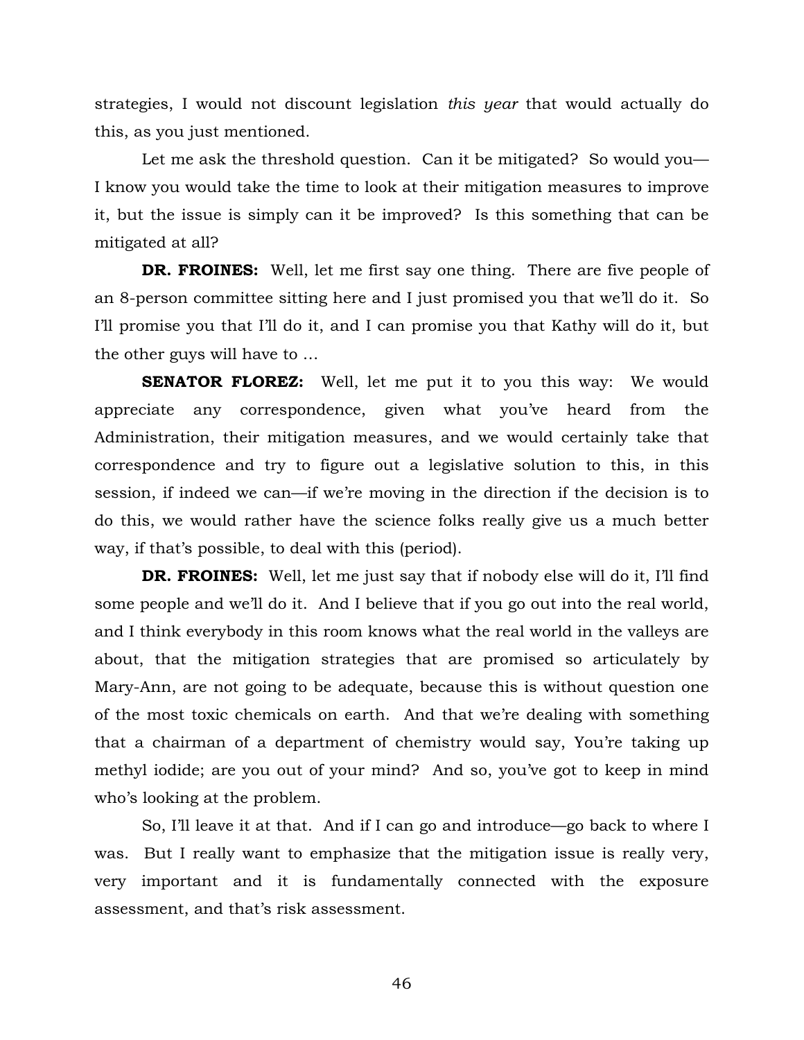strategies, I would not discount legislation *this year* that would actually do this, as you just mentioned.

Let me ask the threshold question. Can it be mitigated? So would you—I know you would take the time to look at their mitigation measures to improve it, but the issue is simply can it be improved? Is this something that can be mitigated at all?

**DR. FROINES:** Well, let me first say one thing. There are five people of an 8-person committee sitting here and I just promised you that we'll do it. So I'll promise you that I'll do it, and I can promise you that Kathy will do it, but the other guys will have to …

**SENATOR FLOREZ:** Well, let me put it to you this way: We would appreciate any correspondence, given what you've heard from the Administration, their mitigation measures, and we would certainly take that correspondence and try to figure out a legislative solution to this, in this session, if indeed we can—if we're moving in the direction if the decision is to do this, we would rather have the science folks really give us a much better way, if that's possible, to deal with this (period).

**DR. FROINES:** Well, let me just say that if nobody else will do it, I'll find some people and we'll do it. And I believe that if you go out into the real world, and I think everybody in this room knows what the real world in the valleys are about, that the mitigation strategies that are promised so articulately by Mary-Ann, are not going to be adequate, because this is without question one of the most toxic chemicals on earth. And that we're dealing with something that a chairman of a department of chemistry would say, You're taking up methyl iodide; are you out of your mind? And so, you've got to keep in mind who's looking at the problem.

So, I'll leave it at that. And if I can go and introduce—go back to where I was. But I really want to emphasize that the mitigation issue is really very, very important and it is fundamentally connected with the exposure assessment, and that's risk assessment.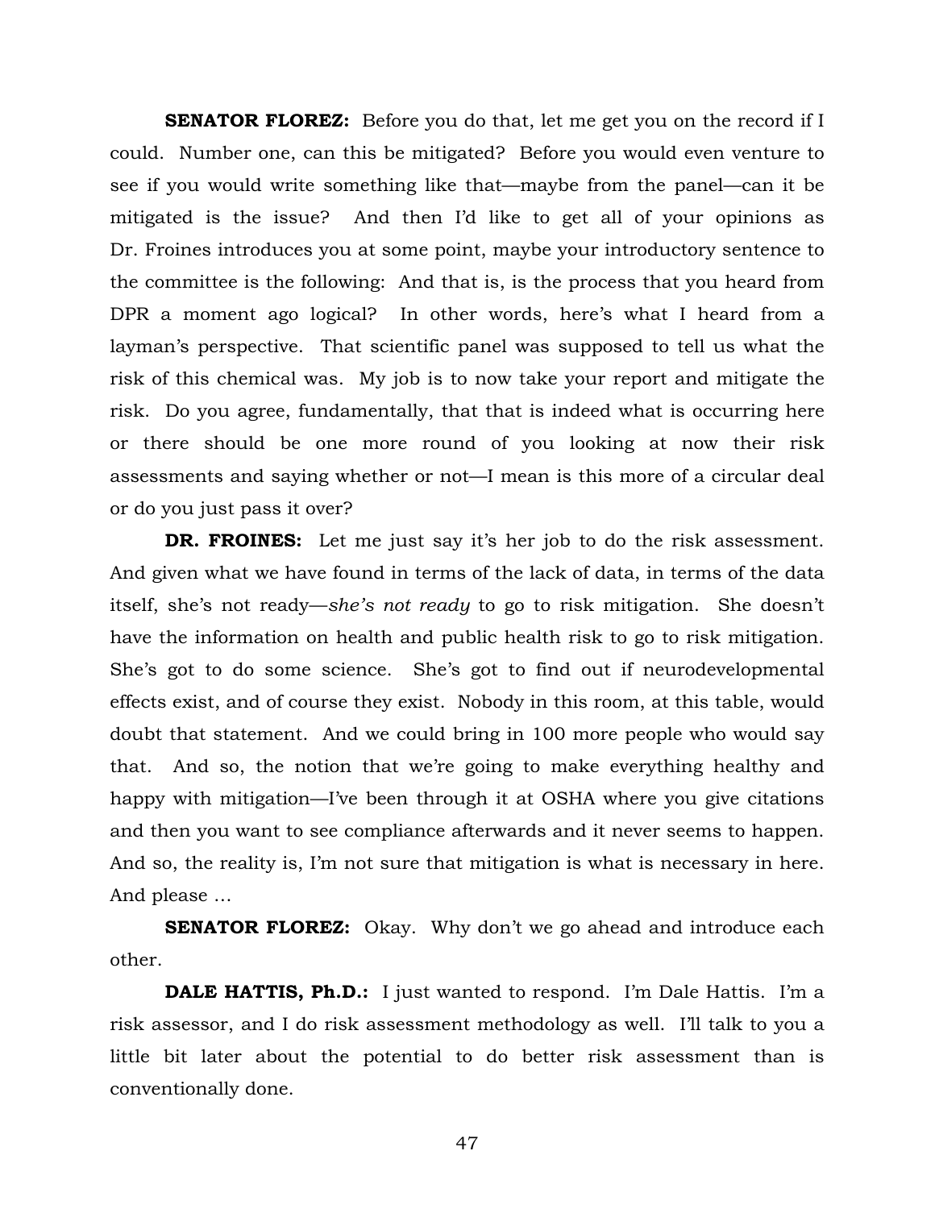**SENATOR FLOREZ:** Before you do that, let me get you on the record if I could. Number one, can this be mitigated? Before you would even venture to see if you would write something like that—maybe from the panel—can it be mitigated is the issue? And then I'd like to get all of your opinions as Dr. Froines introduces you at some point, maybe your introductory sentence to the committee is the following: And that is, is the process that you heard from DPR a moment ago logical? In other words, here's what I heard from a layman's perspective. That scientific panel was supposed to tell us what the risk of this chemical was. My job is to now take your report and mitigate the risk. Do you agree, fundamentally, that that is indeed what is occurring here or there should be one more round of you looking at now their risk assessments and saying whether or not—I mean is this more of a circular deal or do you just pass it over?

**DR. FROINES:** Let me just say it's her job to do the risk assessment. And given what we have found in terms of the lack of data, in terms of the data itself, she's not ready—*she's not ready* to go to risk mitigation. She doesn't have the information on health and public health risk to go to risk mitigation. She's got to do some science. She's got to find out if neurodevelopmental effects exist, and of course they exist. Nobody in this room, at this table, would doubt that statement. And we could bring in 100 more people who would say that. And so, the notion that we're going to make everything healthy and happy with mitigation—I've been through it at OSHA where you give citations and then you want to see compliance afterwards and it never seems to happen. And so, the reality is, I'm not sure that mitigation is what is necessary in here. And please …

**SENATOR FLOREZ:** Okay. Why don't we go ahead and introduce each other.

**DALE HATTIS, Ph.D.:** I just wanted to respond. I'm Dale Hattis. I'm a risk assessor, and I do risk assessment methodology as well. I'll talk to you a little bit later about the potential to do better risk assessment than is conventionally done.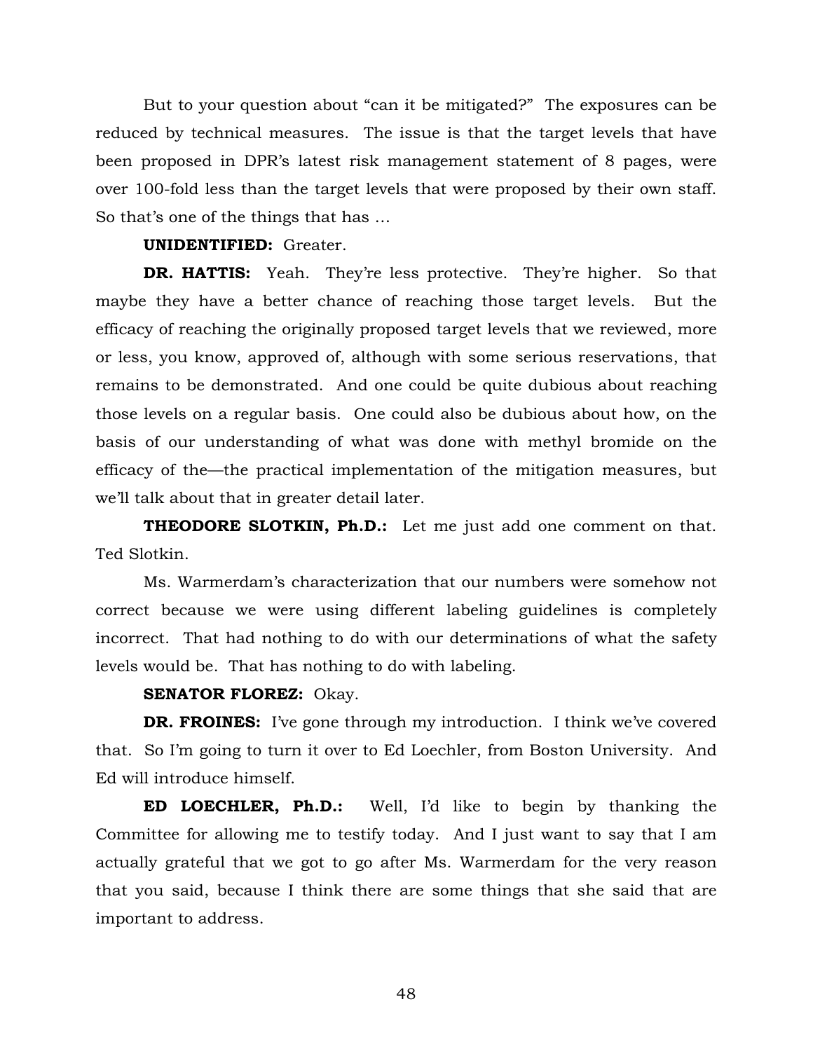But to your question about "can it be mitigated?" The exposures can be reduced by technical measures. The issue is that the target levels that have been proposed in DPR's latest risk management statement of 8 pages, were over 100-fold less than the target levels that were proposed by their own staff. So that's one of the things that has …

**UNIDENTIFIED:** Greater.

**DR. HATTIS:** Yeah. They're less protective. They're higher. So that maybe they have a better chance of reaching those target levels. But the efficacy of reaching the originally proposed target levels that we reviewed, more or less, you know, approved of, although with some serious reservations, that remains to be demonstrated. And one could be quite dubious about reaching those levels on a regular basis. One could also be dubious about how, on the basis of our understanding of what was done with methyl bromide on the efficacy of the—the practical implementation of the mitigation measures, but we'll talk about that in greater detail later.

**THEODORE SLOTKIN, Ph.D.:** Let me just add one comment on that. Ted Slotkin.

Ms. Warmerdam's characterization that our numbers were somehow not correct because we were using different labeling guidelines is completely incorrect. That had nothing to do with our determinations of what the safety levels would be. That has nothing to do with labeling.

**SENATOR FLOREZ:** Okay.

**DR. FROINES:** I've gone through my introduction. I think we've covered that. So I'm going to turn it over to Ed Loechler, from Boston University. And Ed will introduce himself.

**ED LOECHLER, Ph.D.:** Well, I'd like to begin by thanking the Committee for allowing me to testify today. And I just want to say that I am actually grateful that we got to go after Ms. Warmerdam for the very reason that you said, because I think there are some things that she said that are important to address.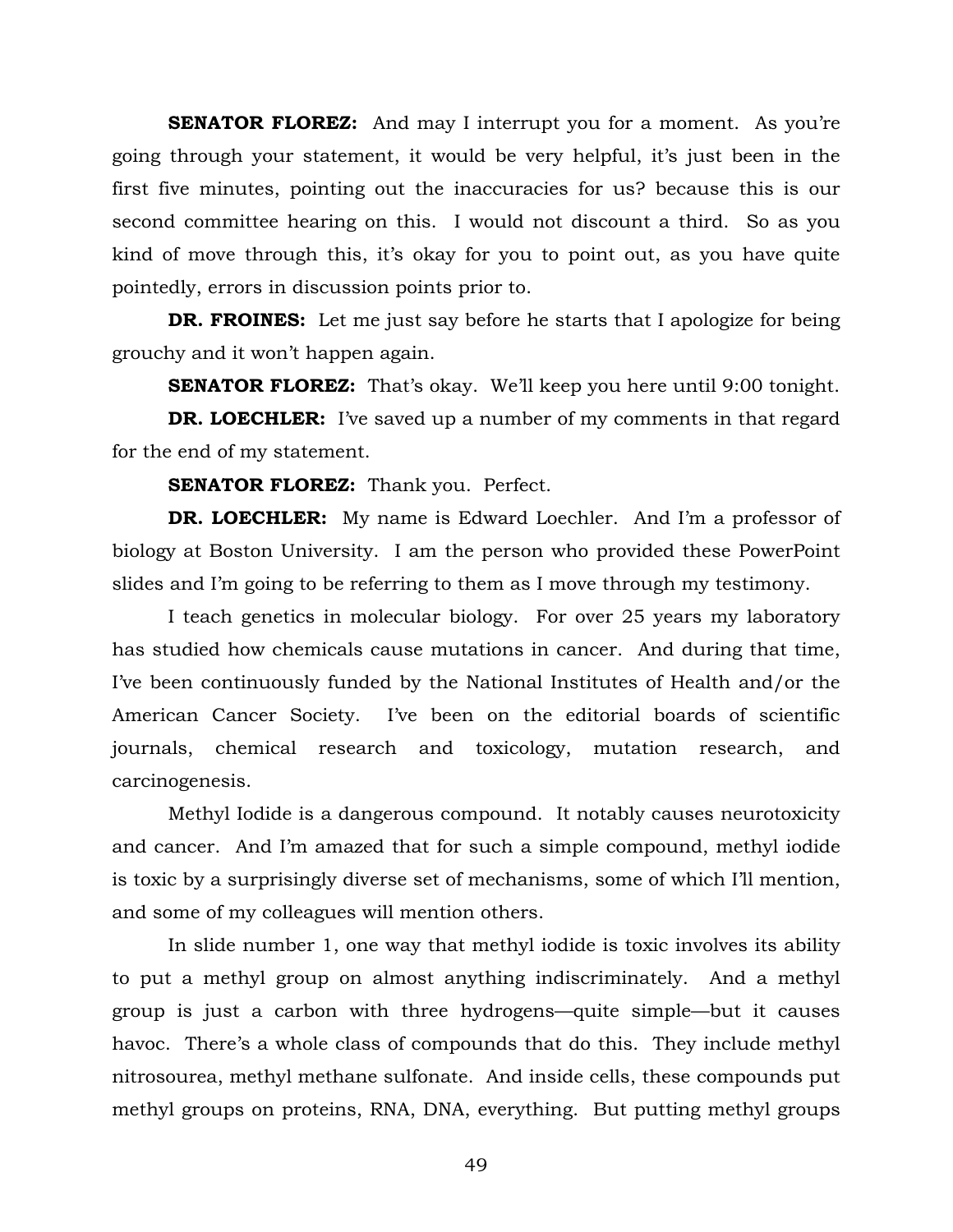**SENATOR FLOREZ:** And may I interrupt you for a moment. As you're going through your statement, it would be very helpful, it's just been in the first five minutes, pointing out the inaccuracies for us? because this is our second committee hearing on this. I would not discount a third. So as you kind of move through this, it's okay for you to point out, as you have quite pointedly, errors in discussion points prior to.

**DR. FROINES:** Let me just say before he starts that I apologize for being grouchy and it won't happen again.

**SENATOR FLOREZ:** That's okay. We'll keep you here until 9:00 tonight.

**DR. LOECHLER:** I've saved up a number of my comments in that regard for the end of my statement.

**SENATOR FLOREZ:** Thank you. Perfect.

**DR. LOECHLER:** My name is Edward Loechler. And I'm a professor of biology at Boston University. I am the person who provided these PowerPoint slides and I'm going to be referring to them as I move through my testimony.

I teach genetics in molecular biology. For over 25 years my laboratory has studied how chemicals cause mutations in cancer. And during that time, I've been continuously funded by the National Institutes of Health and/or the American Cancer Society. I've been on the editorial boards of scientific journals, chemical research and toxicology, mutation research, and carcinogenesis.

Methyl Iodide is a dangerous compound. It notably causes neurotoxicity and cancer. And I'm amazed that for such a simple compound, methyl iodide is toxic by a surprisingly diverse set of mechanisms, some of which I'll mention, and some of my colleagues will mention others.

In slide number 1, one way that methyl iodide is toxic involves its ability to put a methyl group on almost anything indiscriminately. And a methyl group is just a carbon with three hydrogens—quite simple—but it causes havoc. There's a whole class of compounds that do this. They include methyl nitrosourea, methyl methane sulfonate. And inside cells, these compounds put methyl groups on proteins, RNA, DNA, everything. But putting methyl groups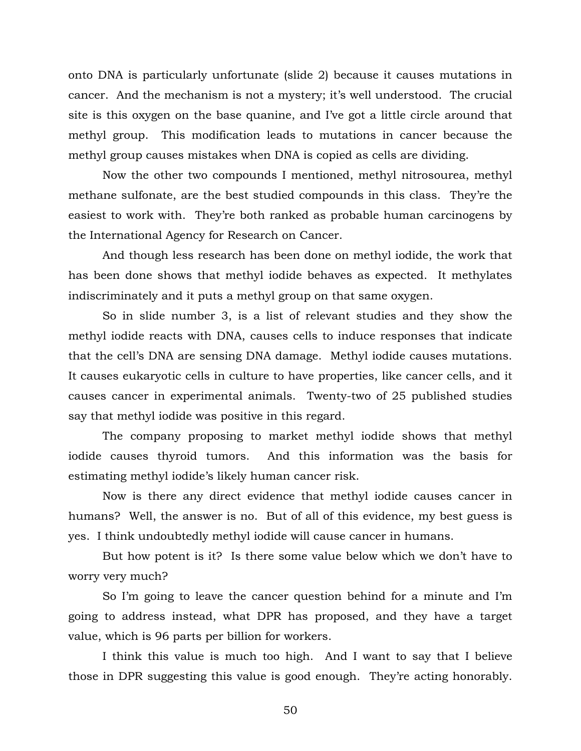onto DNA is particularly unfortunate (slide 2) because it causes mutations in cancer. And the mechanism is not a mystery; it's well understood. The crucial site is this oxygen on the base quanine, and I've got a little circle around that methyl group. This modification leads to mutations in cancer because the methyl group causes mistakes when DNA is copied as cells are dividing.

Now the other two compounds I mentioned, methyl nitrosourea, methyl methane sulfonate, are the best studied compounds in this class. They're the easiest to work with. They're both ranked as probable human carcinogens by the International Agency for Research on Cancer.

And though less research has been done on methyl iodide, the work that has been done shows that methyl iodide behaves as expected. It methylates indiscriminately and it puts a methyl group on that same oxygen.

So in slide number 3, is a list of relevant studies and they show the methyl iodide reacts with DNA, causes cells to induce responses that indicate that the cell's DNA are sensing DNA damage. Methyl iodide causes mutations. It causes eukaryotic cells in culture to have properties, like cancer cells, and it causes cancer in experimental animals. Twenty-two of 25 published studies say that methyl iodide was positive in this regard.

The company proposing to market methyl iodide shows that methyl iodide causes thyroid tumors. And this information was the basis for estimating methyl iodide's likely human cancer risk.

Now is there any direct evidence that methyl iodide causes cancer in humans? Well, the answer is no. But of all of this evidence, my best guess is yes. I think undoubtedly methyl iodide will cause cancer in humans.

But how potent is it? Is there some value below which we don't have to worry very much?

So I'm going to leave the cancer question behind for a minute and I'm going to address instead, what DPR has proposed, and they have a target value, which is 96 parts per billion for workers.

I think this value is much too high. And I want to say that I believe those in DPR suggesting this value is good enough. They're acting honorably.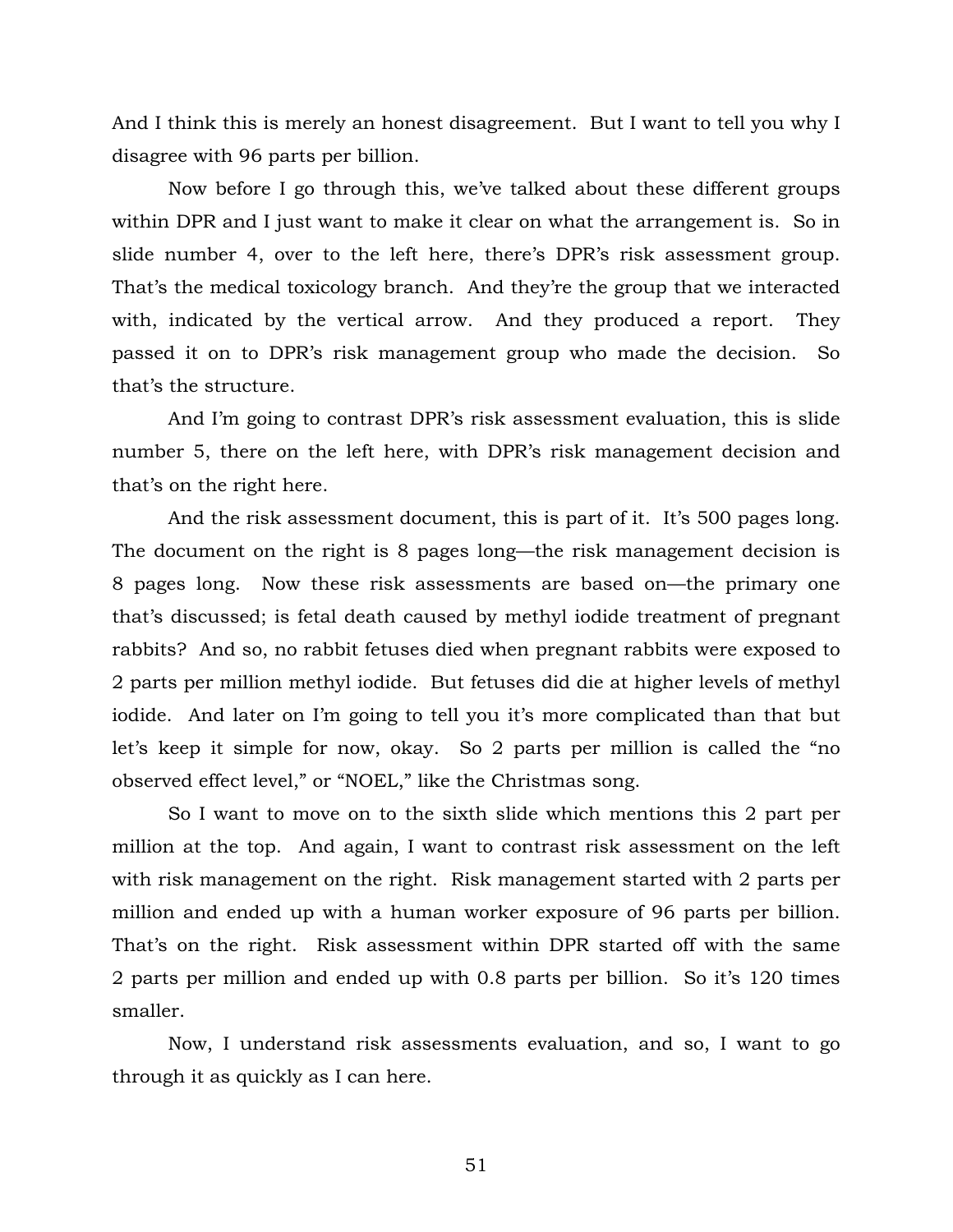And I think this is merely an honest disagreement. But I want to tell you why I disagree with 96 parts per billion.

Now before I go through this, we've talked about these different groups within DPR and I just want to make it clear on what the arrangement is. So in slide number 4, over to the left here, there's DPR's risk assessment group. That's the medical toxicology branch. And they're the group that we interacted with, indicated by the vertical arrow. And they produced a report. They passed it on to DPR's risk management group who made the decision. So that's the structure.

And I'm going to contrast DPR's risk assessment evaluation, this is slide number 5, there on the left here, with DPR's risk management decision and that's on the right here.

And the risk assessment document, this is part of it. It's 500 pages long. The document on the right is 8 pages long—the risk management decision is 8 pages long. Now these risk assessments are based on—the primary one that's discussed; is fetal death caused by methyl iodide treatment of pregnant rabbits? And so, no rabbit fetuses died when pregnant rabbits were exposed to 2 parts per million methyl iodide. But fetuses did die at higher levels of methyl iodide. And later on I'm going to tell you it's more complicated than that but let's keep it simple for now, okay. So 2 parts per million is called the "no observed effect level," or "NOEL," like the Christmas song.

So I want to move on to the sixth slide which mentions this 2 part per million at the top. And again, I want to contrast risk assessment on the left with risk management on the right. Risk management started with 2 parts per million and ended up with a human worker exposure of 96 parts per billion. That's on the right. Risk assessment within DPR started off with the same 2 parts per million and ended up with 0.8 parts per billion. So it's 120 times smaller.

Now, I understand risk assessments evaluation, and so, I want to go through it as quickly as I can here.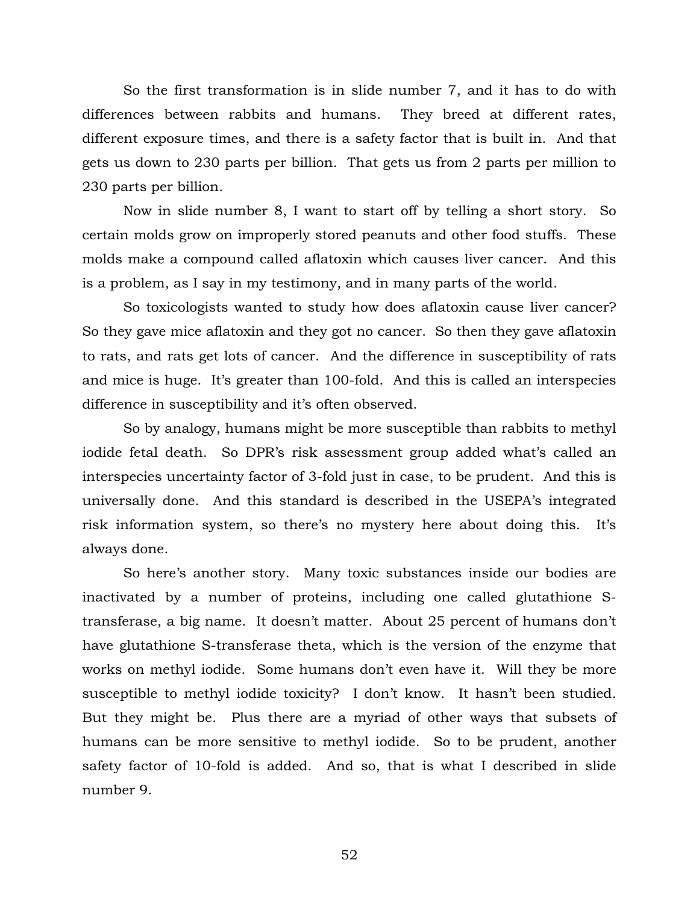So the first transformation is in slide number 7, and it has to do with differences between rabbits and humans. They breed at different rates, different exposure times, and there is a safety factor that is built in. And that gets us down to 230 parts per billion. That gets us from 2 parts per million to 230 parts per billion.

Now in slide number 8, I want to start off by telling a short story. So certain molds grow on improperly stored peanuts and other food stuffs. These molds make a compound called aflatoxin which causes liver cancer. And this is a problem, as I say in my testimony, and in many parts of the world.

So toxicologists wanted to study how does aflatoxin cause liver cancer? So they gave mice aflatoxin and they got no cancer. So then they gave aflatoxin to rats, and rats get lots of cancer. And the difference in susceptibility of rats and mice is huge. It's greater than 100-fold. And this is called an interspecies difference in susceptibility and it's often observed.

So by analogy, humans might be more susceptible than rabbits to methyl iodide fetal death. So DPR's risk assessment group added what's called an interspecies uncertainty factor of 3-fold just in case, to be prudent. And this is universally done. And this standard is described in the USEPA's integrated risk information system, so there's no mystery here about doing this. It's always done.

So here's another story. Many toxic substances inside our bodies are inactivated by a number of proteins, including one called glutathione S-transferase, a big name. It doesn't matter. About 25 percent of humans don't have glutathione S-transferase theta, which is the version of the enzyme that works on methyl iodide. Some humans don't even have it. Will they be more susceptible to methyl iodide toxicity? I don't know. It hasn't been studied. But they might be. Plus there are a myriad of other ways that subsets of humans can be more sensitive to methyl iodide. So to be prudent, another safety factor of 10-fold is added. And so, that is what I described in slide number 9.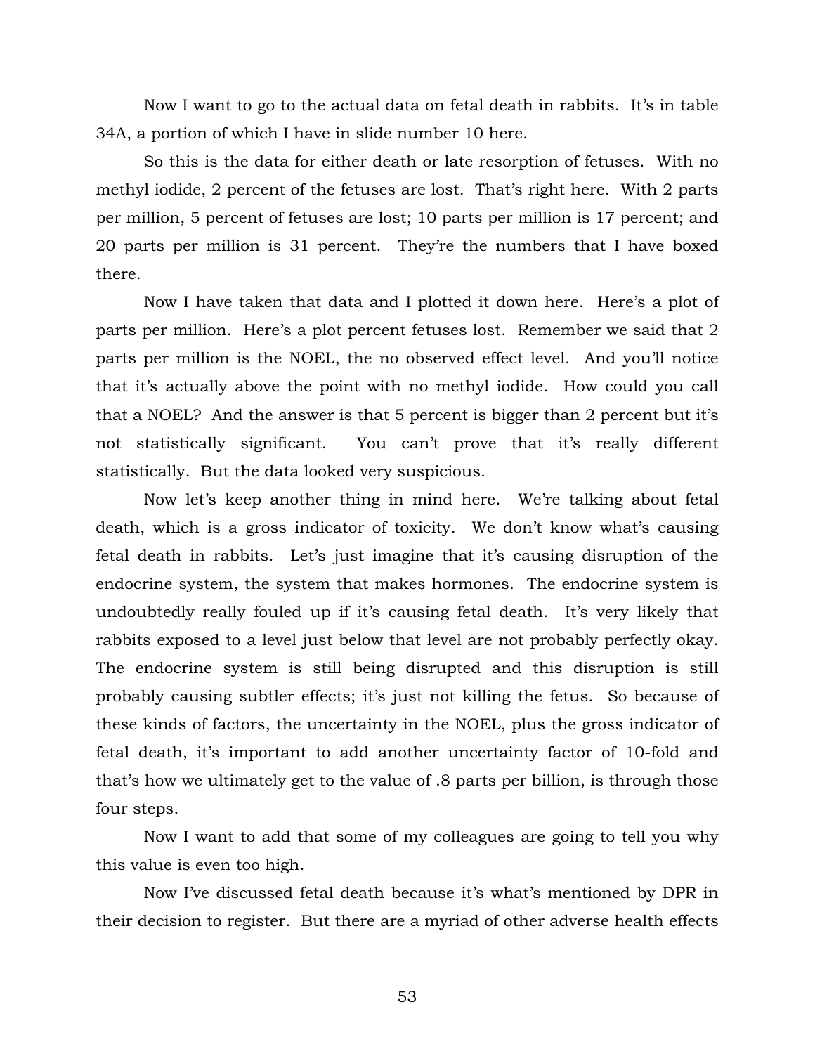Now I want to go to the actual data on fetal death in rabbits. It's in table 34A, a portion of which I have in slide number 10 here.

So this is the data for either death or late resorption of fetuses. With no methyl iodide, 2 percent of the fetuses are lost. That's right here. With 2 parts per million, 5 percent of fetuses are lost; 10 parts per million is 17 percent; and 20 parts per million is 31 percent. They're the numbers that I have boxed there.

Now I have taken that data and I plotted it down here. Here's a plot of parts per million. Here's a plot percent fetuses lost. Remember we said that 2 parts per million is the NOEL, the no observed effect level. And you'll notice that it's actually above the point with no methyl iodide. How could you call that a NOEL? And the answer is that 5 percent is bigger than 2 percent but it's not statistically significant. You can't prove that it's really different statistically. But the data looked very suspicious.

Now let's keep another thing in mind here. We're talking about fetal death, which is a gross indicator of toxicity. We don't know what's causing fetal death in rabbits. Let's just imagine that it's causing disruption of the endocrine system, the system that makes hormones. The endocrine system is undoubtedly really fouled up if it's causing fetal death. It's very likely that rabbits exposed to a level just below that level are not probably perfectly okay. The endocrine system is still being disrupted and this disruption is still probably causing subtler effects; it's just not killing the fetus. So because of these kinds of factors, the uncertainty in the NOEL, plus the gross indicator of fetal death, it's important to add another uncertainty factor of 10-fold and that's how we ultimately get to the value of .8 parts per billion, is through those four steps.

Now I want to add that some of my colleagues are going to tell you why this value is even too high.

Now I've discussed fetal death because it's what's mentioned by DPR in their decision to register. But there are a myriad of other adverse health effects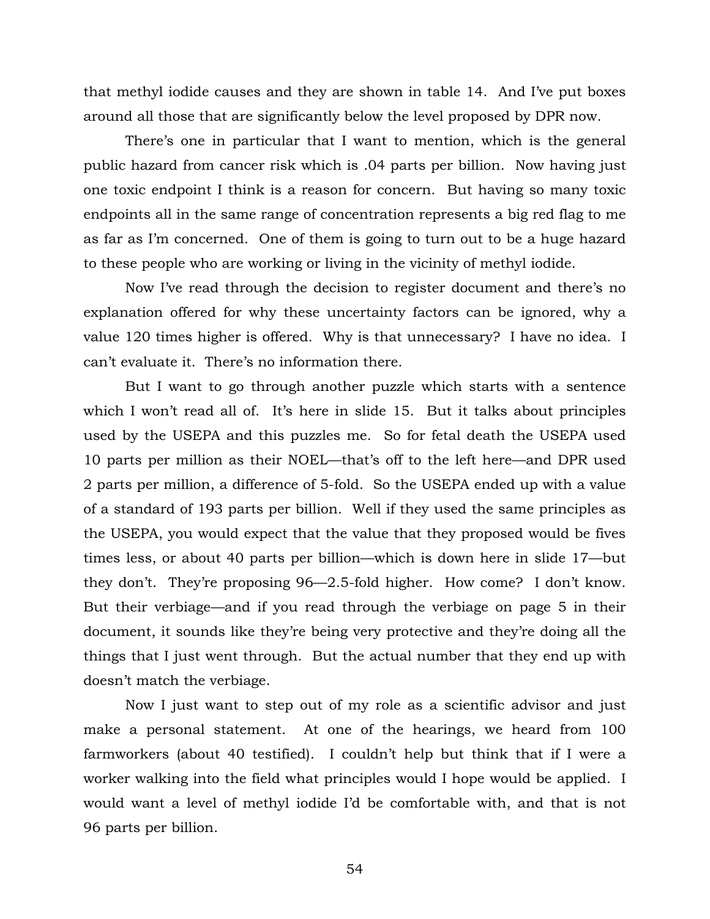that methyl iodide causes and they are shown in table 14. And I've put boxes around all those that are significantly below the level proposed by DPR now.

There's one in particular that I want to mention, which is the general public hazard from cancer risk which is .04 parts per billion. Now having just one toxic endpoint I think is a reason for concern. But having so many toxic endpoints all in the same range of concentration represents a big red flag to me as far as I'm concerned. One of them is going to turn out to be a huge hazard to these people who are working or living in the vicinity of methyl iodide.

Now I've read through the decision to register document and there's no explanation offered for why these uncertainty factors can be ignored, why a value 120 times higher is offered. Why is that unnecessary? I have no idea. I can't evaluate it. There's no information there.

But I want to go through another puzzle which starts with a sentence which I won't read all of. It's here in slide 15. But it talks about principles used by the USEPA and this puzzles me. So for fetal death the USEPA used 10 parts per million as their NOEL—that's off to the left here—and DPR used 2 parts per million, a difference of 5-fold. So the USEPA ended up with a value of a standard of 193 parts per billion. Well if they used the same principles as the USEPA, you would expect that the value that they proposed would be fives times less, or about 40 parts per billion—which is down here in slide 17—but they don't. They're proposing 96—2.5-fold higher. How come? I don't know. But their verbiage—and if you read through the verbiage on page 5 in their document, it sounds like they're being very protective and they're doing all the things that I just went through. But the actual number that they end up with doesn't match the verbiage.

Now I just want to step out of my role as a scientific advisor and just make a personal statement. At one of the hearings, we heard from 100 farmworkers (about 40 testified). I couldn't help but think that if I were a worker walking into the field what principles would I hope would be applied. I would want a level of methyl iodide I'd be comfortable with, and that is not 96 parts per billion.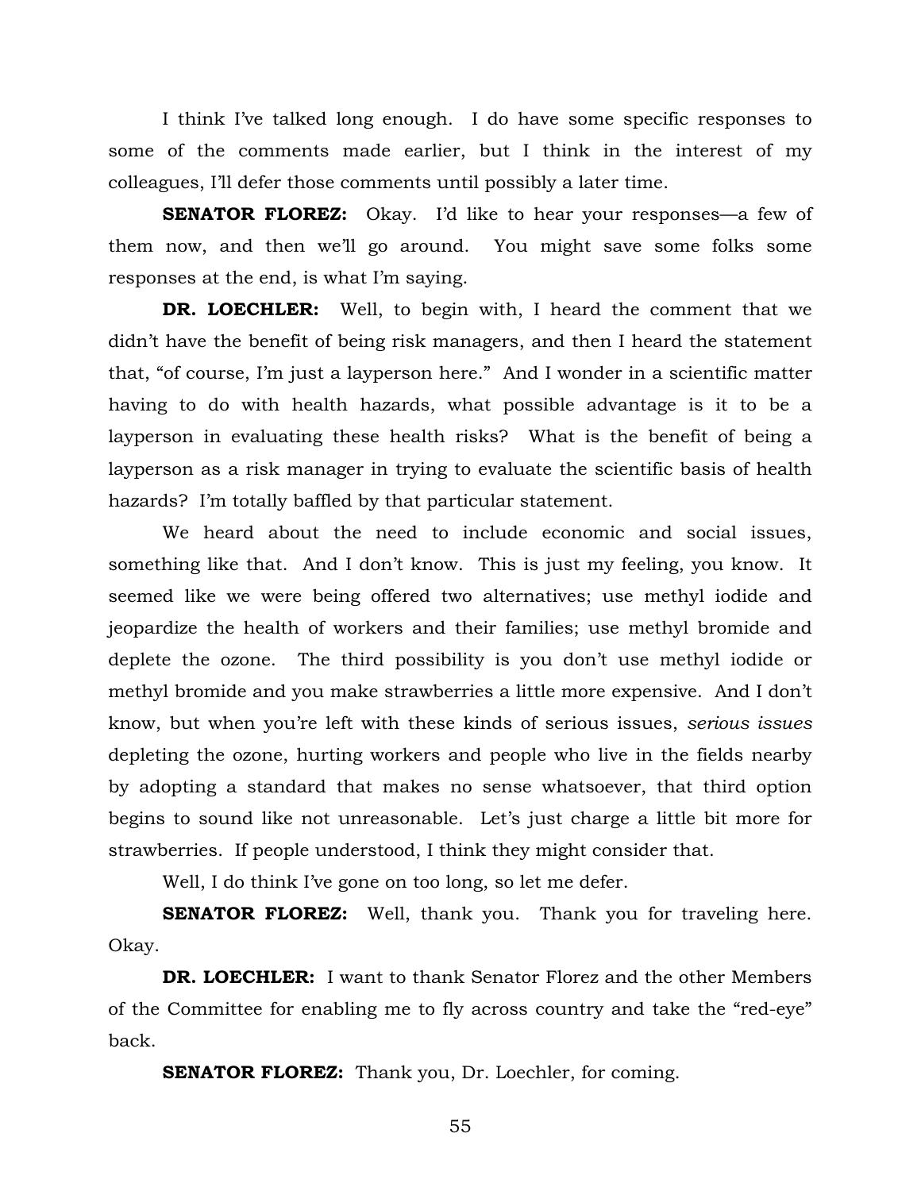I think I've talked long enough. I do have some specific responses to some of the comments made earlier, but I think in the interest of my colleagues, I'll defer those comments until possibly a later time.

**SENATOR FLOREZ:** Okay. I'd like to hear your responses—a few of them now, and then we'll go around. You might save some folks some responses at the end, is what I'm saying.

**DR. LOECHLER:** Well, to begin with, I heard the comment that we didn't have the benefit of being risk managers, and then I heard the statement that, "of course, I'm just a layperson here." And I wonder in a scientific matter having to do with health hazards, what possible advantage is it to be a layperson in evaluating these health risks? What is the benefit of being a layperson as a risk manager in trying to evaluate the scientific basis of health hazards? I'm totally baffled by that particular statement.

We heard about the need to include economic and social issues, something like that. And I don't know. This is just my feeling, you know. It seemed like we were being offered two alternatives; use methyl iodide and jeopardize the health of workers and their families; use methyl bromide and deplete the ozone. The third possibility is you don't use methyl iodide or methyl bromide and you make strawberries a little more expensive. And I don't know, but when you're left with these kinds of serious issues, *serious issues* depleting the ozone, hurting workers and people who live in the fields nearby by adopting a standard that makes no sense whatsoever, that third option begins to sound like not unreasonable. Let's just charge a little bit more for strawberries. If people understood, I think they might consider that.

Well, I do think I've gone on too long, so let me defer.

**SENATOR FLOREZ:** Well, thank you. Thank you for traveling here. Okay.

**DR. LOECHLER:** I want to thank Senator Florez and the other Members of the Committee for enabling me to fly across country and take the "red-eye" back.

**SENATOR FLOREZ:** Thank you, Dr. Loechler, for coming.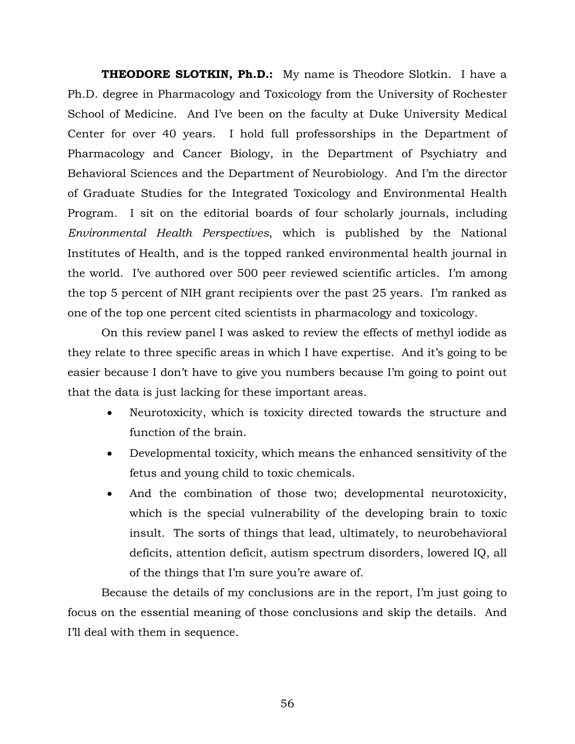**THEODORE SLOTKIN, Ph.D.:** My name is Theodore Slotkin. I have a Ph.D. degree in Pharmacology and Toxicology from the University of Rochester School of Medicine. And I've been on the faculty at Duke University Medical Center for over 40 years. I hold full professorships in the Department of Pharmacology and Cancer Biology, in the Department of Psychiatry and Behavioral Sciences and the Department of Neurobiology. And I'm the director of Graduate Studies for the Integrated Toxicology and Environmental Health Program. I sit on the editorial boards of four scholarly journals, including *Environmental Health Perspectives*, which is published by the National Institutes of Health, and is the topped ranked environmental health journal in the world. I've authored over 500 peer reviewed scientific articles. I'm among the top 5 percent of NIH grant recipients over the past 25 years. I'm ranked as one of the top one percent cited scientists in pharmacology and toxicology.

On this review panel I was asked to review the effects of methyl iodide as they relate to three specific areas in which I have expertise. And it's going to be easier because I don't have to give you numbers because I'm going to point out that the data is just lacking for these important areas.

- Neurotoxicity, which is toxicity directed towards the structure and function of the brain.
- Developmental toxicity, which means the enhanced sensitivity of the fetus and young child to toxic chemicals.
- And the combination of those two; developmental neurotoxicity, which is the special vulnerability of the developing brain to toxic insult. The sorts of things that lead, ultimately, to neurobehavioral deficits, attention deficit, autism spectrum disorders, lowered IQ, all of the things that I'm sure you're aware of.

Because the details of my conclusions are in the report, I'm just going to focus on the essential meaning of those conclusions and skip the details. And I'll deal with them in sequence.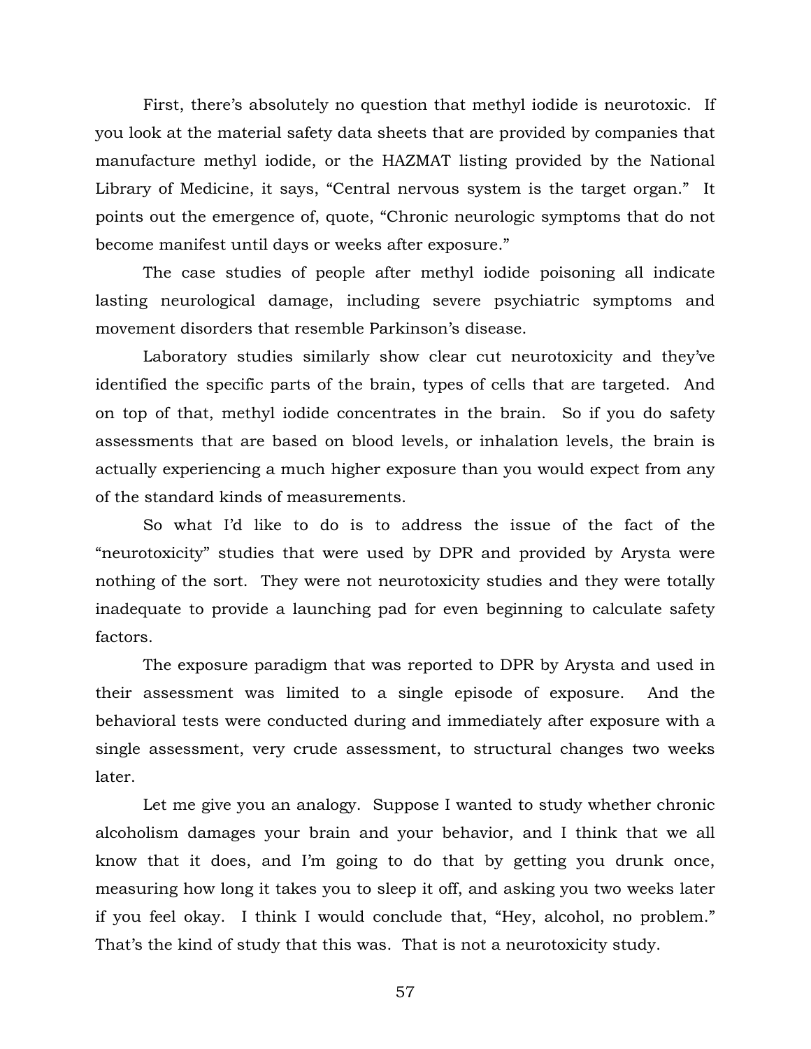First, there's absolutely no question that methyl iodide is neurotoxic. If you look at the material safety data sheets that are provided by companies that manufacture methyl iodide, or the HAZMAT listing provided by the National Library of Medicine, it says, "Central nervous system is the target organ." It points out the emergence of, quote, "Chronic neurologic symptoms that do not become manifest until days or weeks after exposure."

The case studies of people after methyl iodide poisoning all indicate lasting neurological damage, including severe psychiatric symptoms and movement disorders that resemble Parkinson's disease.

Laboratory studies similarly show clear cut neurotoxicity and they've identified the specific parts of the brain, types of cells that are targeted. And on top of that, methyl iodide concentrates in the brain. So if you do safety assessments that are based on blood levels, or inhalation levels, the brain is actually experiencing a much higher exposure than you would expect from any of the standard kinds of measurements.

So what I'd like to do is to address the issue of the fact of the "neurotoxicity" studies that were used by DPR and provided by Arysta were nothing of the sort. They were not neurotoxicity studies and they were totally inadequate to provide a launching pad for even beginning to calculate safety factors.

The exposure paradigm that was reported to DPR by Arysta and used in their assessment was limited to a single episode of exposure. And the behavioral tests were conducted during and immediately after exposure with a single assessment, very crude assessment, to structural changes two weeks later.

Let me give you an analogy. Suppose I wanted to study whether chronic alcoholism damages your brain and your behavior, and I think that we all know that it does, and I'm going to do that by getting you drunk once, measuring how long it takes you to sleep it off, and asking you two weeks later if you feel okay. I think I would conclude that, "Hey, alcohol, no problem." That's the kind of study that this was. That is not a neurotoxicity study.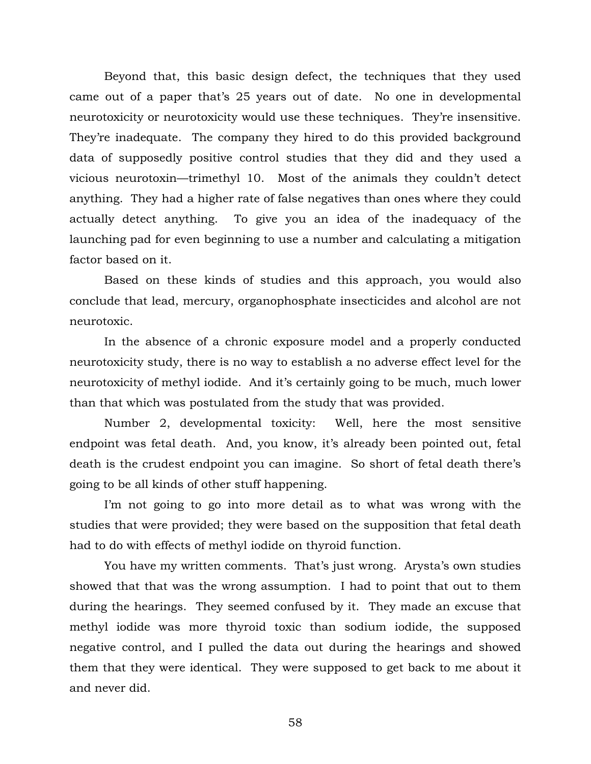Beyond that, this basic design defect, the techniques that they used came out of a paper that's 25 years out of date. No one in developmental neurotoxicity or neurotoxicity would use these techniques. They're insensitive. They're inadequate. The company they hired to do this provided background data of supposedly positive control studies that they did and they used a vicious neurotoxin—trimethyl 10. Most of the animals they couldn't detect anything. They had a higher rate of false negatives than ones where they could actually detect anything. To give you an idea of the inadequacy of the launching pad for even beginning to use a number and calculating a mitigation factor based on it.

Based on these kinds of studies and this approach, you would also conclude that lead, mercury, organophosphate insecticides and alcohol are not neurotoxic.

In the absence of a chronic exposure model and a properly conducted neurotoxicity study, there is no way to establish a no adverse effect level for the neurotoxicity of methyl iodide. And it's certainly going to be much, much lower than that which was postulated from the study that was provided.

Number 2, developmental toxicity: Well, here the most sensitive endpoint was fetal death. And, you know, it's already been pointed out, fetal death is the crudest endpoint you can imagine. So short of fetal death there's going to be all kinds of other stuff happening.

I'm not going to go into more detail as to what was wrong with the studies that were provided; they were based on the supposition that fetal death had to do with effects of methyl iodide on thyroid function.

You have my written comments. That's just wrong. Arysta's own studies showed that that was the wrong assumption. I had to point that out to them during the hearings. They seemed confused by it. They made an excuse that methyl iodide was more thyroid toxic than sodium iodide, the supposed negative control, and I pulled the data out during the hearings and showed them that they were identical. They were supposed to get back to me about it and never did.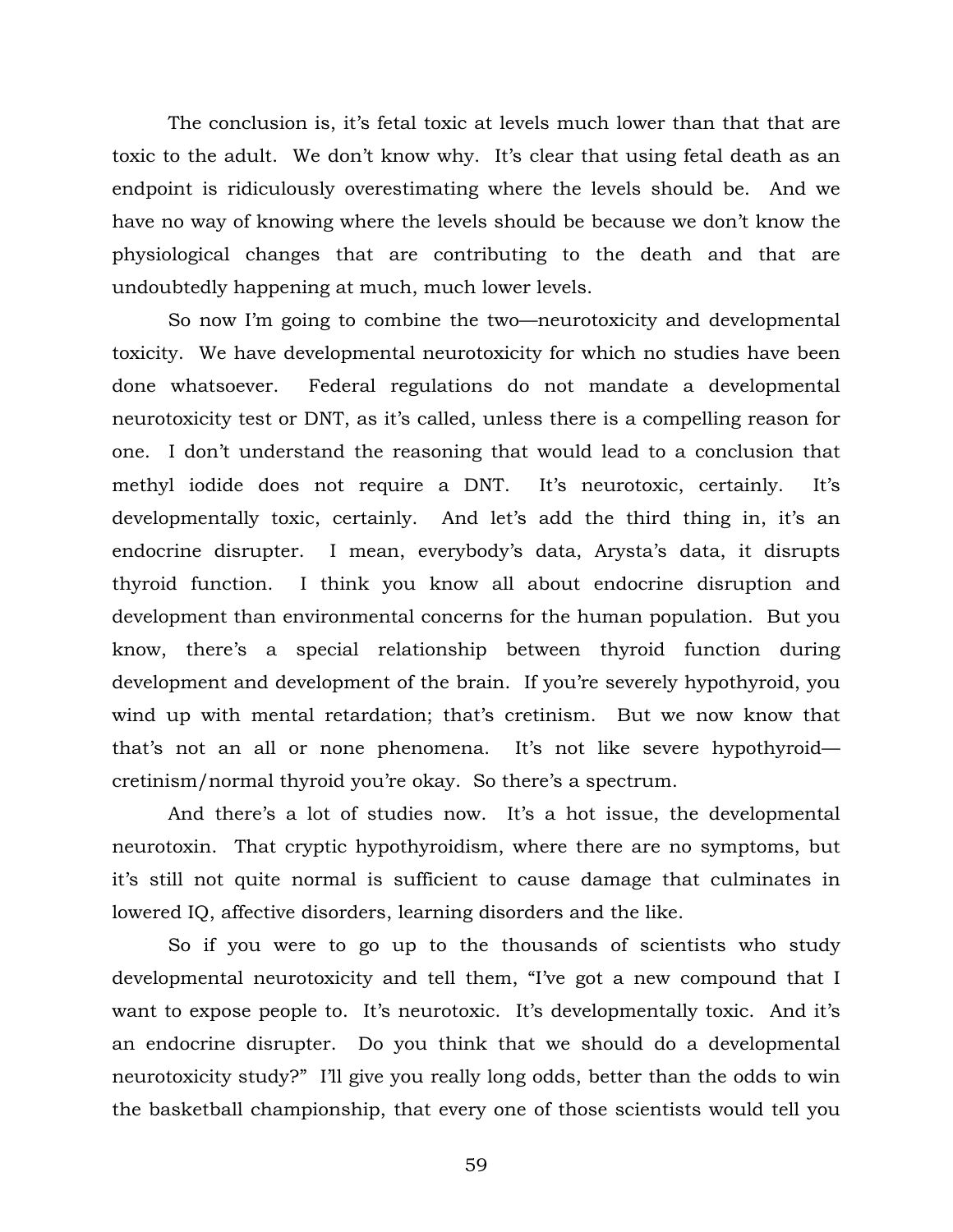The conclusion is, it's fetal toxic at levels much lower than that that are toxic to the adult. We don't know why. It's clear that using fetal death as an endpoint is ridiculously overestimating where the levels should be. And we have no way of knowing where the levels should be because we don't know the physiological changes that are contributing to the death and that are undoubtedly happening at much, much lower levels.

So now I'm going to combine the two—neurotoxicity and developmental toxicity. We have developmental neurotoxicity for which no studies have been done whatsoever. Federal regulations do not mandate a developmental neurotoxicity test or DNT, as it's called, unless there is a compelling reason for one. I don't understand the reasoning that would lead to a conclusion that methyl iodide does not require a DNT. It's neurotoxic, certainly. It's developmentally toxic, certainly. And let's add the third thing in, it's an endocrine disrupter. I mean, everybody's data, Arysta's data, it disrupts thyroid function. I think you know all about endocrine disruption and development than environmental concerns for the human population. But you know, there's a special relationship between thyroid function during development and development of the brain. If you're severely hypothyroid, you wind up with mental retardation; that's cretinism. But we now know that that's not an all or none phenomena. It's not like severe hypothyroid—cretinism/normal thyroid you're okay. So there's a spectrum.

And there's a lot of studies now. It's a hot issue, the developmental neurotoxin. That cryptic hypothyroidism, where there are no symptoms, but it's still not quite normal is sufficient to cause damage that culminates in lowered IQ, affective disorders, learning disorders and the like.

So if you were to go up to the thousands of scientists who study developmental neurotoxicity and tell them, "I've got a new compound that I want to expose people to. It's neurotoxic. It's developmentally toxic. And it's an endocrine disrupter. Do you think that we should do a developmental neurotoxicity study?" I'll give you really long odds, better than the odds to win the basketball championship, that every one of those scientists would tell you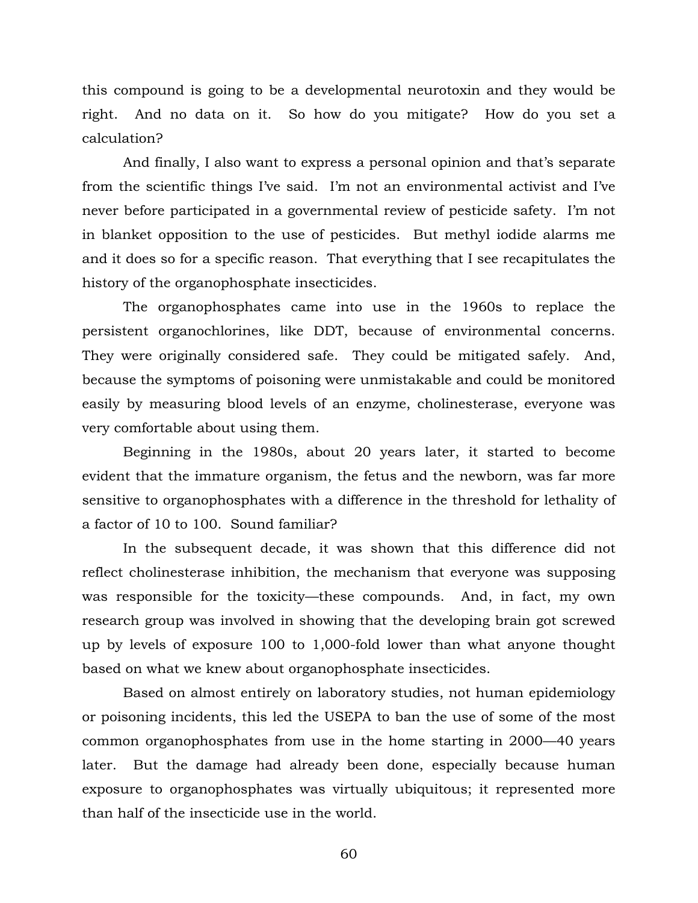this compound is going to be a developmental neurotoxin and they would be right. And no data on it. So how do you mitigate? How do you set a calculation?

And finally, I also want to express a personal opinion and that's separate from the scientific things I've said. I'm not an environmental activist and I've never before participated in a governmental review of pesticide safety. I'm not in blanket opposition to the use of pesticides. But methyl iodide alarms me and it does so for a specific reason. That everything that I see recapitulates the history of the organophosphate insecticides.

The organophosphates came into use in the 1960s to replace the persistent organochlorines, like DDT, because of environmental concerns. They were originally considered safe. They could be mitigated safely. And, because the symptoms of poisoning were unmistakable and could be monitored easily by measuring blood levels of an enzyme, cholinesterase, everyone was very comfortable about using them.

Beginning in the 1980s, about 20 years later, it started to become evident that the immature organism, the fetus and the newborn, was far more sensitive to organophosphates with a difference in the threshold for lethality of a factor of 10 to 100. Sound familiar?

In the subsequent decade, it was shown that this difference did not reflect cholinesterase inhibition, the mechanism that everyone was supposing was responsible for the toxicity—these compounds. And, in fact, my own research group was involved in showing that the developing brain got screwed up by levels of exposure 100 to 1,000-fold lower than what anyone thought based on what we knew about organophosphate insecticides.

Based on almost entirely on laboratory studies, not human epidemiology or poisoning incidents, this led the USEPA to ban the use of some of the most common organophosphates from use in the home starting in 2000—40 years later. But the damage had already been done, especially because human exposure to organophosphates was virtually ubiquitous; it represented more than half of the insecticide use in the world.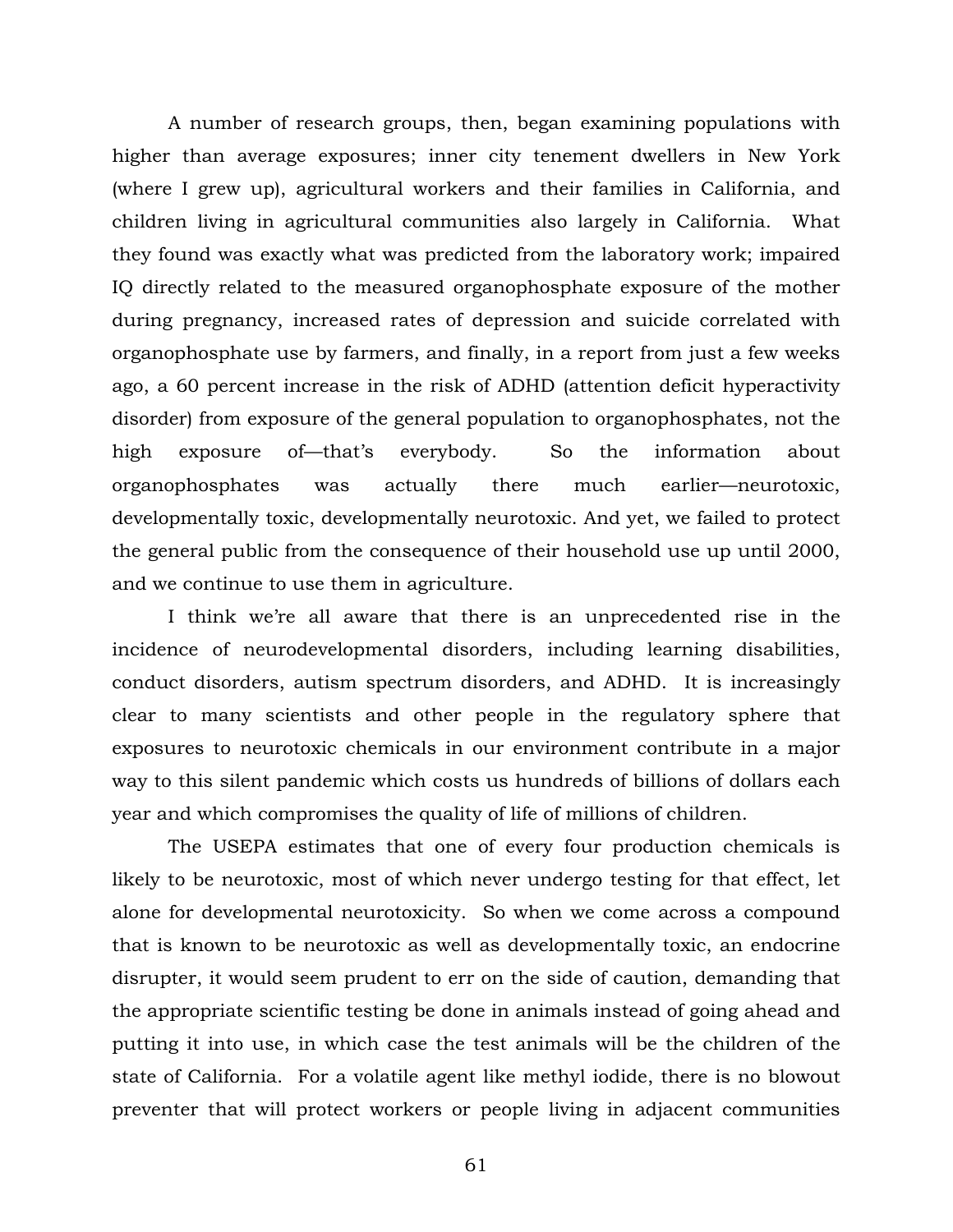A number of research groups, then, began examining populations with higher than average exposures; inner city tenement dwellers in New York (where I grew up), agricultural workers and their families in California, and children living in agricultural communities also largely in California. What they found was exactly what was predicted from the laboratory work; impaired IQ directly related to the measured organophosphate exposure of the mother during pregnancy, increased rates of depression and suicide correlated with organophosphate use by farmers, and finally, in a report from just a few weeks ago, a 60 percent increase in the risk of ADHD (attention deficit hyperactivity disorder) from exposure of the general population to organophosphates, not the high exposure of—that's everybody. So the information about organophosphates was actually there much earlier—neurotoxic, developmentally toxic, developmentally neurotoxic. And yet, we failed to protect the general public from the consequence of their household use up until 2000, and we continue to use them in agriculture.

I think we're all aware that there is an unprecedented rise in the incidence of neurodevelopmental disorders, including learning disabilities, conduct disorders, autism spectrum disorders, and ADHD. It is increasingly clear to many scientists and other people in the regulatory sphere that exposures to neurotoxic chemicals in our environment contribute in a major way to this silent pandemic which costs us hundreds of billions of dollars each year and which compromises the quality of life of millions of children.

The USEPA estimates that one of every four production chemicals is likely to be neurotoxic, most of which never undergo testing for that effect, let alone for developmental neurotoxicity. So when we come across a compound that is known to be neurotoxic as well as developmentally toxic, an endocrine disrupter, it would seem prudent to err on the side of caution, demanding that the appropriate scientific testing be done in animals instead of going ahead and putting it into use, in which case the test animals will be the children of the state of California. For a volatile agent like methyl iodide, there is no blowout preventer that will protect workers or people living in adjacent communities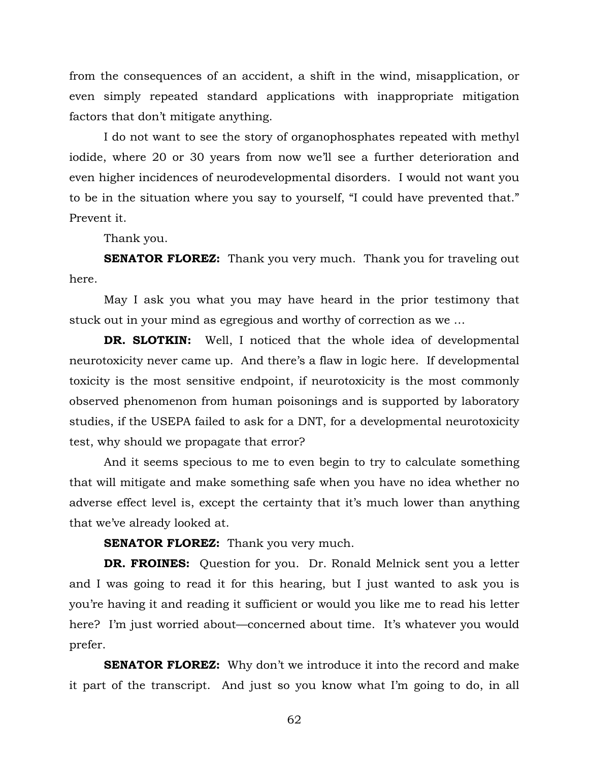from the consequences of an accident, a shift in the wind, misapplication, or even simply repeated standard applications with inappropriate mitigation factors that don't mitigate anything.

I do not want to see the story of organophosphates repeated with methyl iodide, where 20 or 30 years from now we'll see a further deterioration and even higher incidences of neurodevelopmental disorders. I would not want you to be in the situation where you say to yourself, "I could have prevented that." Prevent it.

Thank you.

**SENATOR FLOREZ:** Thank you very much. Thank you for traveling out here.

May I ask you what you may have heard in the prior testimony that stuck out in your mind as egregious and worthy of correction as we …

**DR. SLOTKIN:** Well, I noticed that the whole idea of developmental neurotoxicity never came up. And there's a flaw in logic here. If developmental toxicity is the most sensitive endpoint, if neurotoxicity is the most commonly observed phenomenon from human poisonings and is supported by laboratory studies, if the USEPA failed to ask for a DNT, for a developmental neurotoxicity test, why should we propagate that error?

And it seems specious to me to even begin to try to calculate something that will mitigate and make something safe when you have no idea whether no adverse effect level is, except the certainty that it's much lower than anything that we've already looked at.

**SENATOR FLOREZ:** Thank you very much.

**DR. FROINES:** Question for you. Dr. Ronald Melnick sent you a letter and I was going to read it for this hearing, but I just wanted to ask you is you're having it and reading it sufficient or would you like me to read his letter here? I'm just worried about—concerned about time. It's whatever you would prefer.

**SENATOR FLOREZ:** Why don't we introduce it into the record and make it part of the transcript. And just so you know what I'm going to do, in all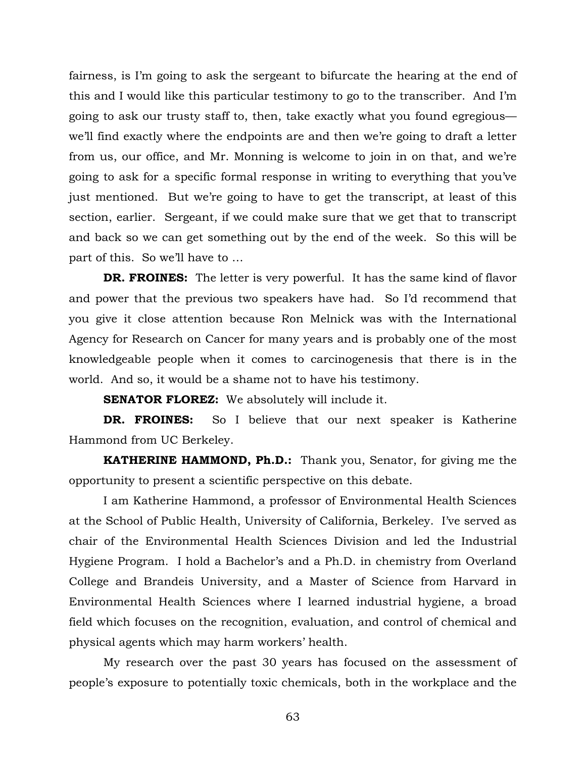fairness, is I'm going to ask the sergeant to bifurcate the hearing at the end of this and I would like this particular testimony to go to the transcriber. And I'm going to ask our trusty staff to, then, take exactly what you found egregious—we'll find exactly where the endpoints are and then we're going to draft a letter from us, our office, and Mr. Monning is welcome to join in on that, and we're going to ask for a specific formal response in writing to everything that you've just mentioned. But we're going to have to get the transcript, at least of this section, earlier. Sergeant, if we could make sure that we get that to transcript and back so we can get something out by the end of the week. So this will be part of this. So we'll have to …

**DR. FROINES:** The letter is very powerful. It has the same kind of flavor and power that the previous two speakers have had. So I'd recommend that you give it close attention because Ron Melnick was with the International Agency for Research on Cancer for many years and is probably one of the most knowledgeable people when it comes to carcinogenesis that there is in the world. And so, it would be a shame not to have his testimony.

**SENATOR FLOREZ:** We absolutely will include it.

**DR. FROINES:** So I believe that our next speaker is Katherine Hammond from UC Berkeley.

**KATHERINE HAMMOND, Ph.D.:** Thank you, Senator, for giving me the opportunity to present a scientific perspective on this debate.

I am Katherine Hammond, a professor of Environmental Health Sciences at the School of Public Health, University of California, Berkeley. I've served as chair of the Environmental Health Sciences Division and led the Industrial Hygiene Program. I hold a Bachelor's and a Ph.D. in chemistry from Overland College and Brandeis University, and a Master of Science from Harvard in Environmental Health Sciences where I learned industrial hygiene, a broad field which focuses on the recognition, evaluation, and control of chemical and physical agents which may harm workers' health.

My research over the past 30 years has focused on the assessment of people's exposure to potentially toxic chemicals, both in the workplace and the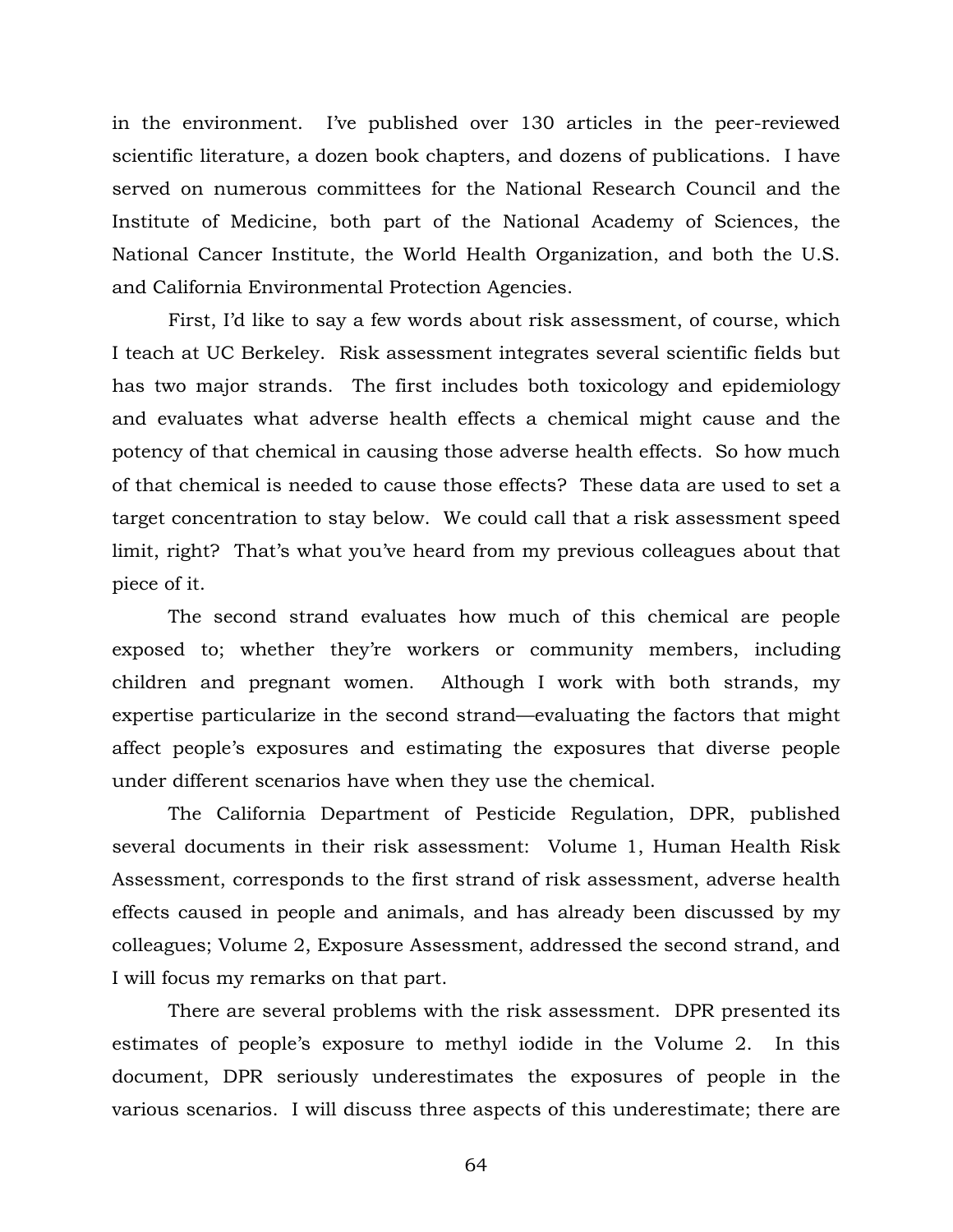in the environment. I've published over 130 articles in the peer-reviewed scientific literature, a dozen book chapters, and dozens of publications. I have served on numerous committees for the National Research Council and the Institute of Medicine, both part of the National Academy of Sciences, the National Cancer Institute, the World Health Organization, and both the U.S. and California Environmental Protection Agencies.

First, I'd like to say a few words about risk assessment, of course, which I teach at UC Berkeley. Risk assessment integrates several scientific fields but has two major strands. The first includes both toxicology and epidemiology and evaluates what adverse health effects a chemical might cause and the potency of that chemical in causing those adverse health effects. So how much of that chemical is needed to cause those effects? These data are used to set a target concentration to stay below. We could call that a risk assessment speed limit, right? That's what you've heard from my previous colleagues about that piece of it.

The second strand evaluates how much of this chemical are people exposed to; whether they're workers or community members, including children and pregnant women. Although I work with both strands, my expertise particularize in the second strand—evaluating the factors that might affect people's exposures and estimating the exposures that diverse people under different scenarios have when they use the chemical.

The California Department of Pesticide Regulation, DPR, published several documents in their risk assessment: Volume 1, Human Health Risk Assessment, corresponds to the first strand of risk assessment, adverse health effects caused in people and animals, and has already been discussed by my colleagues; Volume 2, Exposure Assessment, addressed the second strand, and I will focus my remarks on that part.

There are several problems with the risk assessment. DPR presented its estimates of people's exposure to methyl iodide in the Volume 2. In this document, DPR seriously underestimates the exposures of people in the various scenarios. I will discuss three aspects of this underestimate; there are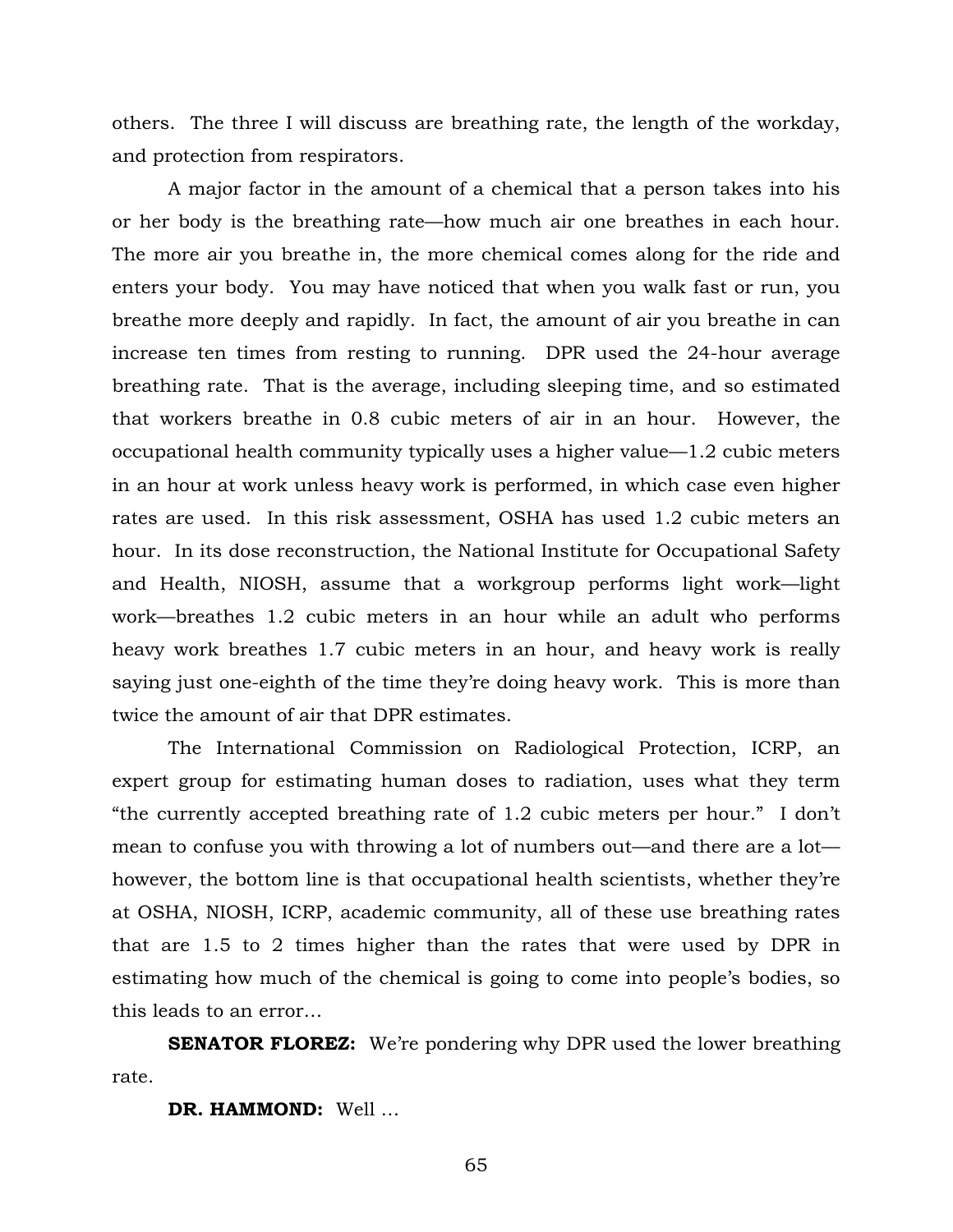others. The three I will discuss are breathing rate, the length of the workday, and protection from respirators.

A major factor in the amount of a chemical that a person takes into his or her body is the breathing rate—how much air one breathes in each hour. The more air you breathe in, the more chemical comes along for the ride and enters your body. You may have noticed that when you walk fast or run, you breathe more deeply and rapidly. In fact, the amount of air you breathe in can increase ten times from resting to running. DPR used the 24-hour average breathing rate. That is the average, including sleeping time, and so estimated that workers breathe in 0.8 cubic meters of air in an hour. However, the occupational health community typically uses a higher value—1.2 cubic meters in an hour at work unless heavy work is performed, in which case even higher rates are used. In this risk assessment, OSHA has used 1.2 cubic meters an hour. In its dose reconstruction, the National Institute for Occupational Safety and Health, NIOSH, assume that a workgroup performs light work—light work—breathes 1.2 cubic meters in an hour while an adult who performs heavy work breathes 1.7 cubic meters in an hour, and heavy work is really saying just one-eighth of the time they're doing heavy work. This is more than twice the amount of air that DPR estimates.

The International Commission on Radiological Protection, ICRP, an expert group for estimating human doses to radiation, uses what they term "the currently accepted breathing rate of 1.2 cubic meters per hour." I don't mean to confuse you with throwing a lot of numbers out—and there are a lot—however, the bottom line is that occupational health scientists, whether they're at OSHA, NIOSH, ICRP, academic community, all of these use breathing rates that are 1.5 to 2 times higher than the rates that were used by DPR in estimating how much of the chemical is going to come into people's bodies, so this leads to an error…

**SENATOR FLOREZ:** We're pondering why DPR used the lower breathing rate.

**DR. HAMMOND:** Well …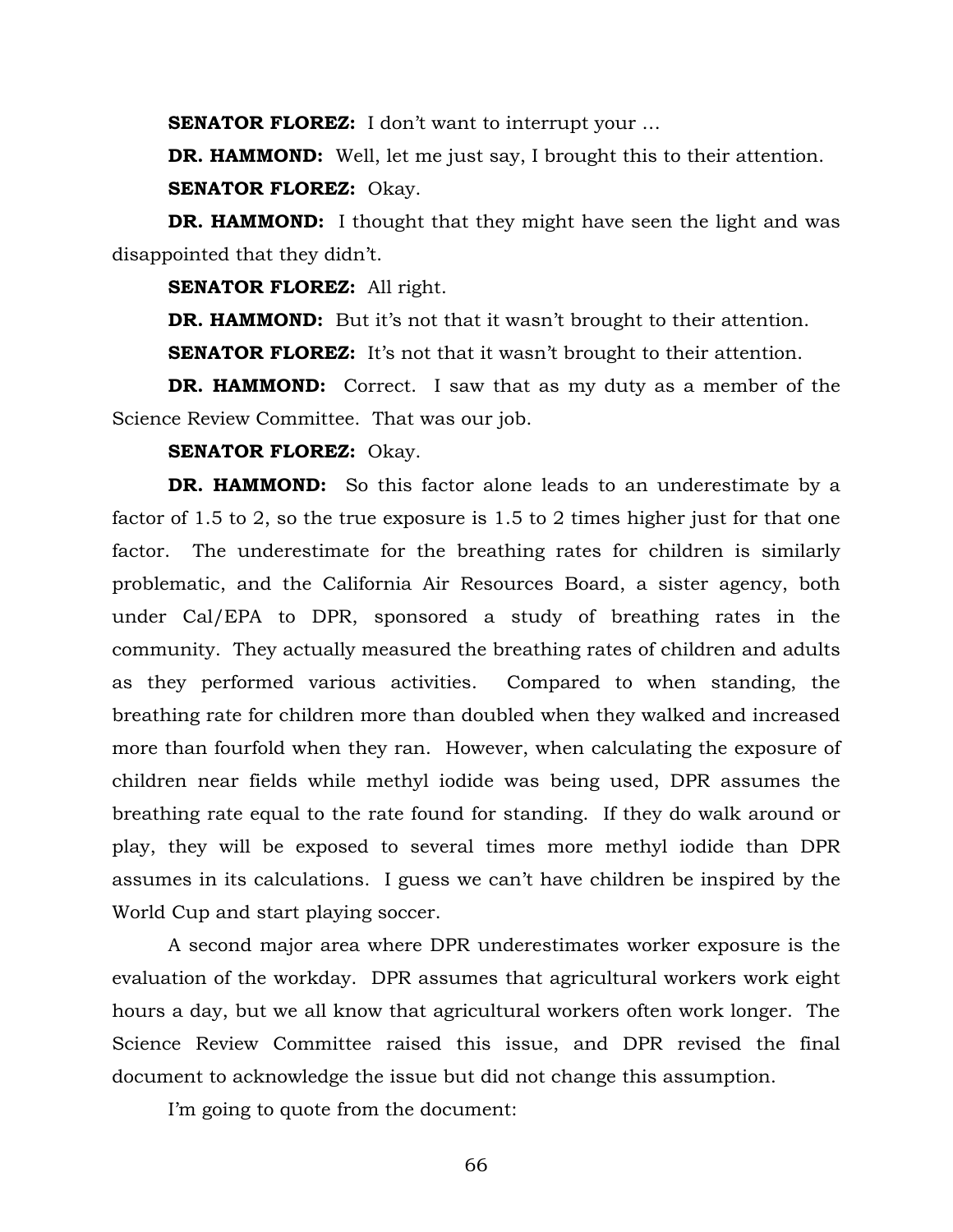**SENATOR FLOREZ:** I don't want to interrupt your …

**DR. HAMMOND:** Well, let me just say, I brought this to their attention.

**SENATOR FLOREZ:** Okay.

**DR. HAMMOND:** I thought that they might have seen the light and was disappointed that they didn't.

**SENATOR FLOREZ:** All right.

**DR. HAMMOND:** But it's not that it wasn't brought to their attention.

**SENATOR FLOREZ:** It's not that it wasn't brought to their attention.

**DR. HAMMOND:** Correct. I saw that as my duty as a member of the Science Review Committee. That was our job.

**SENATOR FLOREZ:** Okay.

**DR. HAMMOND:** So this factor alone leads to an underestimate by a factor of 1.5 to 2, so the true exposure is 1.5 to 2 times higher just for that one factor. The underestimate for the breathing rates for children is similarly problematic, and the California Air Resources Board, a sister agency, both under Cal/EPA to DPR, sponsored a study of breathing rates in the community. They actually measured the breathing rates of children and adults as they performed various activities. Compared to when standing, the breathing rate for children more than doubled when they walked and increased more than fourfold when they ran. However, when calculating the exposure of children near fields while methyl iodide was being used, DPR assumes the breathing rate equal to the rate found for standing. If they do walk around or play, they will be exposed to several times more methyl iodide than DPR assumes in its calculations. I guess we can't have children be inspired by the World Cup and start playing soccer.

A second major area where DPR underestimates worker exposure is the evaluation of the workday. DPR assumes that agricultural workers work eight hours a day, but we all know that agricultural workers often work longer. The Science Review Committee raised this issue, and DPR revised the final document to acknowledge the issue but did not change this assumption.

I'm going to quote from the document: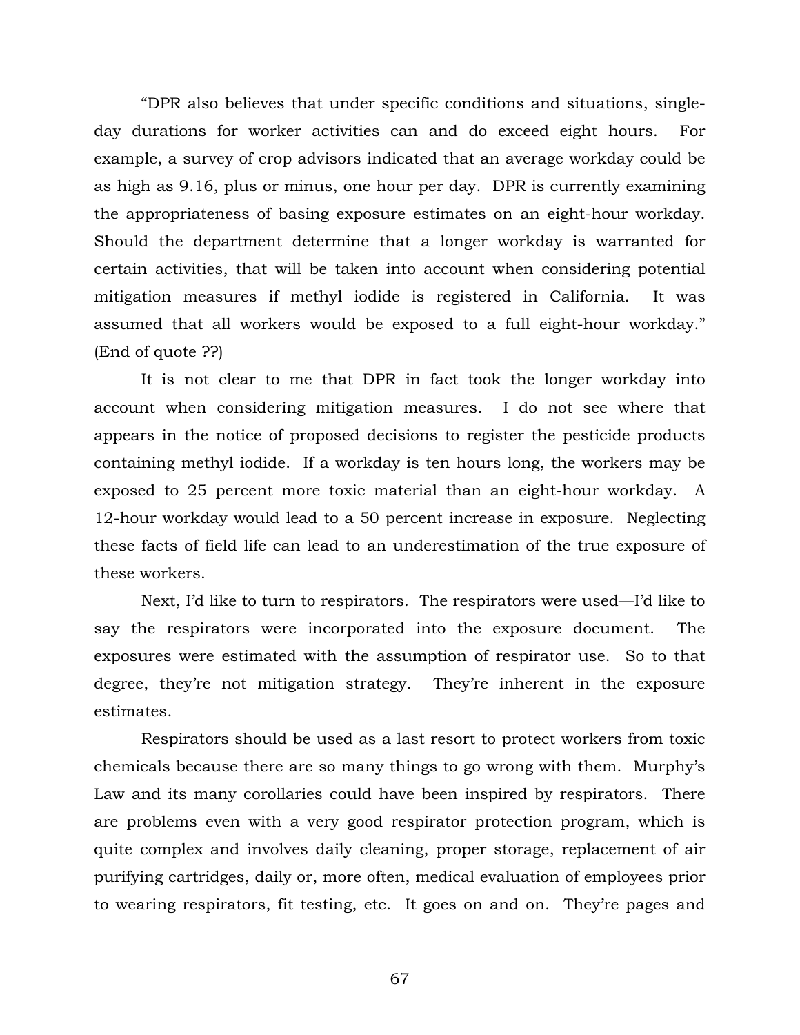"DPR also believes that under specific conditions and situations, single-day durations for worker activities can and do exceed eight hours. For example, a survey of crop advisors indicated that an average workday could be as high as 9.16, plus or minus, one hour per day. DPR is currently examining the appropriateness of basing exposure estimates on an eight-hour workday. Should the department determine that a longer workday is warranted for certain activities, that will be taken into account when considering potential mitigation measures if methyl iodide is registered in California. It was assumed that all workers would be exposed to a full eight-hour workday." (End of quote ??)

It is not clear to me that DPR in fact took the longer workday into account when considering mitigation measures. I do not see where that appears in the notice of proposed decisions to register the pesticide products containing methyl iodide. If a workday is ten hours long, the workers may be exposed to 25 percent more toxic material than an eight-hour workday. A 12-hour workday would lead to a 50 percent increase in exposure. Neglecting these facts of field life can lead to an underestimation of the true exposure of these workers.

Next, I'd like to turn to respirators. The respirators were used—I'd like to say the respirators were incorporated into the exposure document. The exposures were estimated with the assumption of respirator use. So to that degree, they're not mitigation strategy. They're inherent in the exposure estimates.

Respirators should be used as a last resort to protect workers from toxic chemicals because there are so many things to go wrong with them. Murphy's Law and its many corollaries could have been inspired by respirators. There are problems even with a very good respirator protection program, which is quite complex and involves daily cleaning, proper storage, replacement of air purifying cartridges, daily or, more often, medical evaluation of employees prior to wearing respirators, fit testing, etc. It goes on and on. They're pages and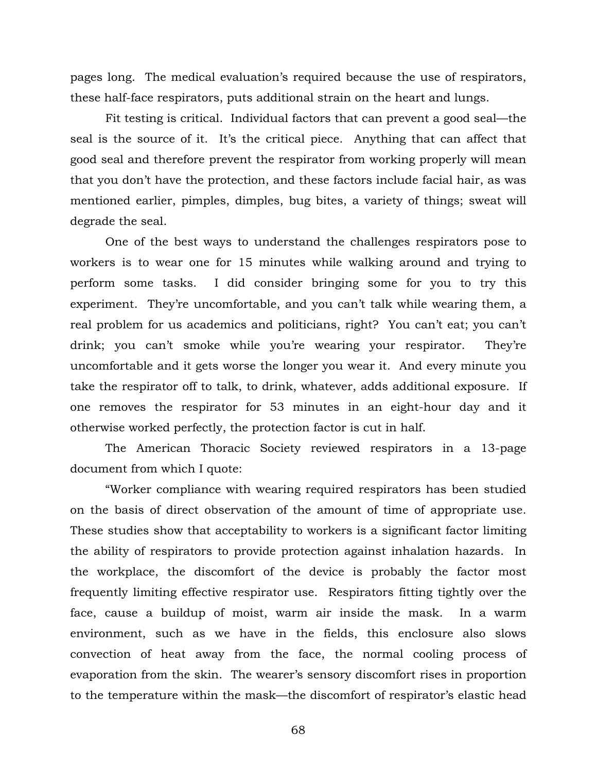pages long. The medical evaluation's required because the use of respirators, these half-face respirators, puts additional strain on the heart and lungs.

Fit testing is critical. Individual factors that can prevent a good seal—the seal is the source of it. It's the critical piece. Anything that can affect that good seal and therefore prevent the respirator from working properly will mean that you don't have the protection, and these factors include facial hair, as was mentioned earlier, pimples, dimples, bug bites, a variety of things; sweat will degrade the seal.

One of the best ways to understand the challenges respirators pose to workers is to wear one for 15 minutes while walking around and trying to perform some tasks. I did consider bringing some for you to try this experiment. They're uncomfortable, and you can't talk while wearing them, a real problem for us academics and politicians, right? You can't eat; you can't drink; you can't smoke while you're wearing your respirator. They're uncomfortable and it gets worse the longer you wear it. And every minute you take the respirator off to talk, to drink, whatever, adds additional exposure. If one removes the respirator for 53 minutes in an eight-hour day and it otherwise worked perfectly, the protection factor is cut in half.

The American Thoracic Society reviewed respirators in a 13-page document from which I quote:

"Worker compliance with wearing required respirators has been studied on the basis of direct observation of the amount of time of appropriate use. These studies show that acceptability to workers is a significant factor limiting the ability of respirators to provide protection against inhalation hazards. In the workplace, the discomfort of the device is probably the factor most frequently limiting effective respirator use. Respirators fitting tightly over the face, cause a buildup of moist, warm air inside the mask. In a warm environment, such as we have in the fields, this enclosure also slows convection of heat away from the face, the normal cooling process of evaporation from the skin. The wearer's sensory discomfort rises in proportion to the temperature within the mask—the discomfort of respirator's elastic head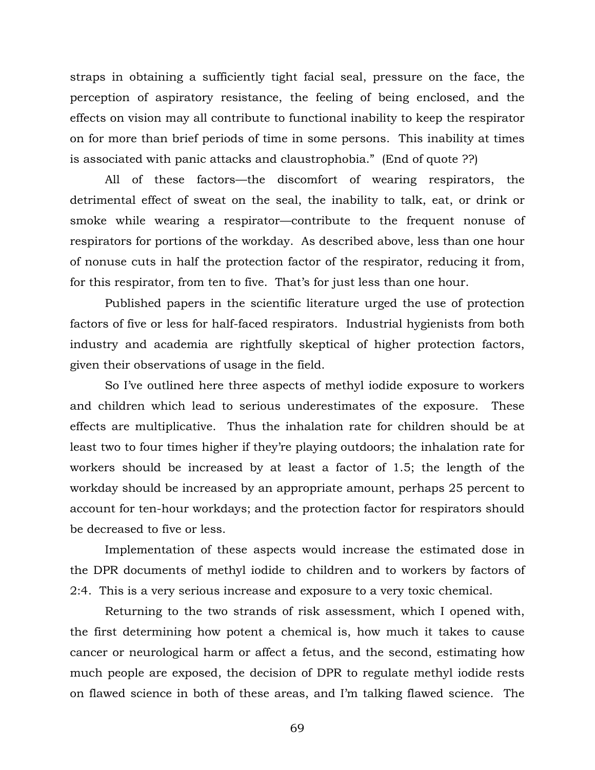straps in obtaining a sufficiently tight facial seal, pressure on the face, the perception of aspiratory resistance, the feeling of being enclosed, and the effects on vision may all contribute to functional inability to keep the respirator on for more than brief periods of time in some persons. This inability at times is associated with panic attacks and claustrophobia." (End of quote ??)

All of these factors—the discomfort of wearing respirators, the detrimental effect of sweat on the seal, the inability to talk, eat, or drink or smoke while wearing a respirator—contribute to the frequent nonuse of respirators for portions of the workday. As described above, less than one hour of nonuse cuts in half the protection factor of the respirator, reducing it from, for this respirator, from ten to five. That's for just less than one hour.

Published papers in the scientific literature urged the use of protection factors of five or less for half-faced respirators. Industrial hygienists from both industry and academia are rightfully skeptical of higher protection factors, given their observations of usage in the field.

So I've outlined here three aspects of methyl iodide exposure to workers and children which lead to serious underestimates of the exposure. These effects are multiplicative. Thus the inhalation rate for children should be at least two to four times higher if they're playing outdoors; the inhalation rate for workers should be increased by at least a factor of 1.5; the length of the workday should be increased by an appropriate amount, perhaps 25 percent to account for ten-hour workdays; and the protection factor for respirators should be decreased to five or less.

Implementation of these aspects would increase the estimated dose in the DPR documents of methyl iodide to children and to workers by factors of 2:4. This is a very serious increase and exposure to a very toxic chemical.

Returning to the two strands of risk assessment, which I opened with, the first determining how potent a chemical is, how much it takes to cause cancer or neurological harm or affect a fetus, and the second, estimating how much people are exposed, the decision of DPR to regulate methyl iodide rests on flawed science in both of these areas, and I'm talking flawed science. The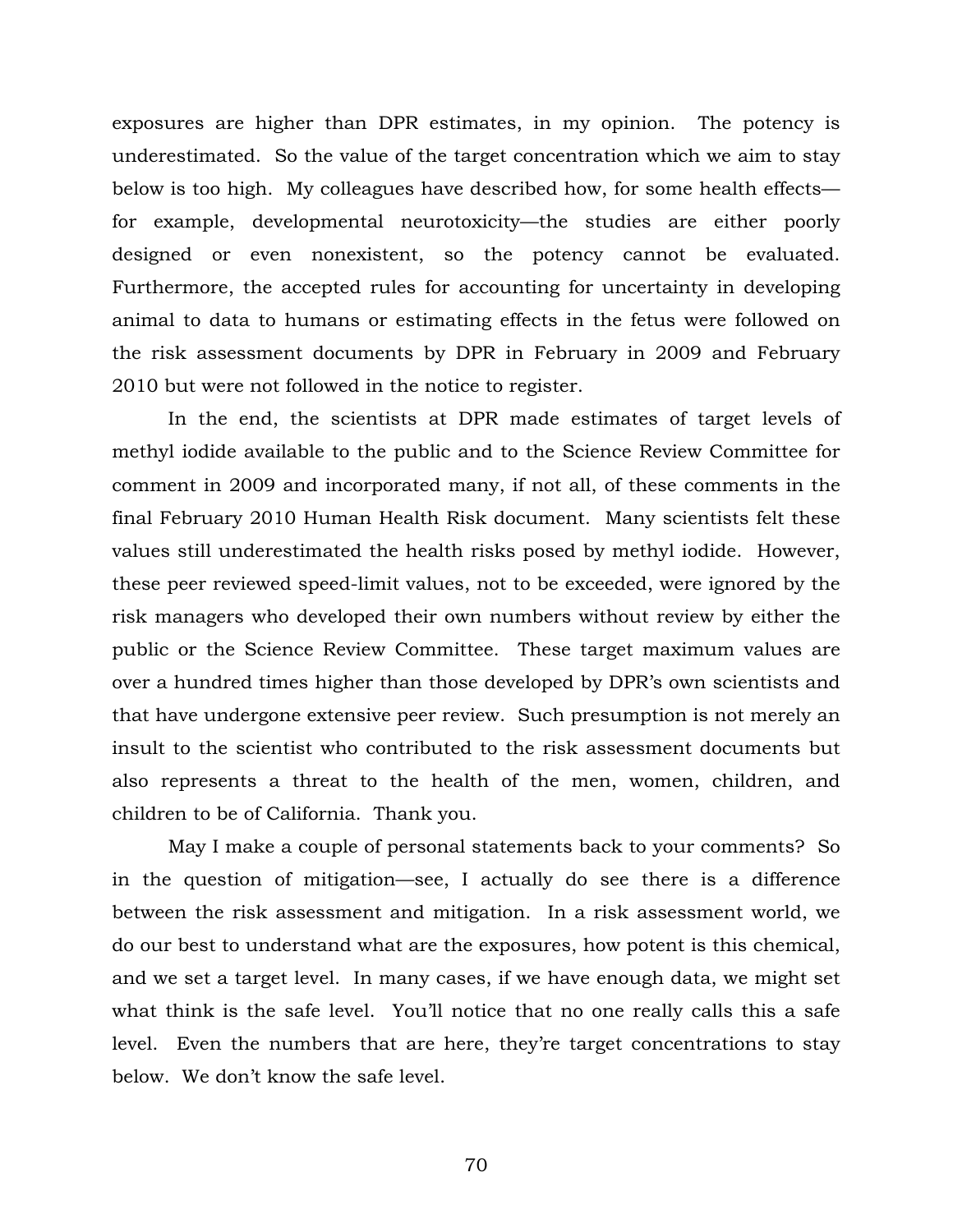exposures are higher than DPR estimates, in my opinion. The potency is underestimated. So the value of the target concentration which we aim to stay below is too high. My colleagues have described how, for some health effects—for example, developmental neurotoxicity—the studies are either poorly designed or even nonexistent, so the potency cannot be evaluated. Furthermore, the accepted rules for accounting for uncertainty in developing animal to data to humans or estimating effects in the fetus were followed on the risk assessment documents by DPR in February in 2009 and February 2010 but were not followed in the notice to register.

In the end, the scientists at DPR made estimates of target levels of methyl iodide available to the public and to the Science Review Committee for comment in 2009 and incorporated many, if not all, of these comments in the final February 2010 Human Health Risk document. Many scientists felt these values still underestimated the health risks posed by methyl iodide. However, these peer reviewed speed-limit values, not to be exceeded, were ignored by the risk managers who developed their own numbers without review by either the public or the Science Review Committee. These target maximum values are over a hundred times higher than those developed by DPR's own scientists and that have undergone extensive peer review. Such presumption is not merely an insult to the scientist who contributed to the risk assessment documents but also represents a threat to the health of the men, women, children, and children to be of California. Thank you.

May I make a couple of personal statements back to your comments? So in the question of mitigation—see, I actually do see there is a difference between the risk assessment and mitigation. In a risk assessment world, we do our best to understand what are the exposures, how potent is this chemical, and we set a target level. In many cases, if we have enough data, we might set what think is the safe level. You'll notice that no one really calls this a safe level. Even the numbers that are here, they're target concentrations to stay below. We don't know the safe level.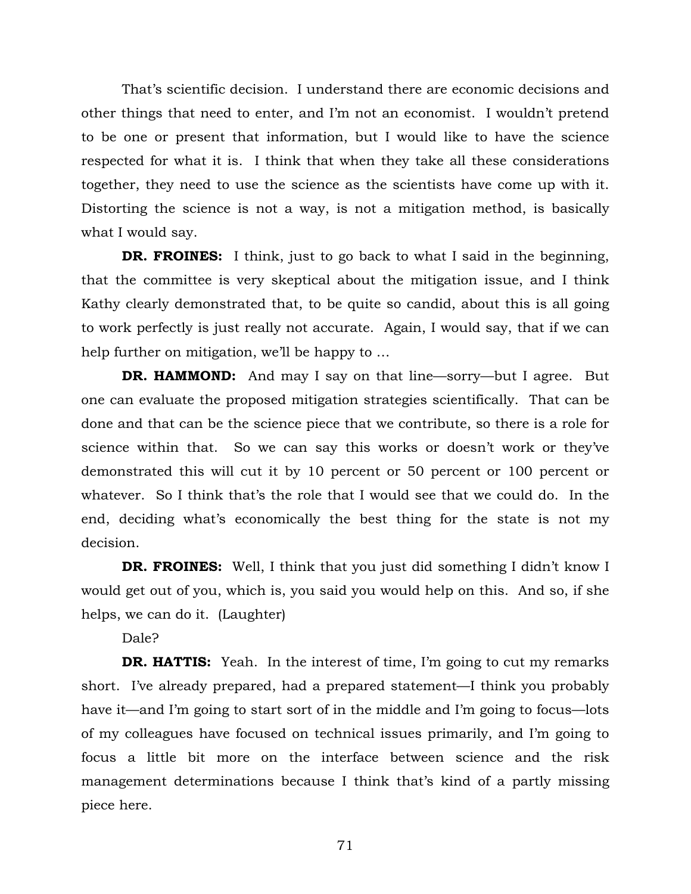That's scientific decision. I understand there are economic decisions and other things that need to enter, and I'm not an economist. I wouldn't pretend to be one or present that information, but I would like to have the science respected for what it is. I think that when they take all these considerations together, they need to use the science as the scientists have come up with it. Distorting the science is not a way, is not a mitigation method, is basically what I would say.

**DR. FROINES:** I think, just to go back to what I said in the beginning, that the committee is very skeptical about the mitigation issue, and I think Kathy clearly demonstrated that, to be quite so candid, about this is all going to work perfectly is just really not accurate. Again, I would say, that if we can help further on mitigation, we'll be happy to …

**DR. HAMMOND:** And may I say on that line—sorry—but I agree. But one can evaluate the proposed mitigation strategies scientifically. That can be done and that can be the science piece that we contribute, so there is a role for science within that. So we can say this works or doesn't work or they've demonstrated this will cut it by 10 percent or 50 percent or 100 percent or whatever. So I think that's the role that I would see that we could do. In the end, deciding what's economically the best thing for the state is not my decision.

**DR. FROINES:** Well, I think that you just did something I didn't know I would get out of you, which is, you said you would help on this. And so, if she helps, we can do it. (Laughter)

Dale?

**DR. HATTIS:** Yeah. In the interest of time, I'm going to cut my remarks short. I've already prepared, had a prepared statement—I think you probably have it—and I'm going to start sort of in the middle and I'm going to focus—lots of my colleagues have focused on technical issues primarily, and I'm going to focus a little bit more on the interface between science and the risk management determinations because I think that's kind of a partly missing piece here.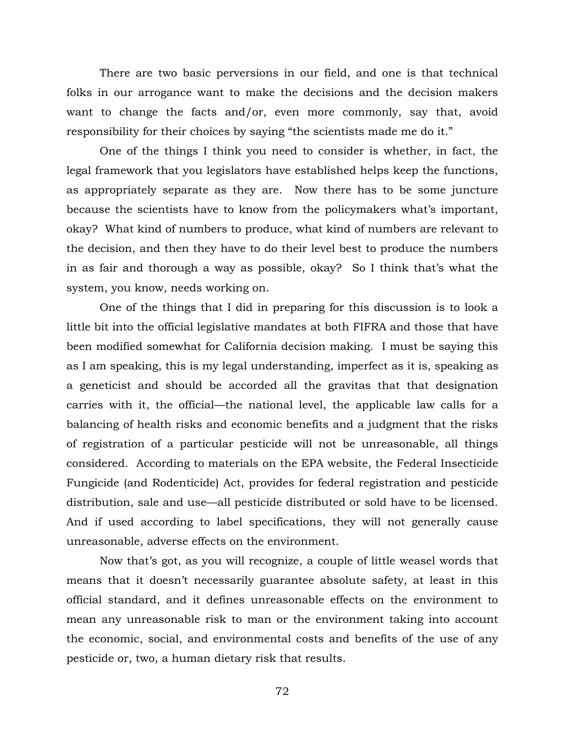There are two basic perversions in our field, and one is that technical folks in our arrogance want to make the decisions and the decision makers want to change the facts and/or, even more commonly, say that, avoid responsibility for their choices by saying “the scientists made me do it.”

One of the things I think you need to consider is whether, in fact, the legal framework that you legislators have established helps keep the functions, as appropriately separate as they are. Now there has to be some juncture because the scientists have to know from the policymakers what’s important, okay? What kind of numbers to produce, what kind of numbers are relevant to the decision, and then they have to do their level best to produce the numbers in as fair and thorough a way as possible, okay? So I think that’s what the system, you know, needs working on.

One of the things that I did in preparing for this discussion is to look a little bit into the official legislative mandates at both FIFRA and those that have been modified somewhat for California decision making. I must be saying this as I am speaking, this is my legal understanding, imperfect as it is, speaking as a geneticist and should be accorded all the gravitas that that designation carries with it, the official—the national level, the applicable law calls for a balancing of health risks and economic benefits and a judgment that the risks of registration of a particular pesticide will not be unreasonable, all things considered. According to materials on the EPA website, the Federal Insecticide Fungicide (and Rodenticide) Act, provides for federal registration and pesticide distribution, sale and use—all pesticide distributed or sold have to be licensed. And if used according to label specifications, they will not generally cause unreasonable, adverse effects on the environment.

Now that’s got, as you will recognize, a couple of little weasel words that means that it doesn’t necessarily guarantee absolute safety, at least in this official standard, and it defines unreasonable effects on the environment to mean any unreasonable risk to man or the environment taking into account the economic, social, and environmental costs and benefits of the use of any pesticide or, two, a human dietary risk that results.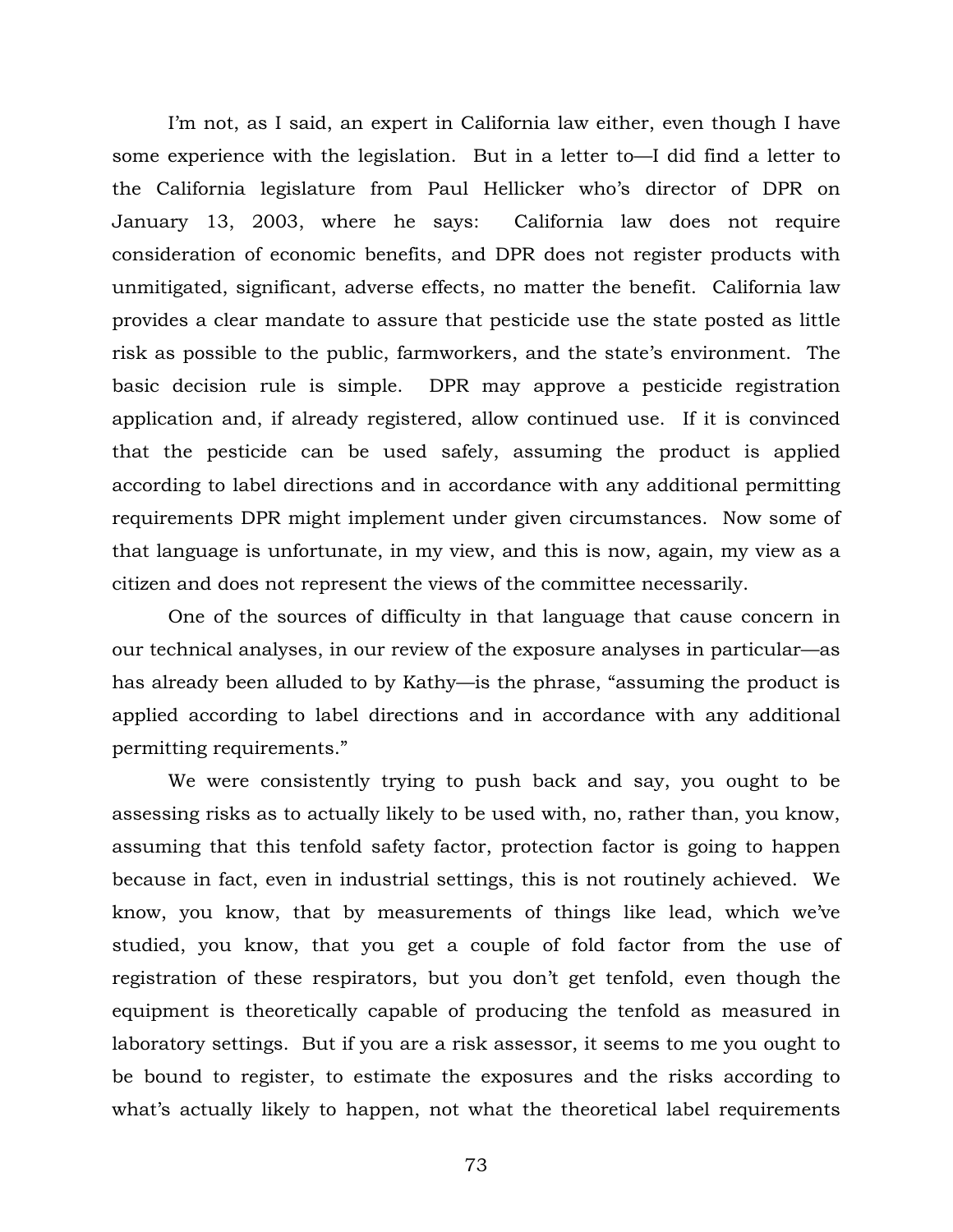I'm not, as I said, an expert in California law either, even though I have some experience with the legislation. But in a letter to—I did find a letter to the California legislature from Paul Hellicker who's director of DPR on January 13, 2003, where he says: California law does not require consideration of economic benefits, and DPR does not register products with unmitigated, significant, adverse effects, no matter the benefit. California law provides a clear mandate to assure that pesticide use the state posted as little risk as possible to the public, farmworkers, and the state's environment. The basic decision rule is simple. DPR may approve a pesticide registration application and, if already registered, allow continued use. If it is convinced that the pesticide can be used safely, assuming the product is applied according to label directions and in accordance with any additional permitting requirements DPR might implement under given circumstances. Now some of that language is unfortunate, in my view, and this is now, again, my view as a citizen and does not represent the views of the committee necessarily.

One of the sources of difficulty in that language that cause concern in our technical analyses, in our review of the exposure analyses in particular—as has already been alluded to by Kathy—is the phrase, "assuming the product is applied according to label directions and in accordance with any additional permitting requirements."

We were consistently trying to push back and say, you ought to be assessing risks as to actually likely to be used with, no, rather than, you know, assuming that this tenfold safety factor, protection factor is going to happen because in fact, even in industrial settings, this is not routinely achieved. We know, you know, that by measurements of things like lead, which we've studied, you know, that you get a couple of fold factor from the use of registration of these respirators, but you don't get tenfold, even though the equipment is theoretically capable of producing the tenfold as measured in laboratory settings. But if you are a risk assessor, it seems to me you ought to be bound to register, to estimate the exposures and the risks according to what's actually likely to happen, not what the theoretical label requirements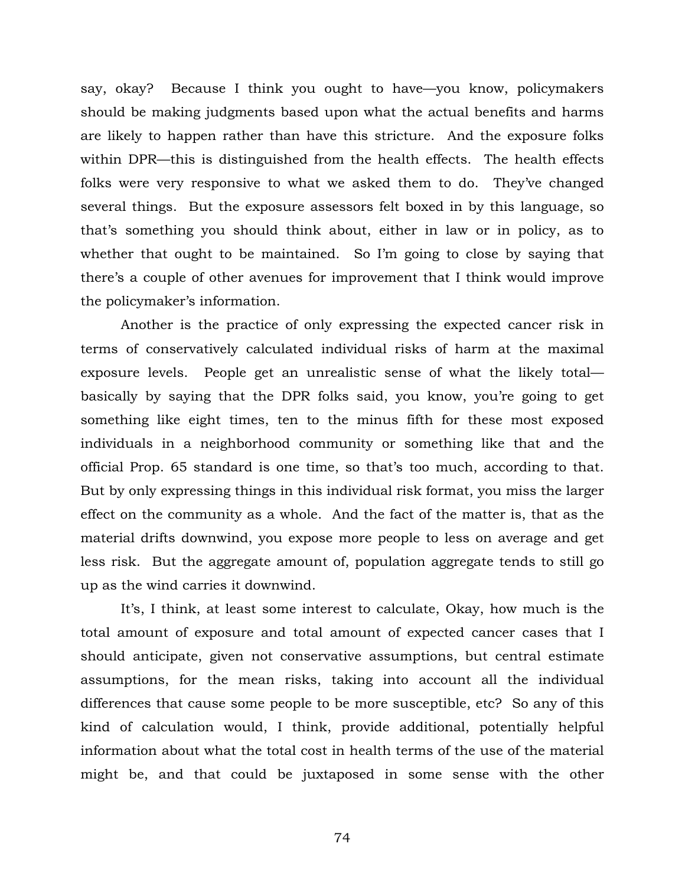say, okay? Because I think you ought to have—you know, policymakers should be making judgments based upon what the actual benefits and harms are likely to happen rather than have this stricture. And the exposure folks within DPR—this is distinguished from the health effects. The health effects folks were very responsive to what we asked them to do. They've changed several things. But the exposure assessors felt boxed in by this language, so that's something you should think about, either in law or in policy, as to whether that ought to be maintained. So I'm going to close by saying that there's a couple of other avenues for improvement that I think would improve the policymaker's information.

Another is the practice of only expressing the expected cancer risk in terms of conservatively calculated individual risks of harm at the maximal exposure levels. People get an unrealistic sense of what the likely total—basically by saying that the DPR folks said, you know, you're going to get something like eight times, ten to the minus fifth for these most exposed individuals in a neighborhood community or something like that and the official Prop. 65 standard is one time, so that's too much, according to that. But by only expressing things in this individual risk format, you miss the larger effect on the community as a whole. And the fact of the matter is, that as the material drifts downwind, you expose more people to less on average and get less risk. But the aggregate amount of, population aggregate tends to still go up as the wind carries it downwind.

It's, I think, at least some interest to calculate, Okay, how much is the total amount of exposure and total amount of expected cancer cases that I should anticipate, given not conservative assumptions, but central estimate assumptions, for the mean risks, taking into account all the individual differences that cause some people to be more susceptible, etc? So any of this kind of calculation would, I think, provide additional, potentially helpful information about what the total cost in health terms of the use of the material might be, and that could be juxtaposed in some sense with the other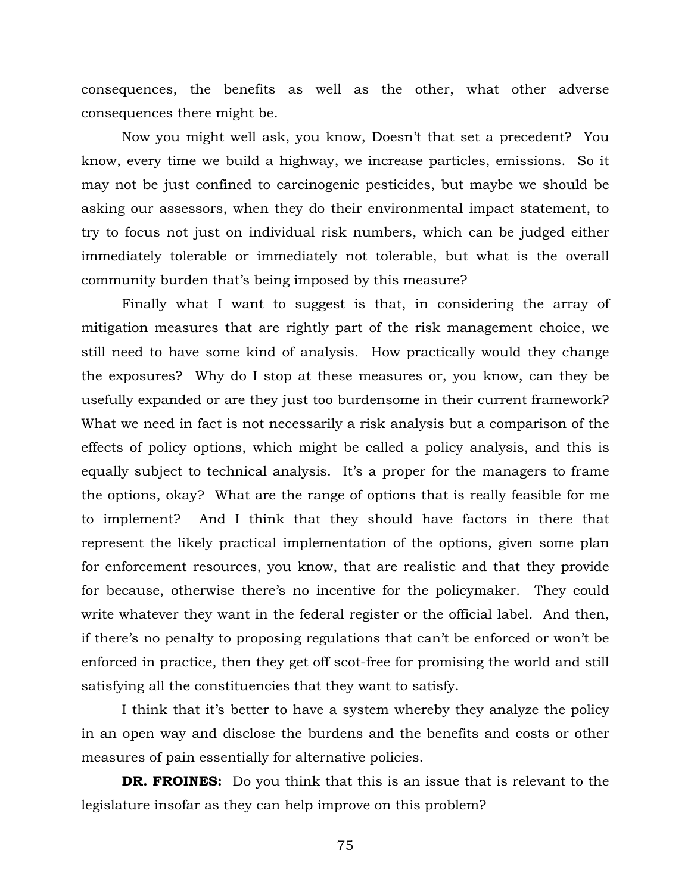consequences, the benefits as well as the other, what other adverse consequences there might be.

Now you might well ask, you know, Doesn't that set a precedent? You know, every time we build a highway, we increase particles, emissions. So it may not be just confined to carcinogenic pesticides, but maybe we should be asking our assessors, when they do their environmental impact statement, to try to focus not just on individual risk numbers, which can be judged either immediately tolerable or immediately not tolerable, but what is the overall community burden that's being imposed by this measure?

Finally what I want to suggest is that, in considering the array of mitigation measures that are rightly part of the risk management choice, we still need to have some kind of analysis. How practically would they change the exposures? Why do I stop at these measures or, you know, can they be usefully expanded or are they just too burdensome in their current framework? What we need in fact is not necessarily a risk analysis but a comparison of the effects of policy options, which might be called a policy analysis, and this is equally subject to technical analysis. It's a proper for the managers to frame the options, okay? What are the range of options that is really feasible for me to implement? And I think that they should have factors in there that represent the likely practical implementation of the options, given some plan for enforcement resources, you know, that are realistic and that they provide for because, otherwise there's no incentive for the policymaker. They could write whatever they want in the federal register or the official label. And then, if there's no penalty to proposing regulations that can't be enforced or won't be enforced in practice, then they get off scot-free for promising the world and still satisfying all the constituencies that they want to satisfy.

I think that it's better to have a system whereby they analyze the policy in an open way and disclose the burdens and the benefits and costs or other measures of pain essentially for alternative policies.

**DR. FROINES:** Do you think that this is an issue that is relevant to the legislature insofar as they can help improve on this problem?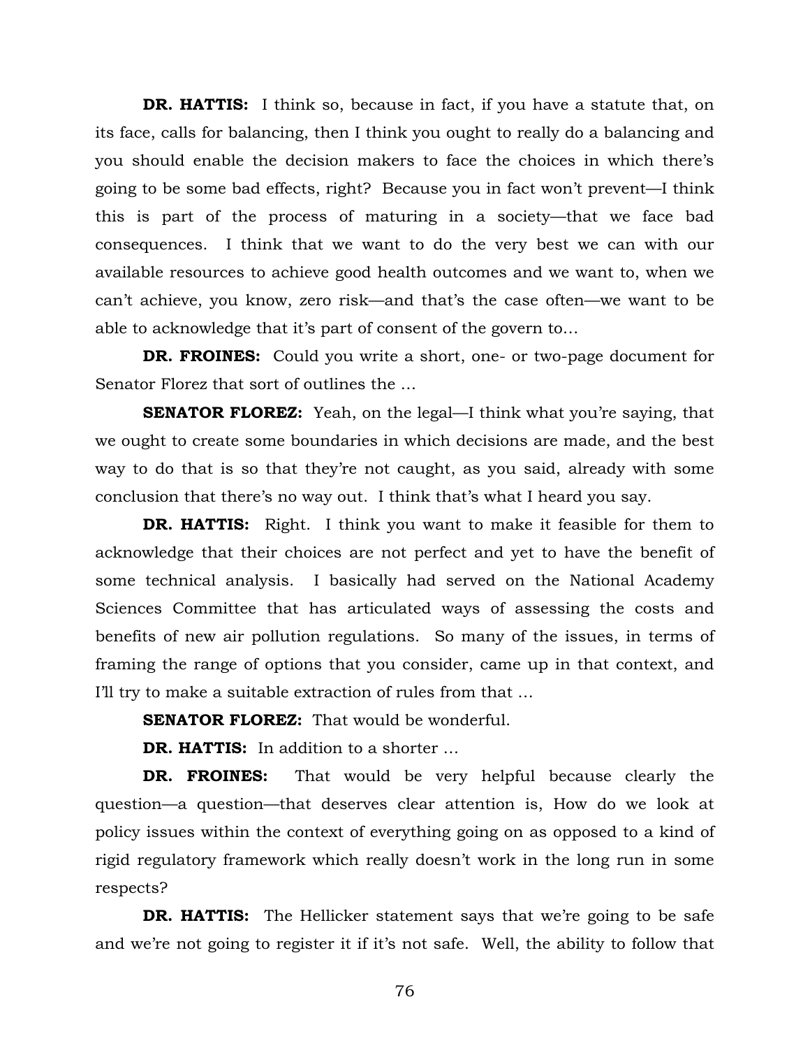**DR. HATTIS:** I think so, because in fact, if you have a statute that, on its face, calls for balancing, then I think you ought to really do a balancing and you should enable the decision makers to face the choices in which there's going to be some bad effects, right? Because you in fact won't prevent—I think this is part of the process of maturing in a society—that we face bad consequences. I think that we want to do the very best we can with our available resources to achieve good health outcomes and we want to, when we can't achieve, you know, zero risk—and that's the case often—we want to be able to acknowledge that it's part of consent of the govern to…

**DR. FROINES:** Could you write a short, one- or two-page document for Senator Florez that sort of outlines the …

**SENATOR FLOREZ:** Yeah, on the legal—I think what you're saying, that we ought to create some boundaries in which decisions are made, and the best way to do that is so that they're not caught, as you said, already with some conclusion that there's no way out. I think that's what I heard you say.

**DR. HATTIS:** Right. I think you want to make it feasible for them to acknowledge that their choices are not perfect and yet to have the benefit of some technical analysis. I basically had served on the National Academy Sciences Committee that has articulated ways of assessing the costs and benefits of new air pollution regulations. So many of the issues, in terms of framing the range of options that you consider, came up in that context, and I'll try to make a suitable extraction of rules from that …

**SENATOR FLOREZ:** That would be wonderful.

**DR. HATTIS:** In addition to a shorter …

**DR. FROINES:** That would be very helpful because clearly the question—a question—that deserves clear attention is, How do we look at policy issues within the context of everything going on as opposed to a kind of rigid regulatory framework which really doesn't work in the long run in some respects?

**DR. HATTIS:** The Hellicker statement says that we're going to be safe and we're not going to register it if it's not safe. Well, the ability to follow that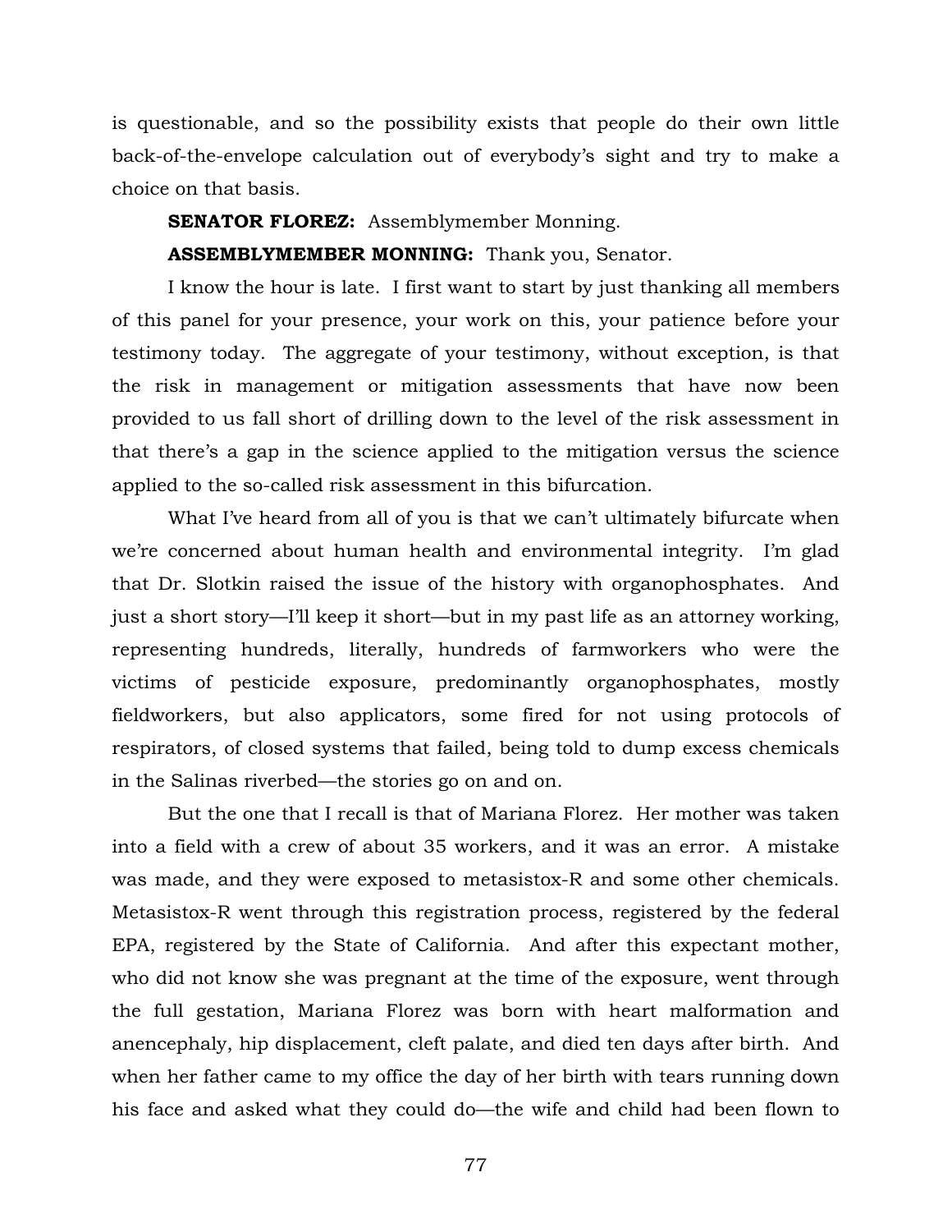is questionable, and so the possibility exists that people do their own little back-of-the-envelope calculation out of everybody's sight and try to make a choice on that basis.

**SENATOR FLOREZ:** Assemblymember Monning.

**ASSEMBLYMEMBER MONNING:** Thank you, Senator.

I know the hour is late. I first want to start by just thanking all members of this panel for your presence, your work on this, your patience before your testimony today. The aggregate of your testimony, without exception, is that the risk in management or mitigation assessments that have now been provided to us fall short of drilling down to the level of the risk assessment in that there's a gap in the science applied to the mitigation versus the science applied to the so-called risk assessment in this bifurcation.

What I've heard from all of you is that we can't ultimately bifurcate when we're concerned about human health and environmental integrity. I'm glad that Dr. Slotkin raised the issue of the history with organophosphates. And just a short story—I'll keep it short—but in my past life as an attorney working, representing hundreds, literally, hundreds of farmworkers who were the victims of pesticide exposure, predominantly organophosphates, mostly fieldworkers, but also applicators, some fired for not using protocols of respirators, of closed systems that failed, being told to dump excess chemicals in the Salinas riverbed—the stories go on and on.

But the one that I recall is that of Mariana Florez. Her mother was taken into a field with a crew of about 35 workers, and it was an error. A mistake was made, and they were exposed to metasistox-R and some other chemicals. Metasistox-R went through this registration process, registered by the federal EPA, registered by the State of California. And after this expectant mother, who did not know she was pregnant at the time of the exposure, went through the full gestation, Mariana Florez was born with heart malformation and anencephaly, hip displacement, cleft palate, and died ten days after birth. And when her father came to my office the day of her birth with tears running down his face and asked what they could do—the wife and child had been flown to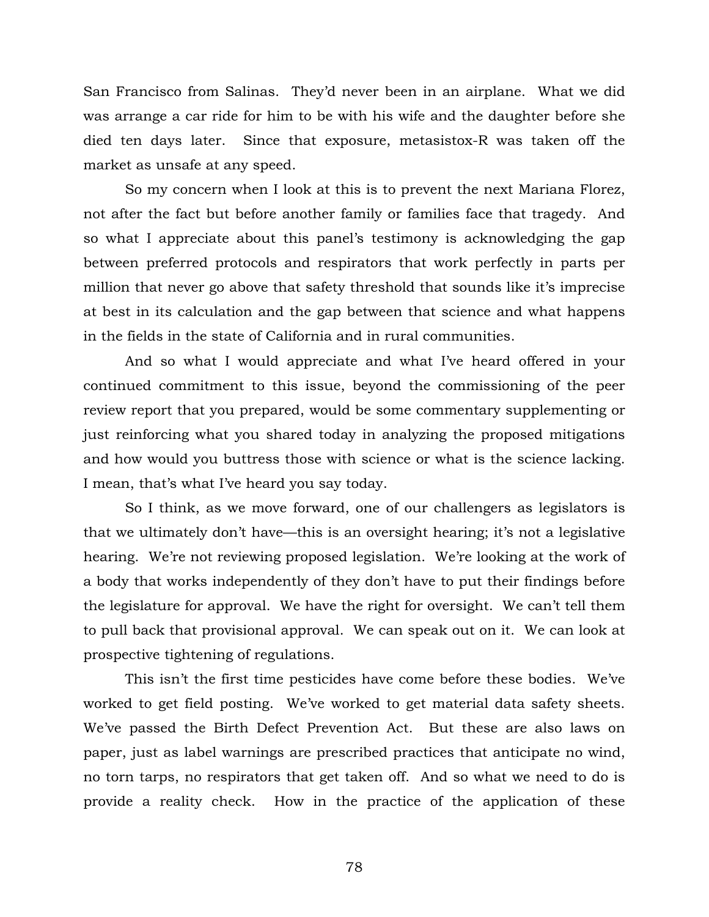San Francisco from Salinas. They'd never been in an airplane. What we did was arrange a car ride for him to be with his wife and the daughter before she died ten days later. Since that exposure, metasistox-R was taken off the market as unsafe at any speed.

So my concern when I look at this is to prevent the next Mariana Florez, not after the fact but before another family or families face that tragedy. And so what I appreciate about this panel's testimony is acknowledging the gap between preferred protocols and respirators that work perfectly in parts per million that never go above that safety threshold that sounds like it's imprecise at best in its calculation and the gap between that science and what happens in the fields in the state of California and in rural communities.

And so what I would appreciate and what I've heard offered in your continued commitment to this issue, beyond the commissioning of the peer review report that you prepared, would be some commentary supplementing or just reinforcing what you shared today in analyzing the proposed mitigations and how would you buttress those with science or what is the science lacking. I mean, that's what I've heard you say today.

So I think, as we move forward, one of our challengers as legislators is that we ultimately don't have—this is an oversight hearing; it's not a legislative hearing. We're not reviewing proposed legislation. We're looking at the work of a body that works independently of they don't have to put their findings before the legislature for approval. We have the right for oversight. We can't tell them to pull back that provisional approval. We can speak out on it. We can look at prospective tightening of regulations.

This isn't the first time pesticides have come before these bodies. We've worked to get field posting. We've worked to get material data safety sheets. We've passed the Birth Defect Prevention Act. But these are also laws on paper, just as label warnings are prescribed practices that anticipate no wind, no torn tarps, no respirators that get taken off. And so what we need to do is provide a reality check. How in the practice of the application of these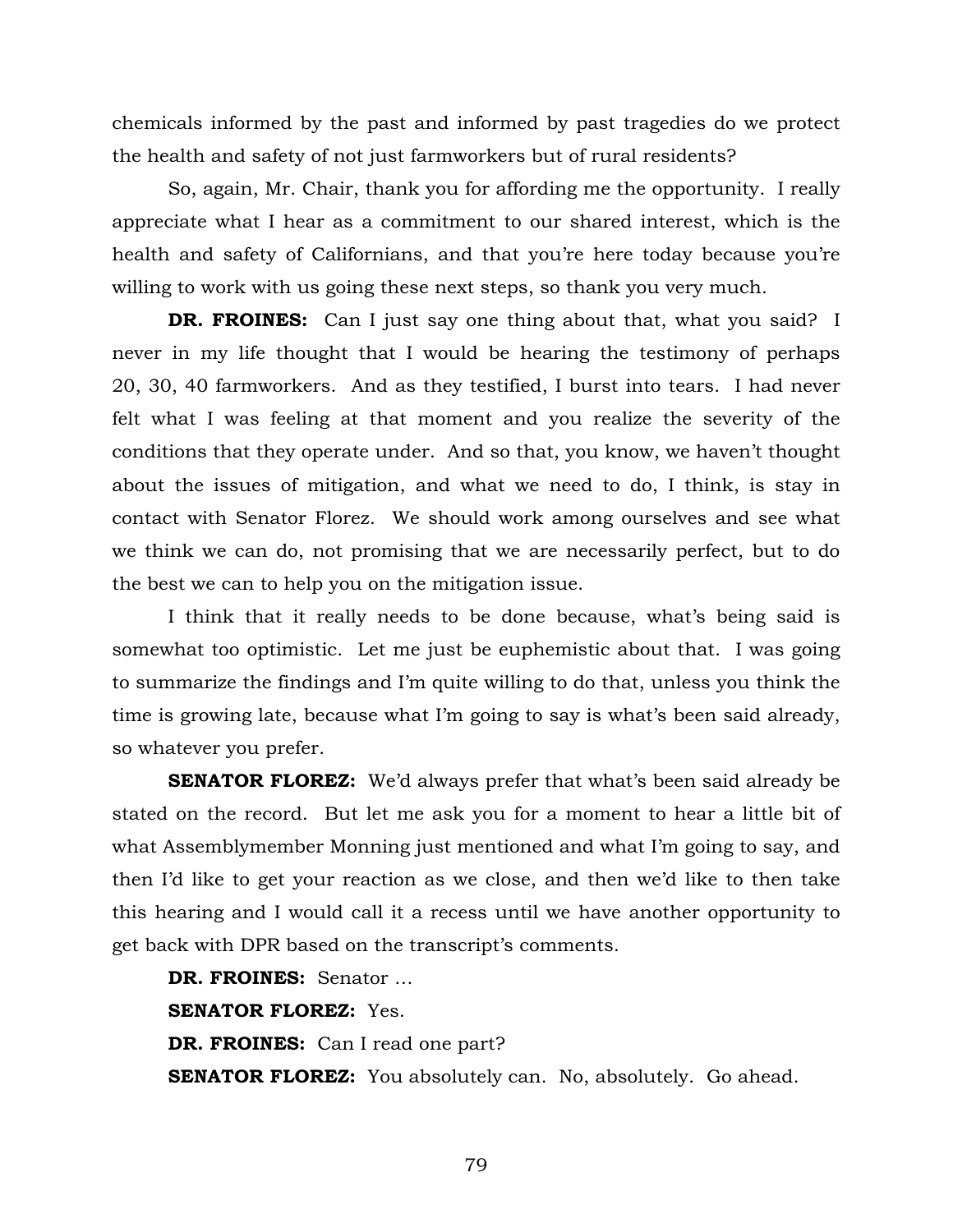chemicals informed by the past and informed by past tragedies do we protect the health and safety of not just farmworkers but of rural residents?

So, again, Mr. Chair, thank you for affording me the opportunity. I really appreciate what I hear as a commitment to our shared interest, which is the health and safety of Californians, and that you're here today because you're willing to work with us going these next steps, so thank you very much.

**DR. FROINES:** Can I just say one thing about that, what you said? I never in my life thought that I would be hearing the testimony of perhaps 20, 30, 40 farmworkers. And as they testified, I burst into tears. I had never felt what I was feeling at that moment and you realize the severity of the conditions that they operate under. And so that, you know, we haven't thought about the issues of mitigation, and what we need to do, I think, is stay in contact with Senator Florez. We should work among ourselves and see what we think we can do, not promising that we are necessarily perfect, but to do the best we can to help you on the mitigation issue.

I think that it really needs to be done because, what's being said is somewhat too optimistic. Let me just be euphemistic about that. I was going to summarize the findings and I'm quite willing to do that, unless you think the time is growing late, because what I'm going to say is what's been said already, so whatever you prefer.

**SENATOR FLOREZ:** We'd always prefer that what's been said already be stated on the record. But let me ask you for a moment to hear a little bit of what Assemblymember Monning just mentioned and what I'm going to say, and then I'd like to get your reaction as we close, and then we'd like to then take this hearing and I would call it a recess until we have another opportunity to get back with DPR based on the transcript's comments.

**DR. FROINES:** Senator …

**SENATOR FLOREZ:** Yes.

**DR. FROINES:** Can I read one part?

**SENATOR FLOREZ:** You absolutely can. No, absolutely. Go ahead.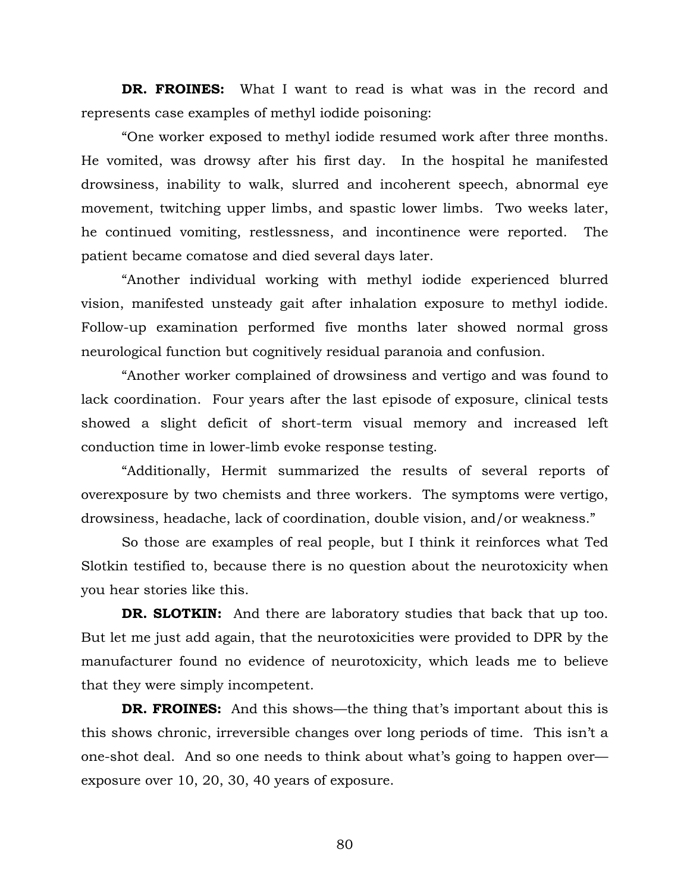**DR. FROINES:** What I want to read is what was in the record and represents case examples of methyl iodide poisoning:

"One worker exposed to methyl iodide resumed work after three months. He vomited, was drowsy after his first day. In the hospital he manifested drowsiness, inability to walk, slurred and incoherent speech, abnormal eye movement, twitching upper limbs, and spastic lower limbs. Two weeks later, he continued vomiting, restlessness, and incontinence were reported. The patient became comatose and died several days later.

"Another individual working with methyl iodide experienced blurred vision, manifested unsteady gait after inhalation exposure to methyl iodide. Follow-up examination performed five months later showed normal gross neurological function but cognitively residual paranoia and confusion.

"Another worker complained of drowsiness and vertigo and was found to lack coordination. Four years after the last episode of exposure, clinical tests showed a slight deficit of short-term visual memory and increased left conduction time in lower-limb evoke response testing.

"Additionally, Hermit summarized the results of several reports of overexposure by two chemists and three workers. The symptoms were vertigo, drowsiness, headache, lack of coordination, double vision, and/or weakness."

So those are examples of real people, but I think it reinforces what Ted Slotkin testified to, because there is no question about the neurotoxicity when you hear stories like this.

**DR. SLOTKIN:** And there are laboratory studies that back that up too. But let me just add again, that the neurotoxicities were provided to DPR by the manufacturer found no evidence of neurotoxicity, which leads me to believe that they were simply incompetent.

**DR. FROINES:** And this shows—the thing that's important about this is this shows chronic, irreversible changes over long periods of time. This isn't a one-shot deal. And so one needs to think about what's going to happen over—exposure over 10, 20, 30, 40 years of exposure.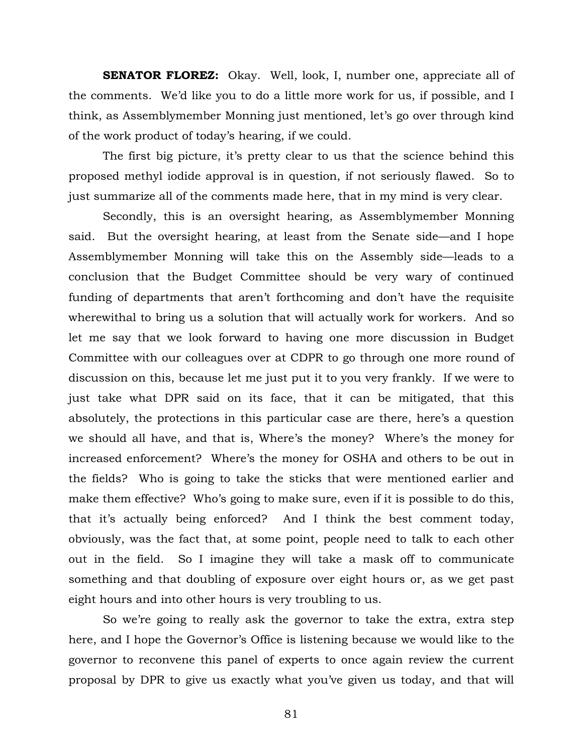**SENATOR FLOREZ:** Okay. Well, look, I, number one, appreciate all of the comments. We'd like you to do a little more work for us, if possible, and I think, as Assemblymember Monning just mentioned, let's go over through kind of the work product of today's hearing, if we could.

The first big picture, it's pretty clear to us that the science behind this proposed methyl iodide approval is in question, if not seriously flawed. So to just summarize all of the comments made here, that in my mind is very clear.

Secondly, this is an oversight hearing, as Assemblymember Monning said. But the oversight hearing, at least from the Senate side—and I hope Assemblymember Monning will take this on the Assembly side—leads to a conclusion that the Budget Committee should be very wary of continued funding of departments that aren't forthcoming and don't have the requisite wherewithal to bring us a solution that will actually work for workers. And so let me say that we look forward to having one more discussion in Budget Committee with our colleagues over at CDPR to go through one more round of discussion on this, because let me just put it to you very frankly. If we were to just take what DPR said on its face, that it can be mitigated, that this absolutely, the protections in this particular case are there, here's a question we should all have, and that is, Where's the money? Where's the money for increased enforcement? Where's the money for OSHA and others to be out in the fields? Who is going to take the sticks that were mentioned earlier and make them effective? Who's going to make sure, even if it is possible to do this, that it's actually being enforced? And I think the best comment today, obviously, was the fact that, at some point, people need to talk to each other out in the field. So I imagine they will take a mask off to communicate something and that doubling of exposure over eight hours or, as we get past eight hours and into other hours is very troubling to us.

So we're going to really ask the governor to take the extra, extra step here, and I hope the Governor's Office is listening because we would like to the governor to reconvene this panel of experts to once again review the current proposal by DPR to give us exactly what you've given us today, and that will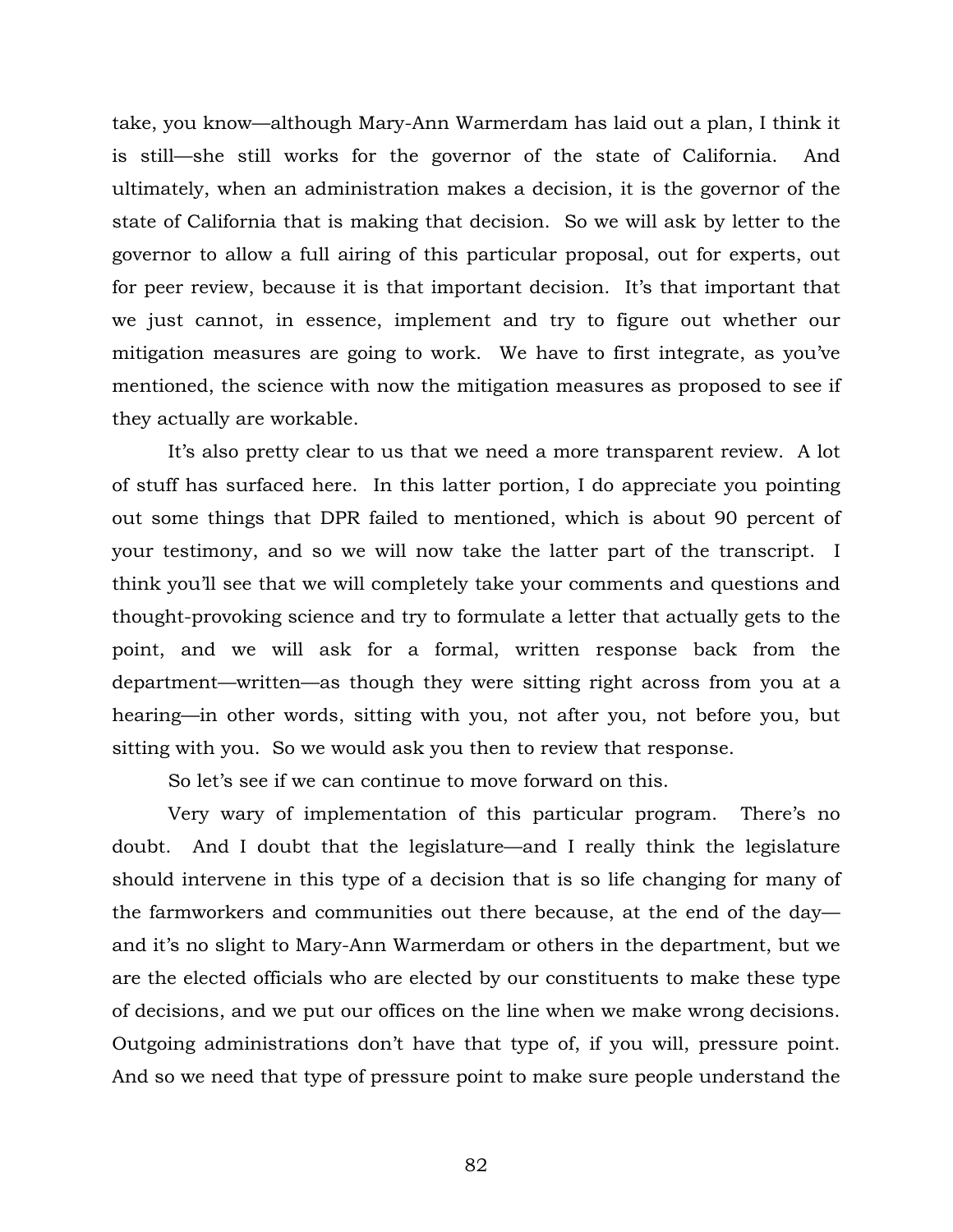take, you know—although Mary-Ann Warmerdam has laid out a plan, I think it is still—she still works for the governor of the state of California. And ultimately, when an administration makes a decision, it is the governor of the state of California that is making that decision. So we will ask by letter to the governor to allow a full airing of this particular proposal, out for experts, out for peer review, because it is that important decision. It's that important that we just cannot, in essence, implement and try to figure out whether our mitigation measures are going to work. We have to first integrate, as you've mentioned, the science with now the mitigation measures as proposed to see if they actually are workable.

It's also pretty clear to us that we need a more transparent review. A lot of stuff has surfaced here. In this latter portion, I do appreciate you pointing out some things that DPR failed to mentioned, which is about 90 percent of your testimony, and so we will now take the latter part of the transcript. I think you'll see that we will completely take your comments and questions and thought-provoking science and try to formulate a letter that actually gets to the point, and we will ask for a formal, written response back from the department—written—as though they were sitting right across from you at a hearing—in other words, sitting with you, not after you, not before you, but sitting with you. So we would ask you then to review that response.

So let's see if we can continue to move forward on this.

Very wary of implementation of this particular program. There's no doubt. And I doubt that the legislature—and I really think the legislature should intervene in this type of a decision that is so life changing for many of the farmworkers and communities out there because, at the end of the day—and it's no slight to Mary-Ann Warmerdam or others in the department, but we are the elected officials who are elected by our constituents to make these type of decisions, and we put our offices on the line when we make wrong decisions. Outgoing administrations don't have that type of, if you will, pressure point. And so we need that type of pressure point to make sure people understand the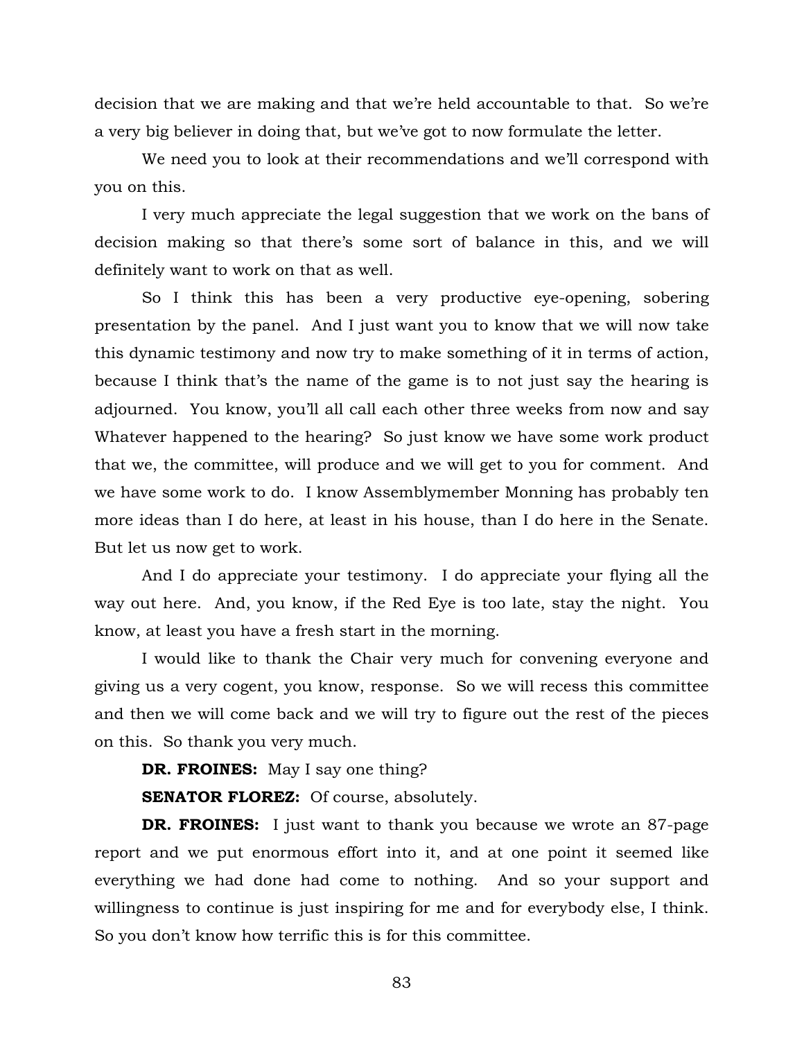decision that we are making and that we're held accountable to that. So we're a very big believer in doing that, but we've got to now formulate the letter.

We need you to look at their recommendations and we'll correspond with you on this.

I very much appreciate the legal suggestion that we work on the bans of decision making so that there's some sort of balance in this, and we will definitely want to work on that as well.

So I think this has been a very productive eye-opening, sobering presentation by the panel. And I just want you to know that we will now take this dynamic testimony and now try to make something of it in terms of action, because I think that's the name of the game is to not just say the hearing is adjourned. You know, you'll all call each other three weeks from now and say Whatever happened to the hearing? So just know we have some work product that we, the committee, will produce and we will get to you for comment. And we have some work to do. I know Assemblymember Monning has probably ten more ideas than I do here, at least in his house, than I do here in the Senate. But let us now get to work.

And I do appreciate your testimony. I do appreciate your flying all the way out here. And, you know, if the Red Eye is too late, stay the night. You know, at least you have a fresh start in the morning.

I would like to thank the Chair very much for convening everyone and giving us a very cogent, you know, response. So we will recess this committee and then we will come back and we will try to figure out the rest of the pieces on this. So thank you very much.

**DR. FROINES:** May I say one thing?

**SENATOR FLOREZ:** Of course, absolutely.

**DR. FROINES:** I just want to thank you because we wrote an 87-page report and we put enormous effort into it, and at one point it seemed like everything we had done had come to nothing. And so your support and willingness to continue is just inspiring for me and for everybody else, I think. So you don't know how terrific this is for this committee.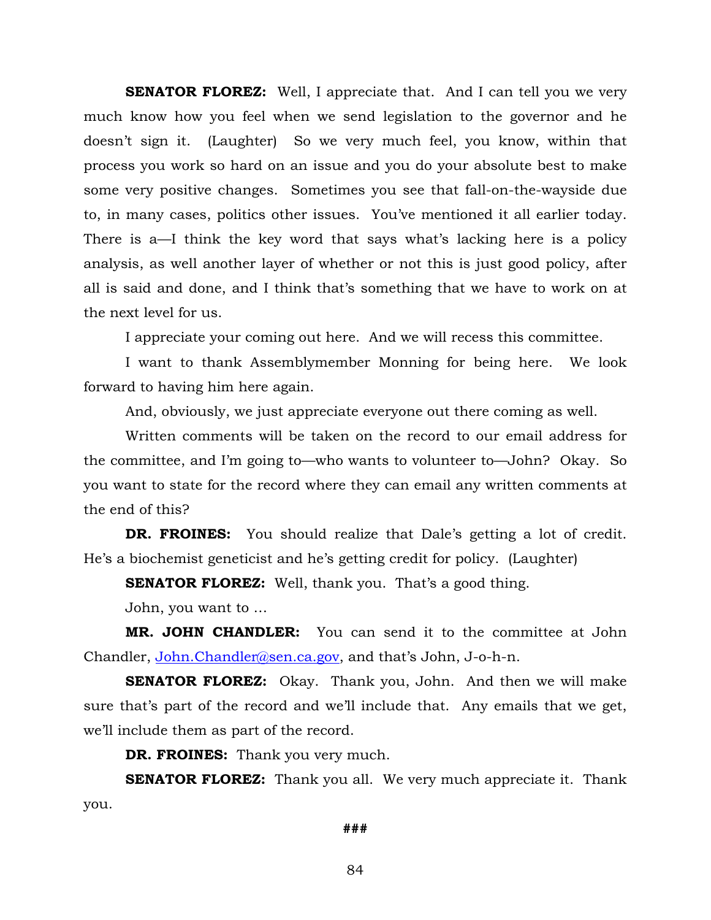**SENATOR FLOREZ:** Well, I appreciate that. And I can tell you we very much know how you feel when we send legislation to the governor and he doesn't sign it. (Laughter) So we very much feel, you know, within that process you work so hard on an issue and you do your absolute best to make some very positive changes. Sometimes you see that fall-on-the-wayside due to, in many cases, politics other issues. You've mentioned it all earlier today. There is a—I think the key word that says what's lacking here is a policy analysis, as well another layer of whether or not this is just good policy, after all is said and done, and I think that's something that we have to work on at the next level for us.

I appreciate your coming out here. And we will recess this committee.

I want to thank Assemblymember Monning for being here. We look forward to having him here again.

And, obviously, we just appreciate everyone out there coming as well.

Written comments will be taken on the record to our email address for the committee, and I'm going to—who wants to volunteer to—John? Okay. So you want to state for the record where they can email any written comments at the end of this?

**DR. FROINES:** You should realize that Dale's getting a lot of credit. He's a biochemist geneticist and he's getting credit for policy. (Laughter)

**SENATOR FLOREZ:** Well, thank you. That's a good thing.

John, you want to …

**MR. JOHN CHANDLER:** You can send it to the committee at John Chandler, John.Chandler@sen.ca.gov, and that's John, J-o-h-n.

**SENATOR FLOREZ:** Okay. Thank you, John. And then we will make sure that's part of the record and we'll include that. Any emails that we get, we'll include them as part of the record.

**DR. FROINES:** Thank you very much.

**SENATOR FLOREZ:** Thank you all. We very much appreciate it. Thank you.

**###**